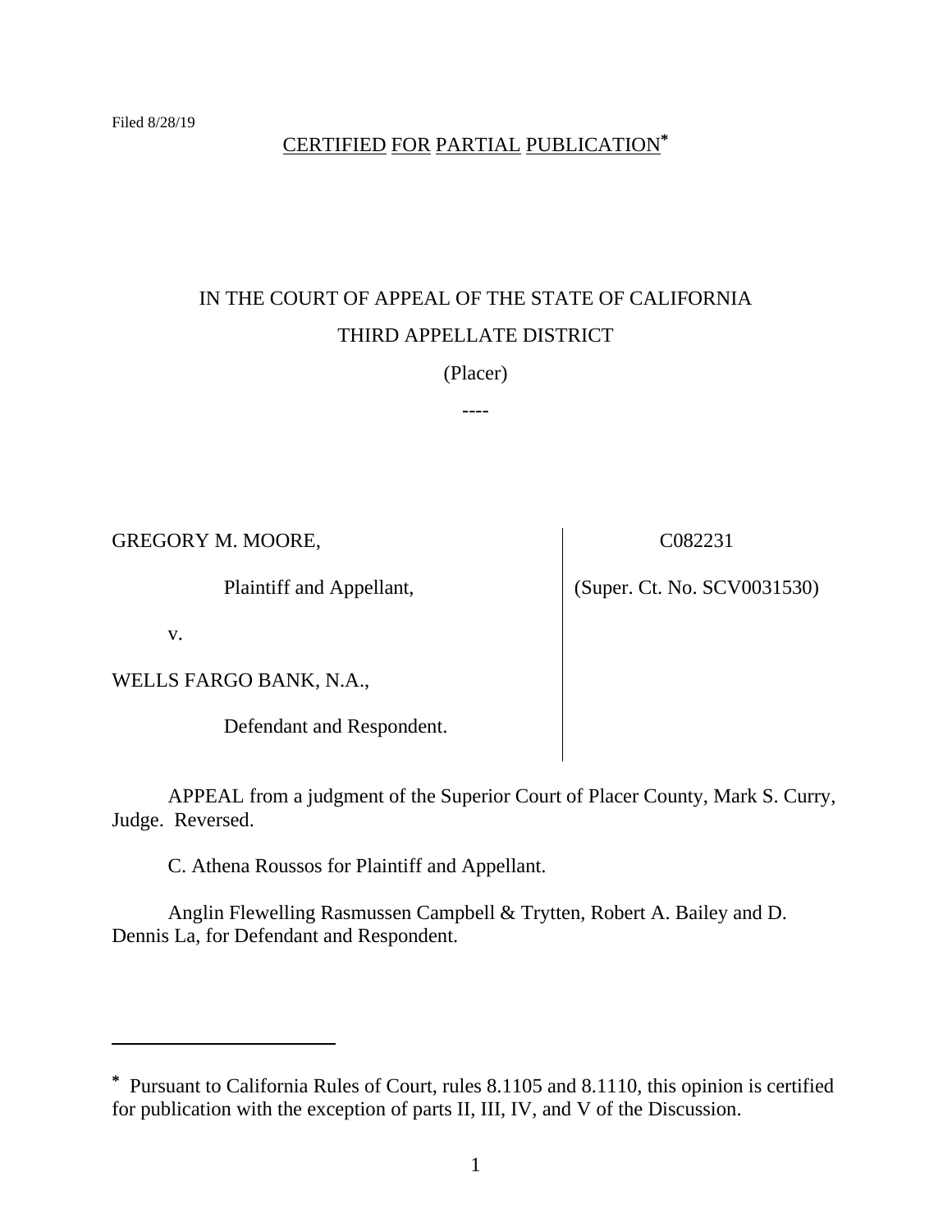Filed 8/28/19

CERTIFIED FOR PARTIAL PUBLICATION*

IN THE COURT OF APPEAL OF THE STATE OF CALIFORNIA

THIRD APPELLATE DISTRICT

(Placer)

----

| | |
|---|---|
| GREGORY M. MOORE, | C082231 |
| Plaintiff and Appellant, | (Super. Ct. No. SCV0031530) |
| v. | |
| WELLS FARGO BANK, N.A., | |
| Defendant and Respondent. | |

APPEAL from a judgment of the Superior Court of Placer County, Mark S. Curry, Judge. Reversed.

C. Athena Roussos for Plaintiff and Appellant.

Anglin Flewelling Rasmussen Campbell & Trytten, Robert A. Bailey and D. Dennis La, for Defendant and Respondent.

---

* Pursuant to California Rules of Court, rules 8.1105 and 8.1110, this opinion is certified for publication with the exception of parts II, III, IV, and V of the Discussion.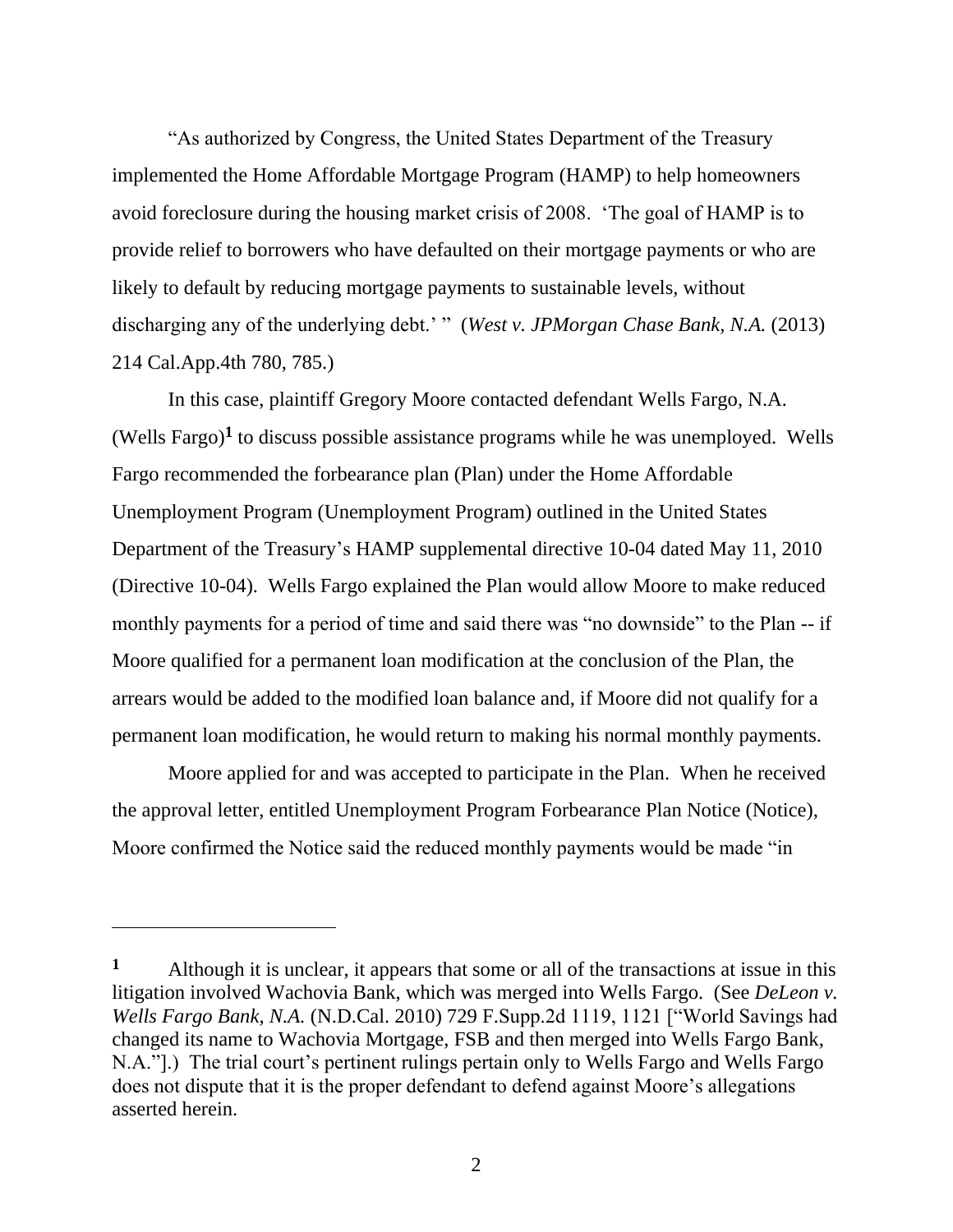"As authorized by Congress, the United States Department of the Treasury implemented the Home Affordable Mortgage Program (HAMP) to help homeowners avoid foreclosure during the housing market crisis of 2008. 'The goal of HAMP is to provide relief to borrowers who have defaulted on their mortgage payments or who are likely to default by reducing mortgage payments to sustainable levels, without discharging any of the underlying debt.' " (*West v. JPMorgan Chase Bank, N.A.* (2013) 214 Cal.App.4th 780, 785.)

In this case, plaintiff Gregory Moore contacted defendant Wells Fargo, N.A. (Wells Fargo)[1] to discuss possible assistance programs while he was unemployed. Wells Fargo recommended the forbearance plan (Plan) under the Home Affordable Unemployment Program (Unemployment Program) outlined in the United States Department of the Treasury's HAMP supplemental directive 10-04 dated May 11, 2010 (Directive 10-04). Wells Fargo explained the Plan would allow Moore to make reduced monthly payments for a period of time and said there was "no downside" to the Plan -- if Moore qualified for a permanent loan modification at the conclusion of the Plan, the arrears would be added to the modified loan balance and, if Moore did not qualify for a permanent loan modification, he would return to making his normal monthly payments.

Moore applied for and was accepted to participate in the Plan. When he received the approval letter, entitled Unemployment Program Forbearance Plan Notice (Notice), Moore confirmed the Notice said the reduced monthly payments would be made "in

---

[1] Although it is unclear, it appears that some or all of the transactions at issue in this litigation involved Wachovia Bank, which was merged into Wells Fargo. (See *DeLeon v. Wells Fargo Bank, N.A.* (N.D.Cal. 2010) 729 F.Supp.2d 1119, 1121 ["World Savings had changed its name to Wachovia Mortgage, FSB and then merged into Wells Fargo Bank, N.A."].) The trial court's pertinent rulings pertain only to Wells Fargo and Wells Fargo does not dispute that it is the proper defendant to defend against Moore's allegations asserted herein.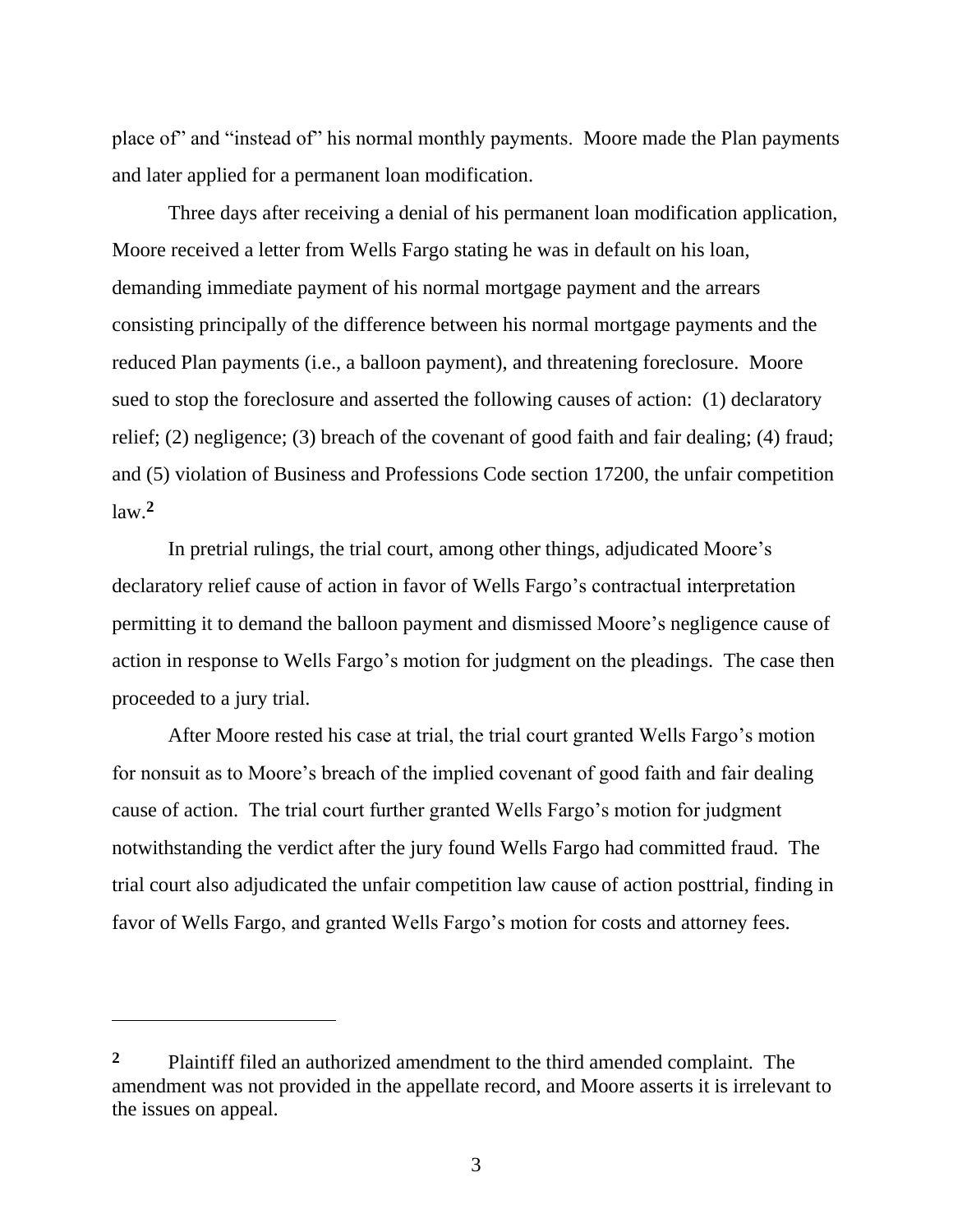place of" and "instead of" his normal monthly payments. Moore made the Plan payments and later applied for a permanent loan modification.

Three days after receiving a denial of his permanent loan modification application, Moore received a letter from Wells Fargo stating he was in default on his loan, demanding immediate payment of his normal mortgage payment and the arrears consisting principally of the difference between his normal mortgage payments and the reduced Plan payments (i.e., a balloon payment), and threatening foreclosure. Moore sued to stop the foreclosure and asserted the following causes of action: (1) declaratory relief; (2) negligence; (3) breach of the covenant of good faith and fair dealing; (4) fraud; and (5) violation of Business and Professions Code section 17200, the unfair competition law.[2]

In pretrial rulings, the trial court, among other things, adjudicated Moore's declaratory relief cause of action in favor of Wells Fargo's contractual interpretation permitting it to demand the balloon payment and dismissed Moore's negligence cause of action in response to Wells Fargo's motion for judgment on the pleadings. The case then proceeded to a jury trial.

After Moore rested his case at trial, the trial court granted Wells Fargo's motion for nonsuit as to Moore's breach of the implied covenant of good faith and fair dealing cause of action. The trial court further granted Wells Fargo's motion for judgment notwithstanding the verdict after the jury found Wells Fargo had committed fraud. The trial court also adjudicated the unfair competition law cause of action posttrial, finding in favor of Wells Fargo, and granted Wells Fargo's motion for costs and attorney fees.

---

[2] Plaintiff filed an authorized amendment to the third amended complaint. The amendment was not provided in the appellate record, and Moore asserts it is irrelevant to the issues on appeal.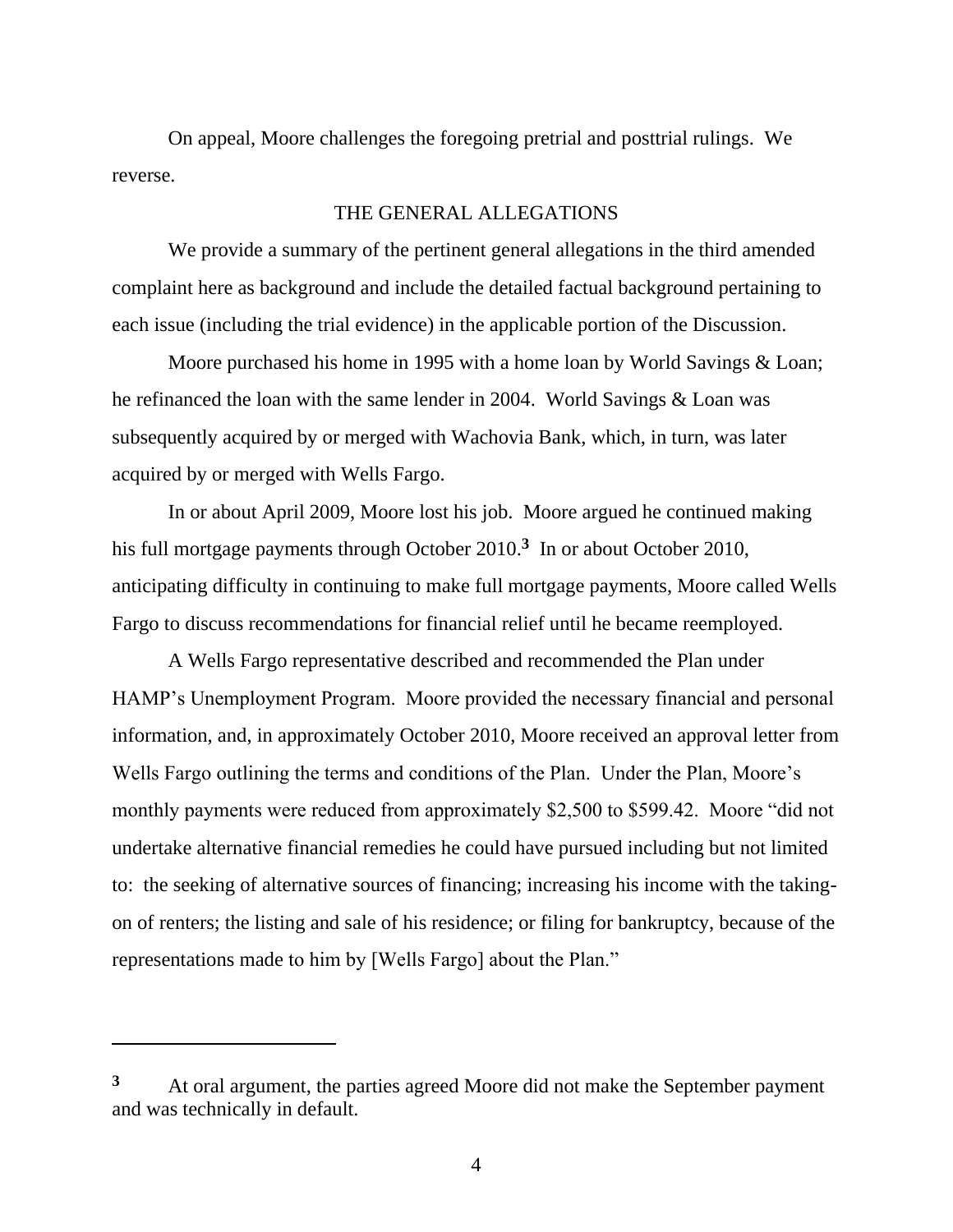On appeal, Moore challenges the foregoing pretrial and posttrial rulings. We reverse.

## THE GENERAL ALLEGATIONS

We provide a summary of the pertinent general allegations in the third amended complaint here as background and include the detailed factual background pertaining to each issue (including the trial evidence) in the applicable portion of the Discussion.

Moore purchased his home in 1995 with a home loan by World Savings & Loan; he refinanced the loan with the same lender in 2004. World Savings & Loan was subsequently acquired by or merged with Wachovia Bank, which, in turn, was later acquired by or merged with Wells Fargo.

In or about April 2009, Moore lost his job. Moore argued he continued making his full mortgage payments through October 2010.[3] In or about October 2010, anticipating difficulty in continuing to make full mortgage payments, Moore called Wells Fargo to discuss recommendations for financial relief until he became reemployed.

A Wells Fargo representative described and recommended the Plan under HAMP's Unemployment Program. Moore provided the necessary financial and personal information, and, in approximately October 2010, Moore received an approval letter from Wells Fargo outlining the terms and conditions of the Plan. Under the Plan, Moore's monthly payments were reduced from approximately $2,500 to $599.42. Moore "did not undertake alternative financial remedies he could have pursued including but not limited to: the seeking of alternative sources of financing; increasing his income with the taking-on of renters; the listing and sale of his residence; or filing for bankruptcy, because of the representations made to him by [Wells Fargo] about the Plan."

---

[3] At oral argument, the parties agreed Moore did not make the September payment and was technically in default.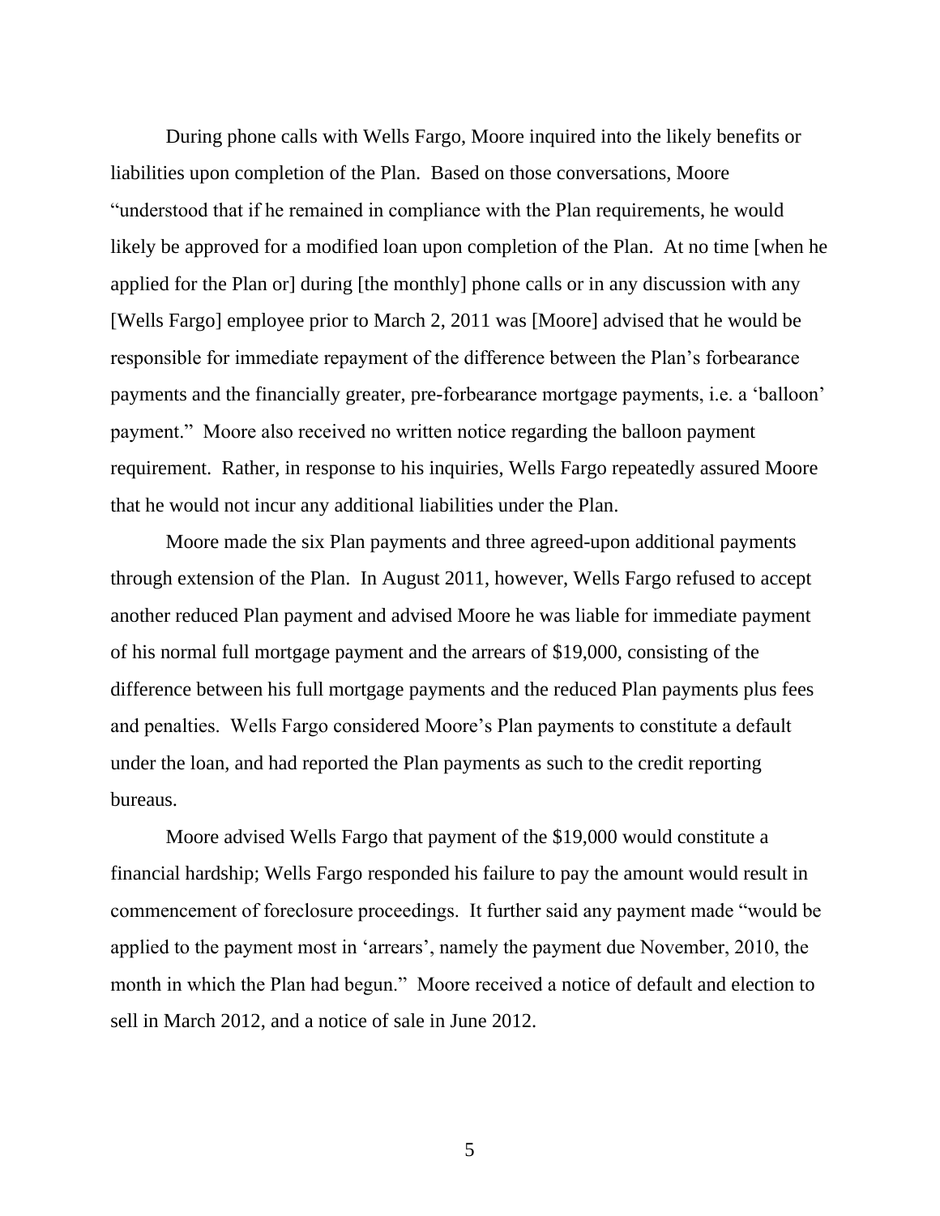During phone calls with Wells Fargo, Moore inquired into the likely benefits or liabilities upon completion of the Plan. Based on those conversations, Moore "understood that if he remained in compliance with the Plan requirements, he would likely be approved for a modified loan upon completion of the Plan. At no time [when he applied for the Plan or] during [the monthly] phone calls or in any discussion with any [Wells Fargo] employee prior to March 2, 2011 was [Moore] advised that he would be responsible for immediate repayment of the difference between the Plan's forbearance payments and the financially greater, pre-forbearance mortgage payments, i.e. a 'balloon' payment." Moore also received no written notice regarding the balloon payment requirement. Rather, in response to his inquiries, Wells Fargo repeatedly assured Moore that he would not incur any additional liabilities under the Plan.

Moore made the six Plan payments and three agreed-upon additional payments through extension of the Plan. In August 2011, however, Wells Fargo refused to accept another reduced Plan payment and advised Moore he was liable for immediate payment of his normal full mortgage payment and the arrears of $19,000, consisting of the difference between his full mortgage payments and the reduced Plan payments plus fees and penalties. Wells Fargo considered Moore's Plan payments to constitute a default under the loan, and had reported the Plan payments as such to the credit reporting bureaus.

Moore advised Wells Fargo that payment of the $19,000 would constitute a financial hardship; Wells Fargo responded his failure to pay the amount would result in commencement of foreclosure proceedings. It further said any payment made "would be applied to the payment most in 'arrears', namely the payment due November, 2010, the month in which the Plan had begun." Moore received a notice of default and election to sell in March 2012, and a notice of sale in June 2012.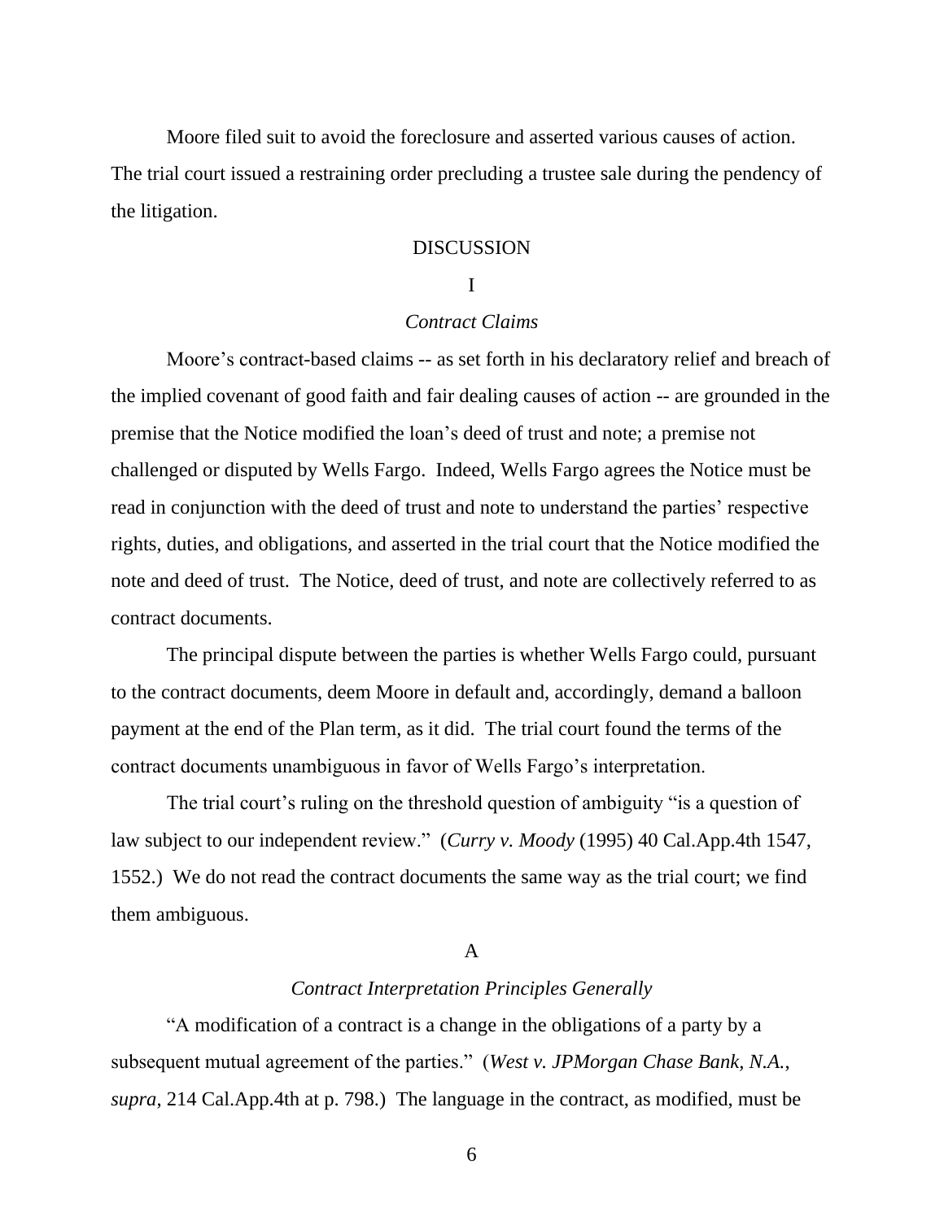Moore filed suit to avoid the foreclosure and asserted various causes of action. The trial court issued a restraining order precluding a trustee sale during the pendency of the litigation.

## DISCUSSION

### I

### *Contract Claims*

Moore's contract-based claims -- as set forth in his declaratory relief and breach of the implied covenant of good faith and fair dealing causes of action -- are grounded in the premise that the Notice modified the loan's deed of trust and note; a premise not challenged or disputed by Wells Fargo. Indeed, Wells Fargo agrees the Notice must be read in conjunction with the deed of trust and note to understand the parties' respective rights, duties, and obligations, and asserted in the trial court that the Notice modified the note and deed of trust. The Notice, deed of trust, and note are collectively referred to as contract documents.

The principal dispute between the parties is whether Wells Fargo could, pursuant to the contract documents, deem Moore in default and, accordingly, demand a balloon payment at the end of the Plan term, as it did. The trial court found the terms of the contract documents unambiguous in favor of Wells Fargo's interpretation.

The trial court's ruling on the threshold question of ambiguity "is a question of law subject to our independent review." (*Curry v. Moody* (1995) 40 Cal.App.4th 1547, 1552.) We do not read the contract documents the same way as the trial court; we find them ambiguous.

#### A

#### *Contract Interpretation Principles Generally*

"A modification of a contract is a change in the obligations of a party by a subsequent mutual agreement of the parties." (*West v. JPMorgan Chase Bank, N.A.*, *supra*, 214 Cal.App.4th at p. 798.) The language in the contract, as modified, must be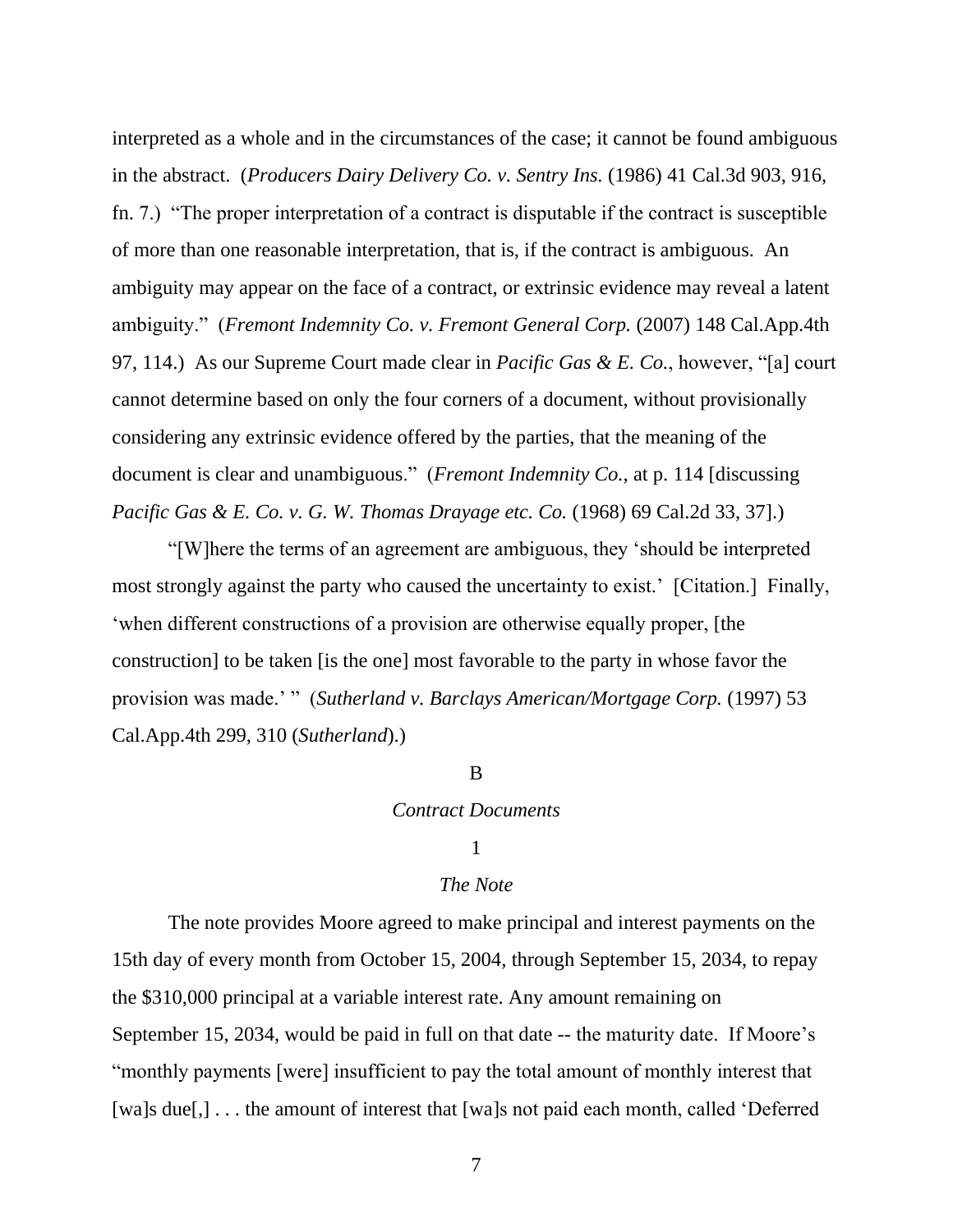interpreted as a whole and in the circumstances of the case; it cannot be found ambiguous in the abstract. (*Producers Dairy Delivery Co. v. Sentry Ins.* (1986) 41 Cal.3d 903, 916, fn. 7.) "The proper interpretation of a contract is disputable if the contract is susceptible of more than one reasonable interpretation, that is, if the contract is ambiguous. An ambiguity may appear on the face of a contract, or extrinsic evidence may reveal a latent ambiguity." (*Fremont Indemnity Co. v. Fremont General Corp.* (2007) 148 Cal.App.4th 97, 114.) As our Supreme Court made clear in *Pacific Gas & E. Co.*, however, "[a] court cannot determine based on only the four corners of a document, without provisionally considering any extrinsic evidence offered by the parties, that the meaning of the document is clear and unambiguous." (*Fremont Indemnity Co.*, at p. 114 [discussing *Pacific Gas & E. Co. v. G. W. Thomas Drayage etc. Co.* (1968) 69 Cal.2d 33, 37].)

"[W]here the terms of an agreement are ambiguous, they 'should be interpreted most strongly against the party who caused the uncertainty to exist.' [Citation.] Finally, 'when different constructions of a provision are otherwise equally proper, [the construction] to be taken [is the one] most favorable to the party in whose favor the provision was made.' " (*Sutherland v. Barclays American/Mortgage Corp.* (1997) 53 Cal.App.4th 299, 310 (*Sutherland*).)

B

*Contract Documents*

1

*The Note*

The note provides Moore agreed to make principal and interest payments on the 15th day of every month from October 15, 2004, through September 15, 2034, to repay the $310,000 principal at a variable interest rate. Any amount remaining on September 15, 2034, would be paid in full on that date -- the maturity date. If Moore's "monthly payments [were] insufficient to pay the total amount of monthly interest that [wa]s due[,] . . . the amount of interest that [wa]s not paid each month, called 'Deferred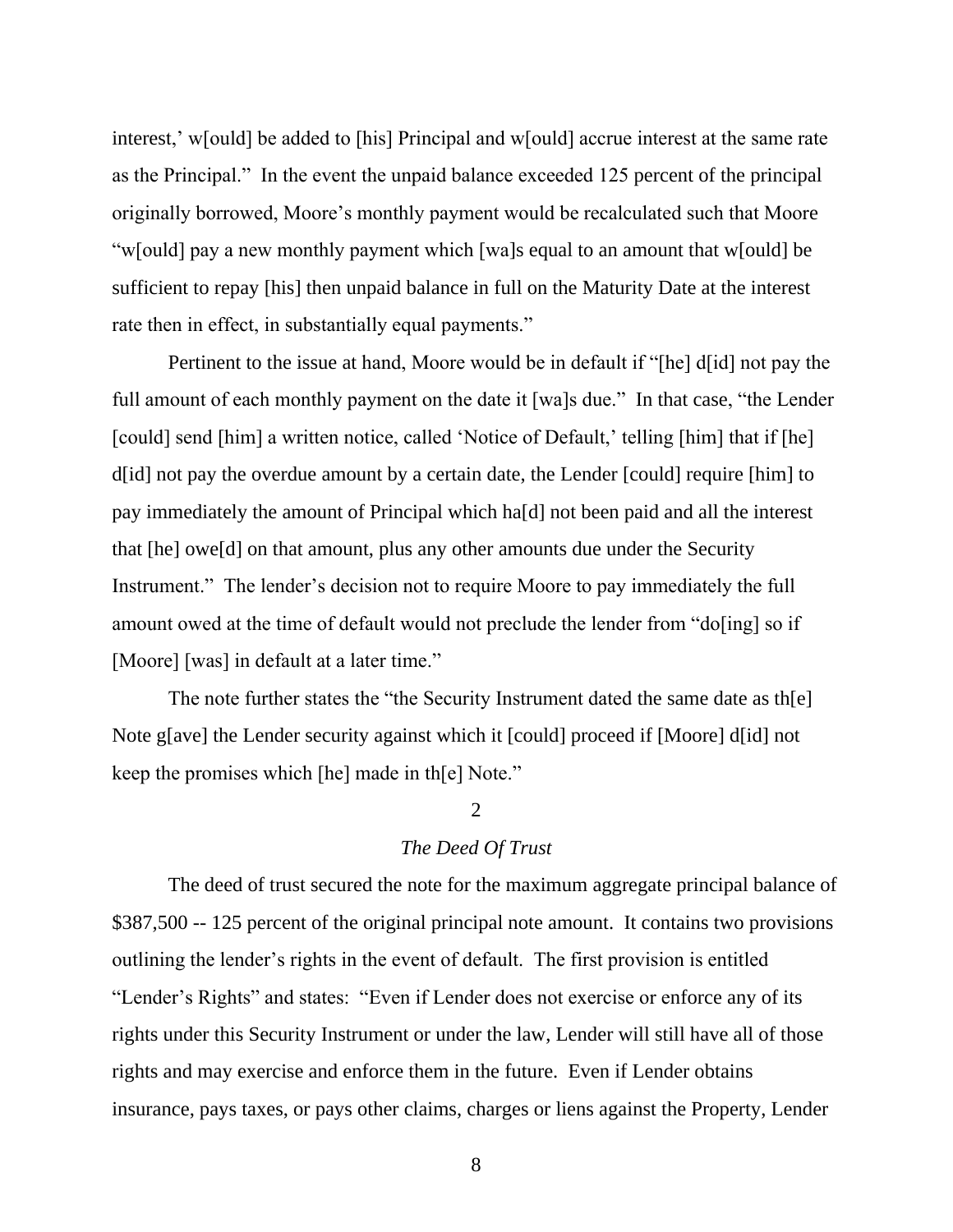interest,' w[ould] be added to [his] Principal and w[ould] accrue interest at the same rate as the Principal." In the event the unpaid balance exceeded 125 percent of the principal originally borrowed, Moore's monthly payment would be recalculated such that Moore "w[ould] pay a new monthly payment which [wa]s equal to an amount that w[ould] be sufficient to repay [his] then unpaid balance in full on the Maturity Date at the interest rate then in effect, in substantially equal payments."

Pertinent to the issue at hand, Moore would be in default if "[he] d[id] not pay the full amount of each monthly payment on the date it [wa]s due." In that case, "the Lender [could] send [him] a written notice, called 'Notice of Default,' telling [him] that if [he] d[id] not pay the overdue amount by a certain date, the Lender [could] require [him] to pay immediately the amount of Principal which ha[d] not been paid and all the interest that [he] owe[d] on that amount, plus any other amounts due under the Security Instrument." The lender's decision not to require Moore to pay immediately the full amount owed at the time of default would not preclude the lender from "do[ing] so if [Moore] [was] in default at a later time."

The note further states the "the Security Instrument dated the same date as th[e] Note g[ave] the Lender security against which it [could] proceed if [Moore] d[id] not keep the promises which [he] made in th[e] Note."

2

*The Deed Of Trust*

The deed of trust secured the note for the maximum aggregate principal balance of $387,500 -- 125 percent of the original principal note amount. It contains two provisions outlining the lender's rights in the event of default. The first provision is entitled "Lender's Rights" and states: "Even if Lender does not exercise or enforce any of its rights under this Security Instrument or under the law, Lender will still have all of those rights and may exercise and enforce them in the future. Even if Lender obtains insurance, pays taxes, or pays other claims, charges or liens against the Property, Lender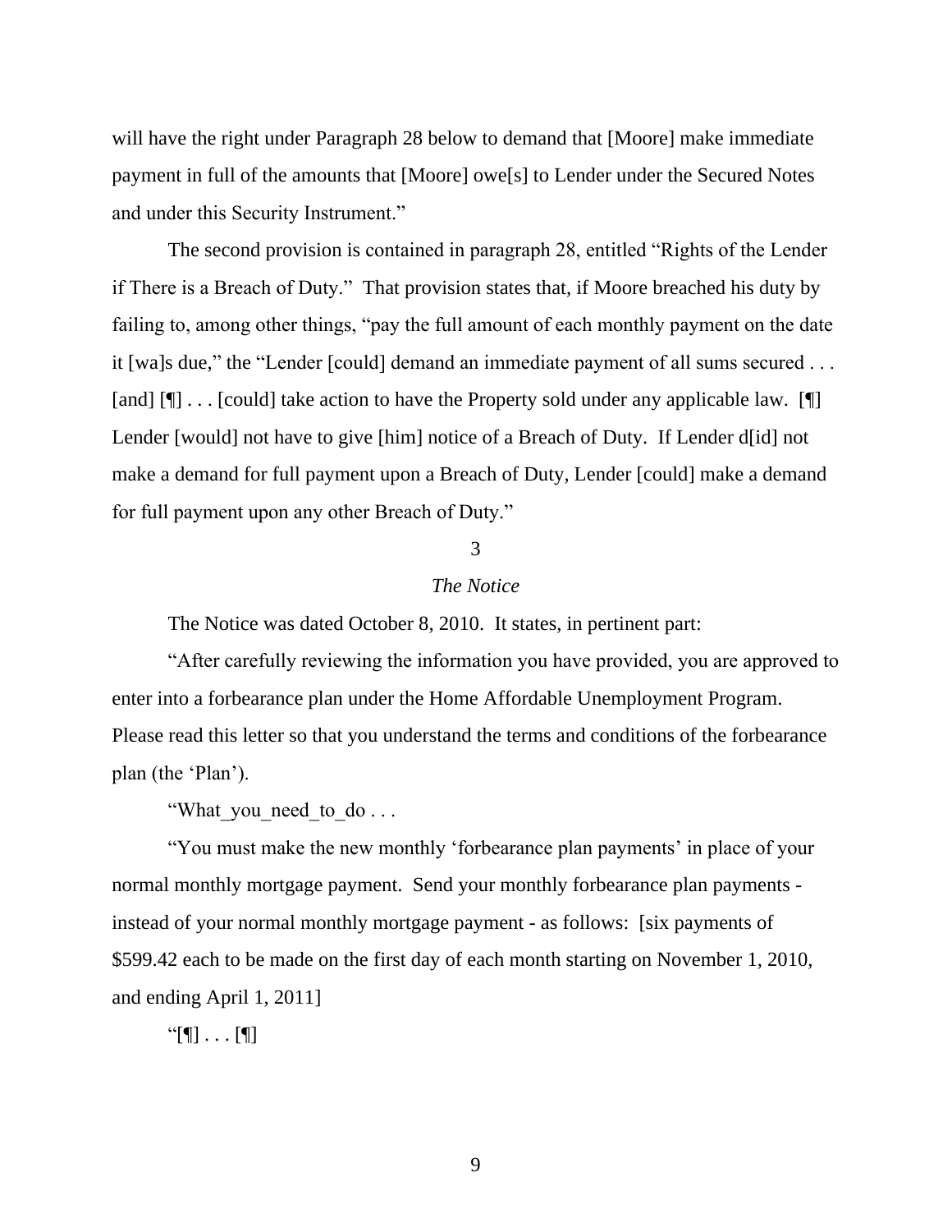will have the right under Paragraph 28 below to demand that [Moore] make immediate payment in full of the amounts that [Moore] owe[s] to Lender under the Secured Notes and under this Security Instrument."

The second provision is contained in paragraph 28, entitled "Rights of the Lender if There is a Breach of Duty." That provision states that, if Moore breached his duty by failing to, among other things, "pay the full amount of each monthly payment on the date it [wa]s due," the "Lender [could] demand an immediate payment of all sums secured . . . [and] [¶] . . . [could] take action to have the Property sold under any applicable law. [¶] Lender [would] not have to give [him] notice of a Breach of Duty. If Lender d[id] not make a demand for full payment upon a Breach of Duty, Lender [could] make a demand for full payment upon any other Breach of Duty."

3

*The Notice*

The Notice was dated October 8, 2010. It states, in pertinent part:

"After carefully reviewing the information you have provided, you are approved to enter into a forbearance plan under the Home Affordable Unemployment Program. Please read this letter so that you understand the terms and conditions of the forbearance plan (the 'Plan').

"What_you_need_to_do . . .

"You must make the new monthly 'forbearance plan payments' in place of your normal monthly mortgage payment. Send your monthly forbearance plan payments - instead of your normal monthly mortgage payment - as follows: [six payments of $599.42 each to be made on the first day of each month starting on November 1, 2010, and ending April 1, 2011]

"[¶] . . . [¶]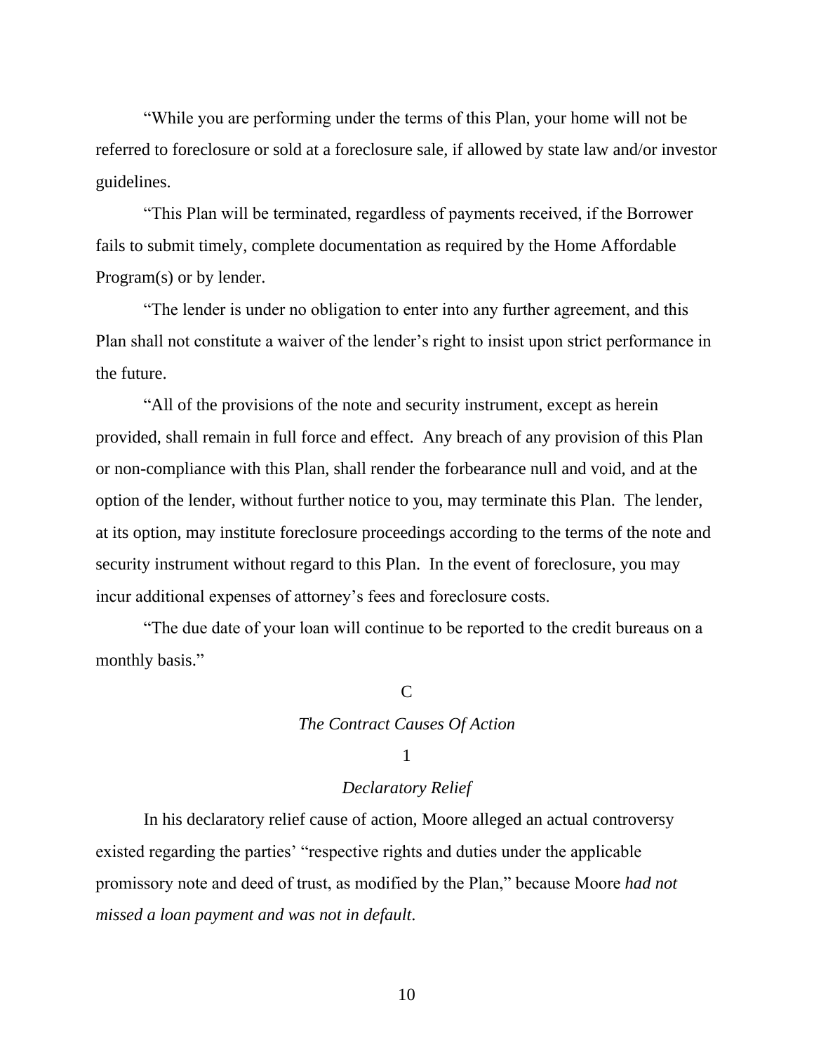"While you are performing under the terms of this Plan, your home will not be referred to foreclosure or sold at a foreclosure sale, if allowed by state law and/or investor guidelines.

"This Plan will be terminated, regardless of payments received, if the Borrower fails to submit timely, complete documentation as required by the Home Affordable Program(s) or by lender.

"The lender is under no obligation to enter into any further agreement, and this Plan shall not constitute a waiver of the lender's right to insist upon strict performance in the future.

"All of the provisions of the note and security instrument, except as herein provided, shall remain in full force and effect. Any breach of any provision of this Plan or non-compliance with this Plan, shall render the forbearance null and void, and at the option of the lender, without further notice to you, may terminate this Plan. The lender, at its option, may institute foreclosure proceedings according to the terms of the note and security instrument without regard to this Plan. In the event of foreclosure, you may incur additional expenses of attorney's fees and foreclosure costs.

"The due date of your loan will continue to be reported to the credit bureaus on a monthly basis."

## C

## *The Contract Causes Of Action*

### 1

### *Declaratory Relief*

In his declaratory relief cause of action, Moore alleged an actual controversy existed regarding the parties' "respective rights and duties under the applicable promissory note and deed of trust, as modified by the Plan," because Moore *had not missed a loan payment and was not in default*.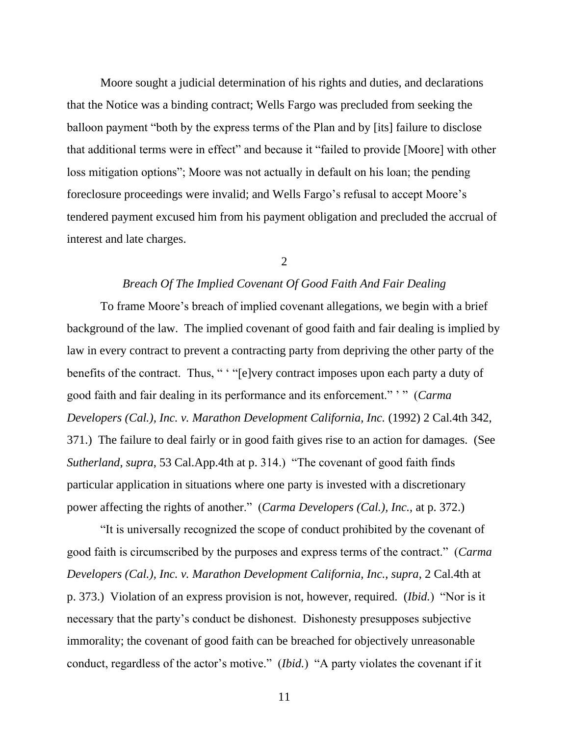Moore sought a judicial determination of his rights and duties, and declarations that the Notice was a binding contract; Wells Fargo was precluded from seeking the balloon payment "both by the express terms of the Plan and by [its] failure to disclose that additional terms were in effect" and because it "failed to provide [Moore] with other loss mitigation options"; Moore was not actually in default on his loan; the pending foreclosure proceedings were invalid; and Wells Fargo's refusal to accept Moore's tendered payment excused him from his payment obligation and precluded the accrual of interest and late charges.

2

*Breach Of The Implied Covenant Of Good Faith And Fair Dealing*

To frame Moore's breach of implied covenant allegations, we begin with a brief background of the law. The implied covenant of good faith and fair dealing is implied by law in every contract to prevent a contracting party from depriving the other party of the benefits of the contract. Thus, " ' "[e]very contract imposes upon each party a duty of good faith and fair dealing in its performance and its enforcement." ' " (*Carma Developers (Cal.), Inc. v. Marathon Development California, Inc.* (1992) 2 Cal.4th 342, 371.) The failure to deal fairly or in good faith gives rise to an action for damages. (See *Sutherland, supra,* 53 Cal.App.4th at p. 314.) "The covenant of good faith finds particular application in situations where one party is invested with a discretionary power affecting the rights of another." (*Carma Developers (Cal.), Inc.*, at p. 372.)

"It is universally recognized the scope of conduct prohibited by the covenant of good faith is circumscribed by the purposes and express terms of the contract." (*Carma Developers (Cal.), Inc. v. Marathon Development California, Inc.*, *supra*, 2 Cal.4th at p. 373.) Violation of an express provision is not, however, required. (*Ibid.*) "Nor is it necessary that the party's conduct be dishonest. Dishonesty presupposes subjective immorality; the covenant of good faith can be breached for objectively unreasonable conduct, regardless of the actor's motive." (*Ibid.*) "A party violates the covenant if it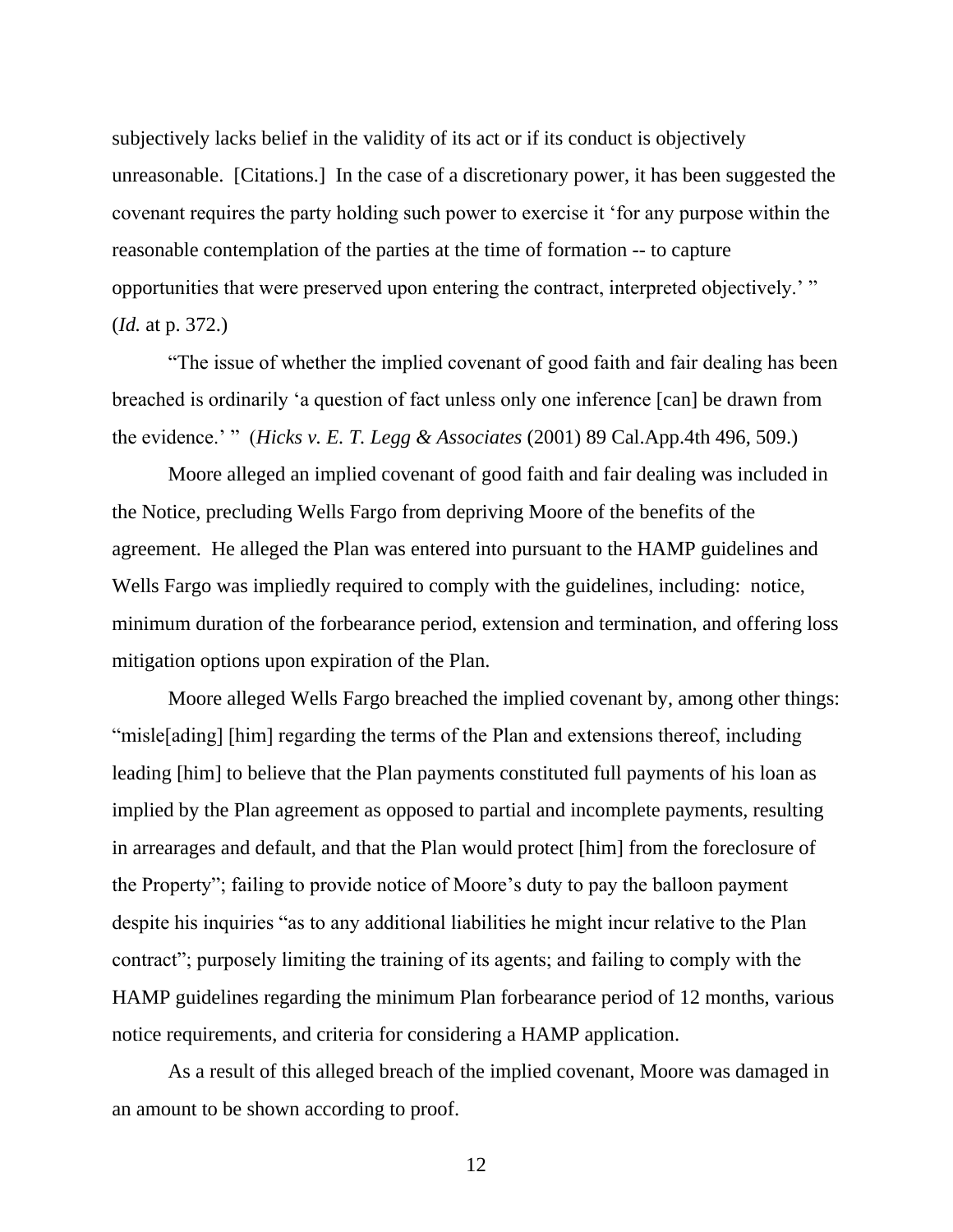subjectively lacks belief in the validity of its act or if its conduct is objectively unreasonable. [Citations.] In the case of a discretionary power, it has been suggested the covenant requires the party holding such power to exercise it 'for any purpose within the reasonable contemplation of the parties at the time of formation -- to capture opportunities that were preserved upon entering the contract, interpreted objectively.' " (*Id.* at p. 372.)

"The issue of whether the implied covenant of good faith and fair dealing has been breached is ordinarily 'a question of fact unless only one inference [can] be drawn from the evidence.' " (*Hicks v. E. T. Legg & Associates* (2001) 89 Cal.App.4th 496, 509.)

Moore alleged an implied covenant of good faith and fair dealing was included in the Notice, precluding Wells Fargo from depriving Moore of the benefits of the agreement. He alleged the Plan was entered into pursuant to the HAMP guidelines and Wells Fargo was impliedly required to comply with the guidelines, including: notice, minimum duration of the forbearance period, extension and termination, and offering loss mitigation options upon expiration of the Plan.

Moore alleged Wells Fargo breached the implied covenant by, among other things: "misle[ading] [him] regarding the terms of the Plan and extensions thereof, including leading [him] to believe that the Plan payments constituted full payments of his loan as implied by the Plan agreement as opposed to partial and incomplete payments, resulting in arrearages and default, and that the Plan would protect [him] from the foreclosure of the Property"; failing to provide notice of Moore's duty to pay the balloon payment despite his inquiries "as to any additional liabilities he might incur relative to the Plan contract"; purposely limiting the training of its agents; and failing to comply with the HAMP guidelines regarding the minimum Plan forbearance period of 12 months, various notice requirements, and criteria for considering a HAMP application.

As a result of this alleged breach of the implied covenant, Moore was damaged in an amount to be shown according to proof.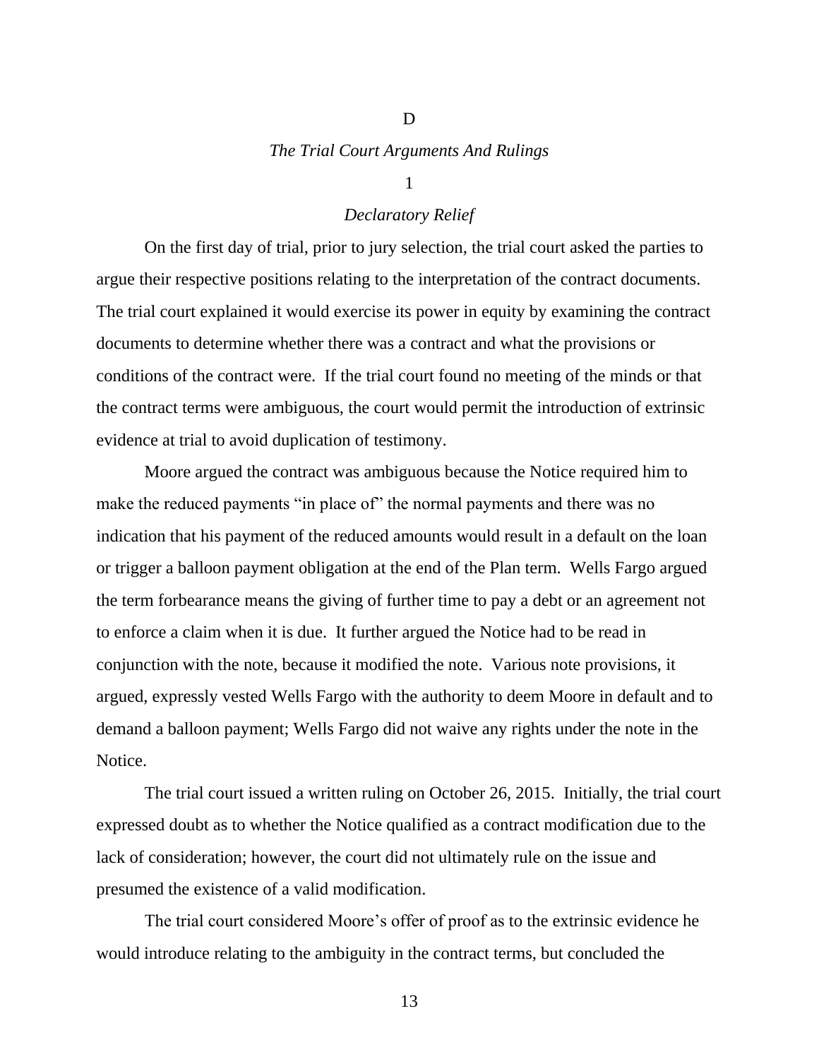D

*The Trial Court Arguments And Rulings*

1

*Declaratory Relief*

On the first day of trial, prior to jury selection, the trial court asked the parties to argue their respective positions relating to the interpretation of the contract documents. The trial court explained it would exercise its power in equity by examining the contract documents to determine whether there was a contract and what the provisions or conditions of the contract were. If the trial court found no meeting of the minds or that the contract terms were ambiguous, the court would permit the introduction of extrinsic evidence at trial to avoid duplication of testimony.

Moore argued the contract was ambiguous because the Notice required him to make the reduced payments "in place of" the normal payments and there was no indication that his payment of the reduced amounts would result in a default on the loan or trigger a balloon payment obligation at the end of the Plan term. Wells Fargo argued the term forbearance means the giving of further time to pay a debt or an agreement not to enforce a claim when it is due. It further argued the Notice had to be read in conjunction with the note, because it modified the note. Various note provisions, it argued, expressly vested Wells Fargo with the authority to deem Moore in default and to demand a balloon payment; Wells Fargo did not waive any rights under the note in the Notice.

The trial court issued a written ruling on October 26, 2015. Initially, the trial court expressed doubt as to whether the Notice qualified as a contract modification due to the lack of consideration; however, the court did not ultimately rule on the issue and presumed the existence of a valid modification.

The trial court considered Moore's offer of proof as to the extrinsic evidence he would introduce relating to the ambiguity in the contract terms, but concluded the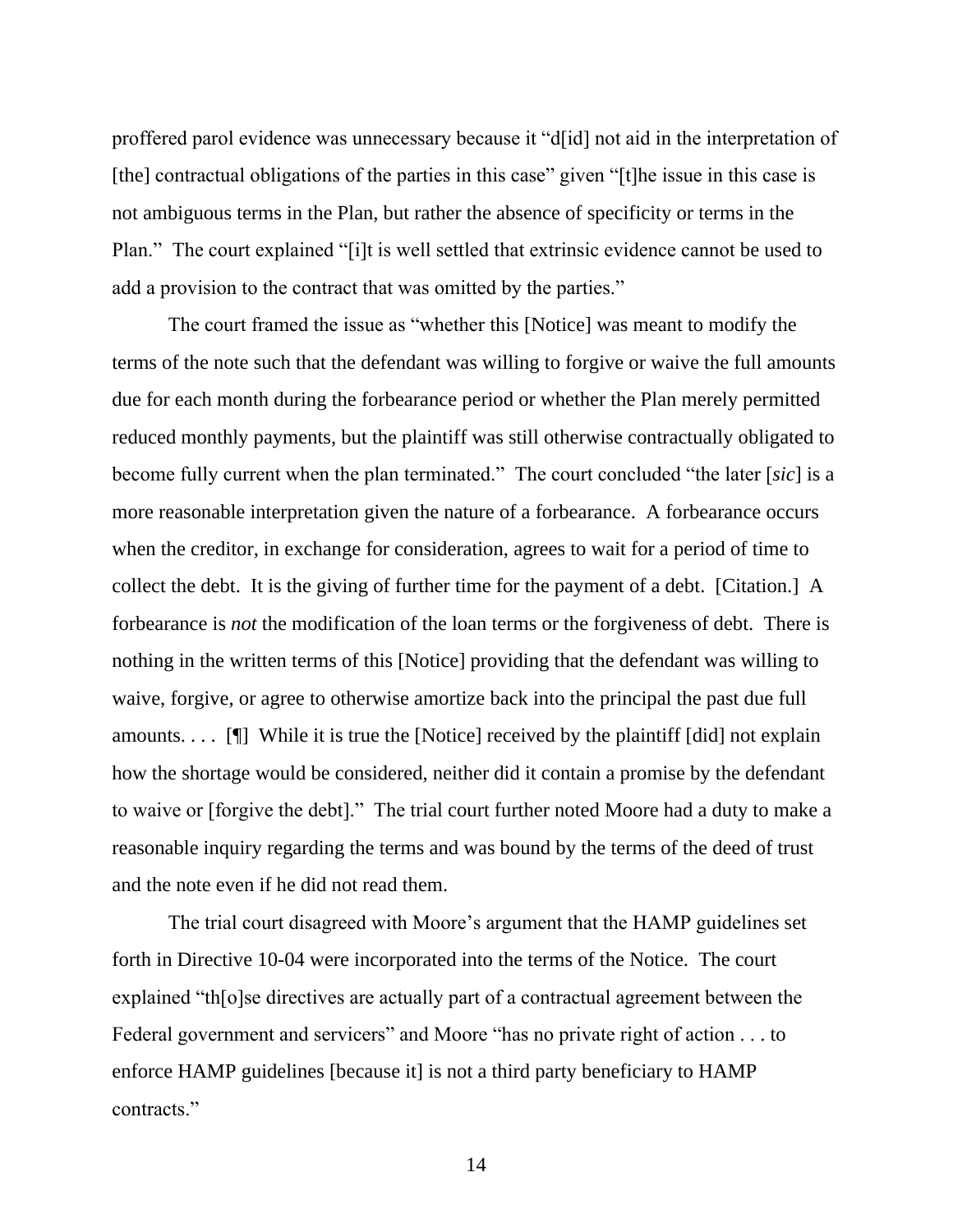proffered parol evidence was unnecessary because it "d[id] not aid in the interpretation of [the] contractual obligations of the parties in this case" given "[t]he issue in this case is not ambiguous terms in the Plan, but rather the absence of specificity or terms in the Plan." The court explained "[i]t is well settled that extrinsic evidence cannot be used to add a provision to the contract that was omitted by the parties."

The court framed the issue as "whether this [Notice] was meant to modify the terms of the note such that the defendant was willing to forgive or waive the full amounts due for each month during the forbearance period or whether the Plan merely permitted reduced monthly payments, but the plaintiff was still otherwise contractually obligated to become fully current when the plan terminated." The court concluded "the later [*sic*] is a more reasonable interpretation given the nature of a forbearance. A forbearance occurs when the creditor, in exchange for consideration, agrees to wait for a period of time to collect the debt. It is the giving of further time for the payment of a debt. [Citation.] A forbearance is *not* the modification of the loan terms or the forgiveness of debt. There is nothing in the written terms of this [Notice] providing that the defendant was willing to waive, forgive, or agree to otherwise amortize back into the principal the past due full amounts. . . . [¶] While it is true the [Notice] received by the plaintiff [did] not explain how the shortage would be considered, neither did it contain a promise by the defendant to waive or [forgive the debt]." The trial court further noted Moore had a duty to make a reasonable inquiry regarding the terms and was bound by the terms of the deed of trust and the note even if he did not read them.

The trial court disagreed with Moore's argument that the HAMP guidelines set forth in Directive 10-04 were incorporated into the terms of the Notice. The court explained "th[o]se directives are actually part of a contractual agreement between the Federal government and servicers" and Moore "has no private right of action . . . to enforce HAMP guidelines [because it] is not a third party beneficiary to HAMP contracts."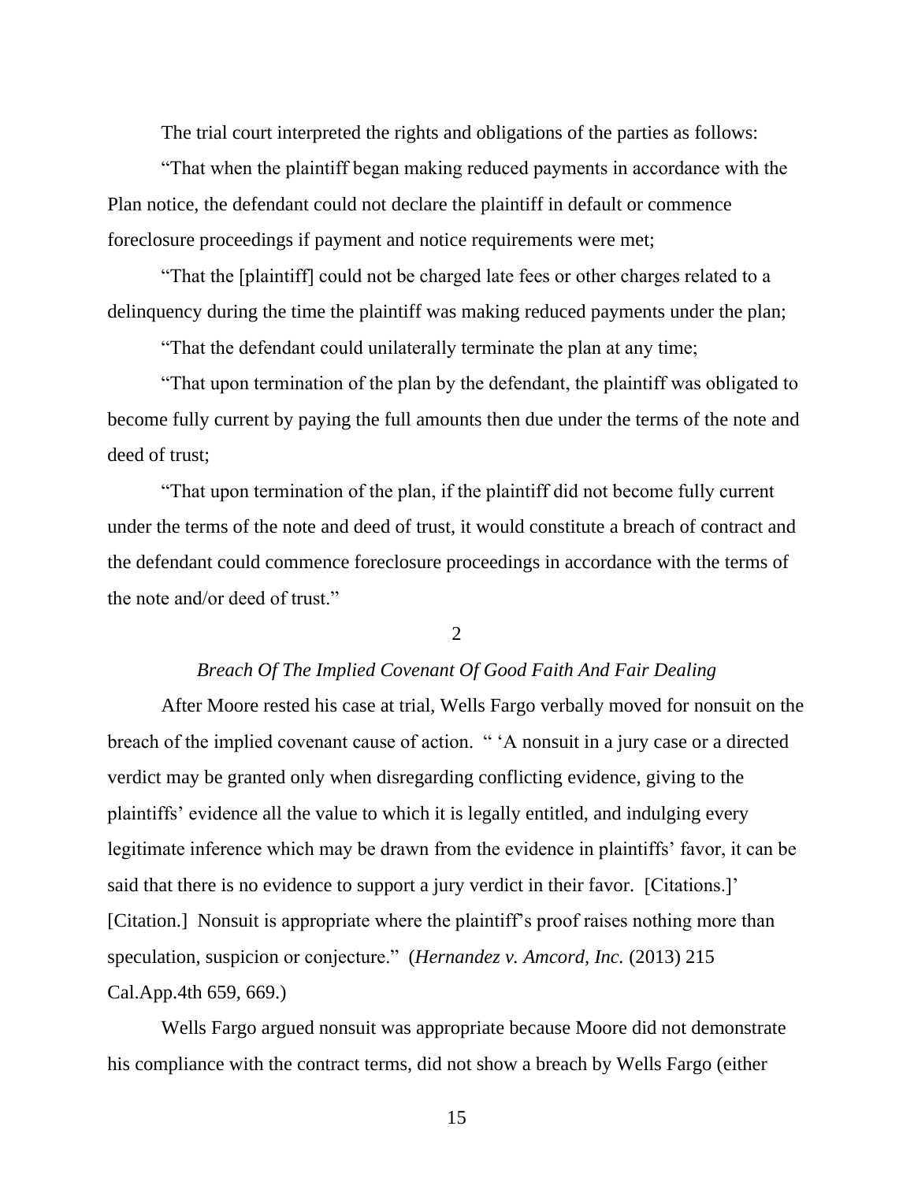The trial court interpreted the rights and obligations of the parties as follows:

"That when the plaintiff began making reduced payments in accordance with the Plan notice, the defendant could not declare the plaintiff in default or commence foreclosure proceedings if payment and notice requirements were met;

"That the [plaintiff] could not be charged late fees or other charges related to a delinquency during the time the plaintiff was making reduced payments under the plan;

"That the defendant could unilaterally terminate the plan at any time;

"That upon termination of the plan by the defendant, the plaintiff was obligated to become fully current by paying the full amounts then due under the terms of the note and deed of trust;

"That upon termination of the plan, if the plaintiff did not become fully current under the terms of the note and deed of trust, it would constitute a breach of contract and the defendant could commence foreclosure proceedings in accordance with the terms of the note and/or deed of trust."

2

*Breach Of The Implied Covenant Of Good Faith And Fair Dealing*

After Moore rested his case at trial, Wells Fargo verbally moved for nonsuit on the breach of the implied covenant cause of action. " 'A nonsuit in a jury case or a directed verdict may be granted only when disregarding conflicting evidence, giving to the plaintiffs' evidence all the value to which it is legally entitled, and indulging every legitimate inference which may be drawn from the evidence in plaintiffs' favor, it can be said that there is no evidence to support a jury verdict in their favor. [Citations.]' [Citation.] Nonsuit is appropriate where the plaintiff's proof raises nothing more than speculation, suspicion or conjecture." (*Hernandez v. Amcord, Inc.* (2013) 215 Cal.App.4th 659, 669.)

Wells Fargo argued nonsuit was appropriate because Moore did not demonstrate his compliance with the contract terms, did not show a breach by Wells Fargo (either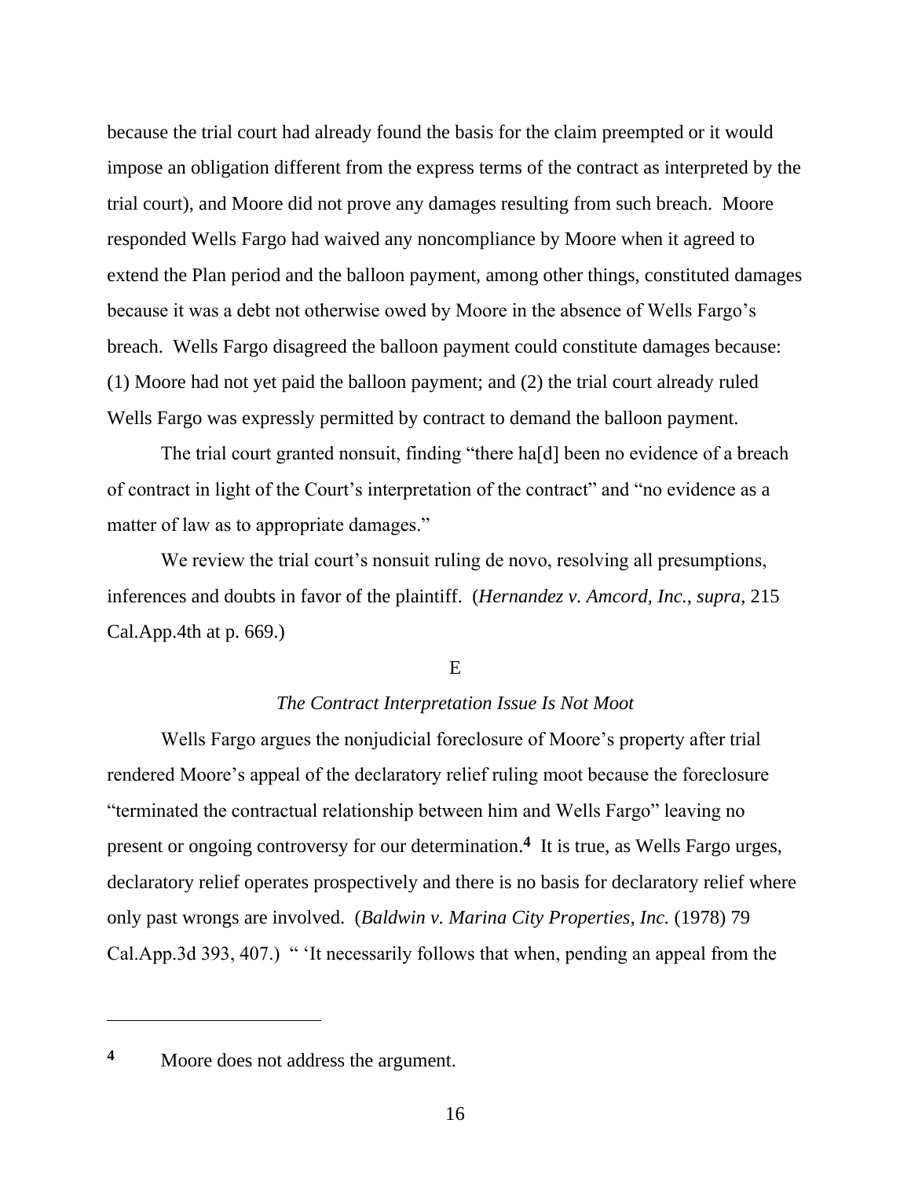because the trial court had already found the basis for the claim preempted or it would impose an obligation different from the express terms of the contract as interpreted by the trial court), and Moore did not prove any damages resulting from such breach. Moore responded Wells Fargo had waived any noncompliance by Moore when it agreed to extend the Plan period and the balloon payment, among other things, constituted damages because it was a debt not otherwise owed by Moore in the absence of Wells Fargo's breach. Wells Fargo disagreed the balloon payment could constitute damages because: (1) Moore had not yet paid the balloon payment; and (2) the trial court already ruled Wells Fargo was expressly permitted by contract to demand the balloon payment.

The trial court granted nonsuit, finding "there ha[d] been no evidence of a breach of contract in light of the Court's interpretation of the contract" and "no evidence as a matter of law as to appropriate damages."

We review the trial court's nonsuit ruling de novo, resolving all presumptions, inferences and doubts in favor of the plaintiff. (*Hernandez v. Amcord, Inc.*, *supra*, 215 Cal.App.4th at p. 669.)

E

*The Contract Interpretation Issue Is Not Moot*

Wells Fargo argues the nonjudicial foreclosure of Moore's property after trial rendered Moore's appeal of the declaratory relief ruling moot because the foreclosure "terminated the contractual relationship between him and Wells Fargo" leaving no present or ongoing controversy for our determination.[4] It is true, as Wells Fargo urges, declaratory relief operates prospectively and there is no basis for declaratory relief where only past wrongs are involved. (*Baldwin v. Marina City Properties, Inc.* (1978) 79 Cal.App.3d 393, 407.) " 'It necessarily follows that when, pending an appeal from the

---

[4] Moore does not address the argument.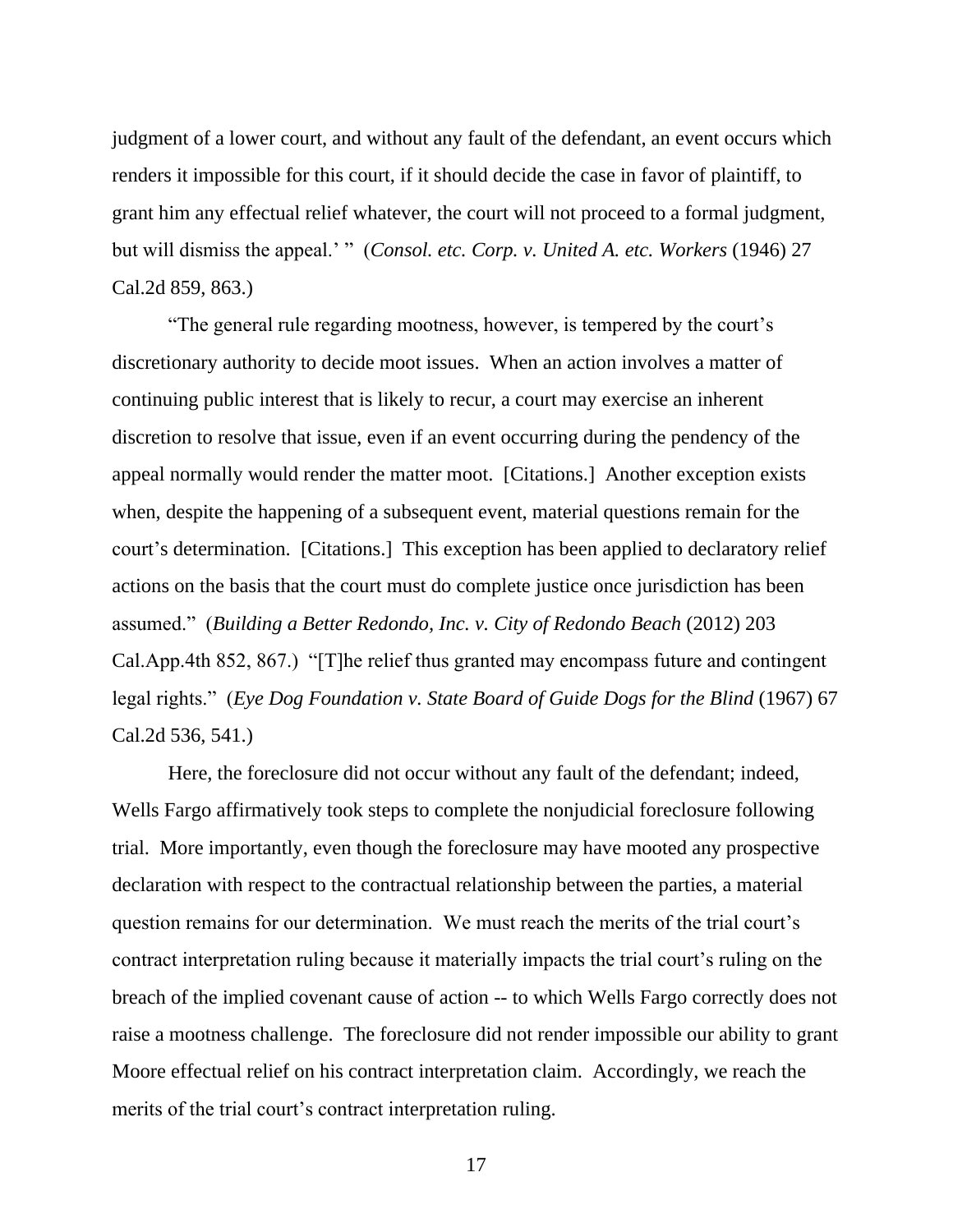judgment of a lower court, and without any fault of the defendant, an event occurs which renders it impossible for this court, if it should decide the case in favor of plaintiff, to grant him any effectual relief whatever, the court will not proceed to a formal judgment, but will dismiss the appeal.' " (*Consol. etc. Corp. v. United A. etc. Workers* (1946) 27 Cal.2d 859, 863.)

"The general rule regarding mootness, however, is tempered by the court's discretionary authority to decide moot issues. When an action involves a matter of continuing public interest that is likely to recur, a court may exercise an inherent discretion to resolve that issue, even if an event occurring during the pendency of the appeal normally would render the matter moot. [Citations.] Another exception exists when, despite the happening of a subsequent event, material questions remain for the court's determination. [Citations.] This exception has been applied to declaratory relief actions on the basis that the court must do complete justice once jurisdiction has been assumed." (*Building a Better Redondo, Inc. v. City of Redondo Beach* (2012) 203 Cal.App.4th 852, 867.) "[T]he relief thus granted may encompass future and contingent legal rights." (*Eye Dog Foundation v. State Board of Guide Dogs for the Blind* (1967) 67 Cal.2d 536, 541.)

Here, the foreclosure did not occur without any fault of the defendant; indeed, Wells Fargo affirmatively took steps to complete the nonjudicial foreclosure following trial. More importantly, even though the foreclosure may have mooted any prospective declaration with respect to the contractual relationship between the parties, a material question remains for our determination. We must reach the merits of the trial court's contract interpretation ruling because it materially impacts the trial court's ruling on the breach of the implied covenant cause of action -- to which Wells Fargo correctly does not raise a mootness challenge. The foreclosure did not render impossible our ability to grant Moore effectual relief on his contract interpretation claim. Accordingly, we reach the merits of the trial court's contract interpretation ruling.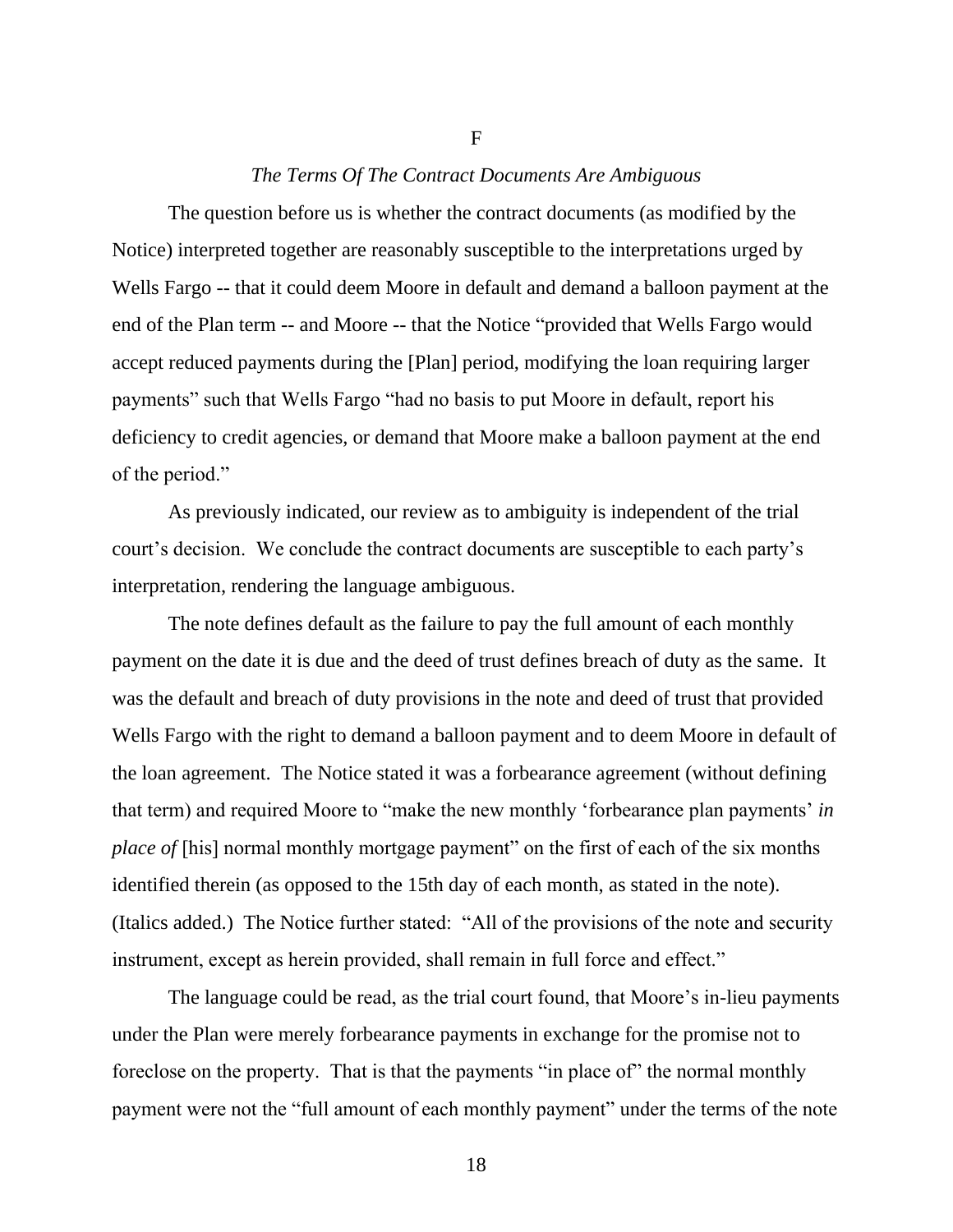F

*The Terms Of The Contract Documents Are Ambiguous*

The question before us is whether the contract documents (as modified by the Notice) interpreted together are reasonably susceptible to the interpretations urged by Wells Fargo -- that it could deem Moore in default and demand a balloon payment at the end of the Plan term -- and Moore -- that the Notice "provided that Wells Fargo would accept reduced payments during the [Plan] period, modifying the loan requiring larger payments" such that Wells Fargo "had no basis to put Moore in default, report his deficiency to credit agencies, or demand that Moore make a balloon payment at the end of the period."

As previously indicated, our review as to ambiguity is independent of the trial court's decision. We conclude the contract documents are susceptible to each party's interpretation, rendering the language ambiguous.

The note defines default as the failure to pay the full amount of each monthly payment on the date it is due and the deed of trust defines breach of duty as the same. It was the default and breach of duty provisions in the note and deed of trust that provided Wells Fargo with the right to demand a balloon payment and to deem Moore in default of the loan agreement. The Notice stated it was a forbearance agreement (without defining that term) and required Moore to "make the new monthly 'forbearance plan payments' *in place of* [his] normal monthly mortgage payment" on the first of each of the six months identified therein (as opposed to the 15th day of each month, as stated in the note). (Italics added.) The Notice further stated: "All of the provisions of the note and security instrument, except as herein provided, shall remain in full force and effect."

The language could be read, as the trial court found, that Moore's in-lieu payments under the Plan were merely forbearance payments in exchange for the promise not to foreclose on the property. That is that the payments "in place of" the normal monthly payment were not the "full amount of each monthly payment" under the terms of the note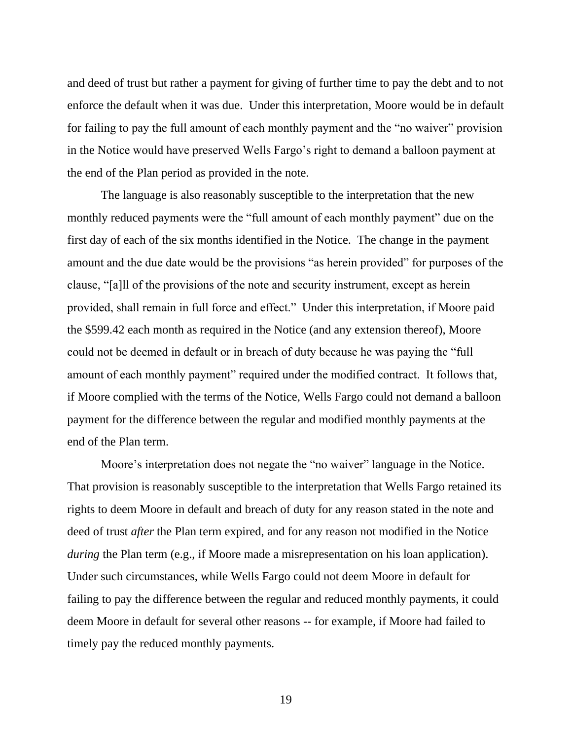and deed of trust but rather a payment for giving of further time to pay the debt and to not enforce the default when it was due. Under this interpretation, Moore would be in default for failing to pay the full amount of each monthly payment and the "no waiver" provision in the Notice would have preserved Wells Fargo's right to demand a balloon payment at the end of the Plan period as provided in the note.

The language is also reasonably susceptible to the interpretation that the new monthly reduced payments were the "full amount of each monthly payment" due on the first day of each of the six months identified in the Notice. The change in the payment amount and the due date would be the provisions "as herein provided" for purposes of the clause, "[a]ll of the provisions of the note and security instrument, except as herein provided, shall remain in full force and effect." Under this interpretation, if Moore paid the $599.42 each month as required in the Notice (and any extension thereof), Moore could not be deemed in default or in breach of duty because he was paying the "full amount of each monthly payment" required under the modified contract. It follows that, if Moore complied with the terms of the Notice, Wells Fargo could not demand a balloon payment for the difference between the regular and modified monthly payments at the end of the Plan term.

Moore's interpretation does not negate the "no waiver" language in the Notice. That provision is reasonably susceptible to the interpretation that Wells Fargo retained its rights to deem Moore in default and breach of duty for any reason stated in the note and deed of trust *after* the Plan term expired, and for any reason not modified in the Notice *during* the Plan term (e.g., if Moore made a misrepresentation on his loan application). Under such circumstances, while Wells Fargo could not deem Moore in default for failing to pay the difference between the regular and reduced monthly payments, it could deem Moore in default for several other reasons -- for example, if Moore had failed to timely pay the reduced monthly payments.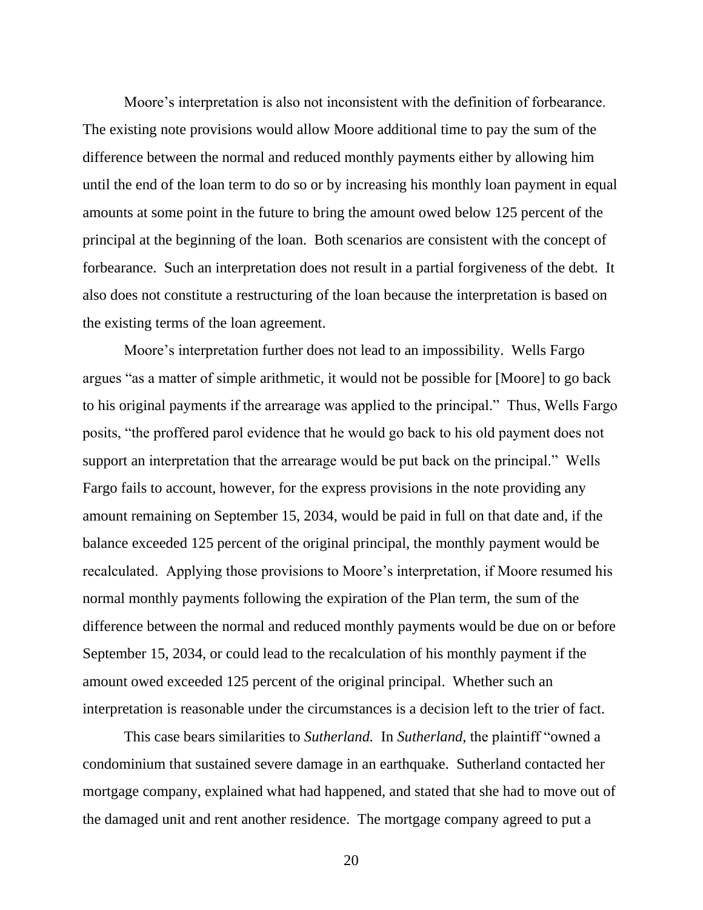Moore's interpretation is also not inconsistent with the definition of forbearance. The existing note provisions would allow Moore additional time to pay the sum of the difference between the normal and reduced monthly payments either by allowing him until the end of the loan term to do so or by increasing his monthly loan payment in equal amounts at some point in the future to bring the amount owed below 125 percent of the principal at the beginning of the loan. Both scenarios are consistent with the concept of forbearance. Such an interpretation does not result in a partial forgiveness of the debt. It also does not constitute a restructuring of the loan because the interpretation is based on the existing terms of the loan agreement.

Moore's interpretation further does not lead to an impossibility. Wells Fargo argues "as a matter of simple arithmetic, it would not be possible for [Moore] to go back to his original payments if the arrearage was applied to the principal." Thus, Wells Fargo posits, "the proffered parol evidence that he would go back to his old payment does not support an interpretation that the arrearage would be put back on the principal." Wells Fargo fails to account, however, for the express provisions in the note providing any amount remaining on September 15, 2034, would be paid in full on that date and, if the balance exceeded 125 percent of the original principal, the monthly payment would be recalculated. Applying those provisions to Moore's interpretation, if Moore resumed his normal monthly payments following the expiration of the Plan term, the sum of the difference between the normal and reduced monthly payments would be due on or before September 15, 2034, or could lead to the recalculation of his monthly payment if the amount owed exceeded 125 percent of the original principal. Whether such an interpretation is reasonable under the circumstances is a decision left to the trier of fact.

This case bears similarities to *Sutherland.* In *Sutherland*, the plaintiff "owned a condominium that sustained severe damage in an earthquake. Sutherland contacted her mortgage company, explained what had happened, and stated that she had to move out of the damaged unit and rent another residence. The mortgage company agreed to put a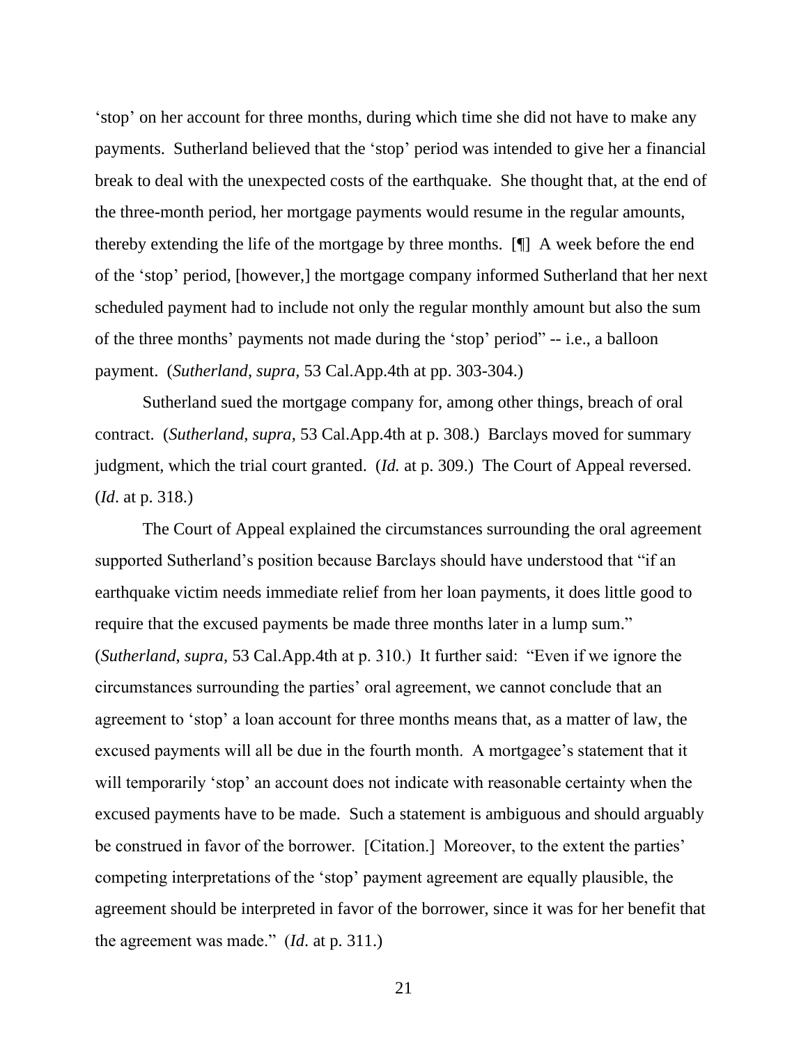'stop' on her account for three months, during which time she did not have to make any payments. Sutherland believed that the 'stop' period was intended to give her a financial break to deal with the unexpected costs of the earthquake. She thought that, at the end of the three-month period, her mortgage payments would resume in the regular amounts, thereby extending the life of the mortgage by three months. [¶] A week before the end of the 'stop' period, [however,] the mortgage company informed Sutherland that her next scheduled payment had to include not only the regular monthly amount but also the sum of the three months' payments not made during the 'stop' period" -- i.e., a balloon payment. (*Sutherland*, *supra*, 53 Cal.App.4th at pp. 303-304.)

Sutherland sued the mortgage company for, among other things, breach of oral contract. (*Sutherland*, *supra*, 53 Cal.App.4th at p. 308.) Barclays moved for summary judgment, which the trial court granted. (*Id.* at p. 309.) The Court of Appeal reversed. (*Id*. at p. 318.)

The Court of Appeal explained the circumstances surrounding the oral agreement supported Sutherland's position because Barclays should have understood that "if an earthquake victim needs immediate relief from her loan payments, it does little good to require that the excused payments be made three months later in a lump sum." (*Sutherland*, *supra*, 53 Cal.App.4th at p. 310.) It further said: "Even if we ignore the circumstances surrounding the parties' oral agreement, we cannot conclude that an agreement to 'stop' a loan account for three months means that, as a matter of law, the excused payments will all be due in the fourth month. A mortgagee's statement that it will temporarily 'stop' an account does not indicate with reasonable certainty when the excused payments have to be made. Such a statement is ambiguous and should arguably be construed in favor of the borrower. [Citation.] Moreover, to the extent the parties' competing interpretations of the 'stop' payment agreement are equally plausible, the agreement should be interpreted in favor of the borrower, since it was for her benefit that the agreement was made." (*Id.* at p. 311.)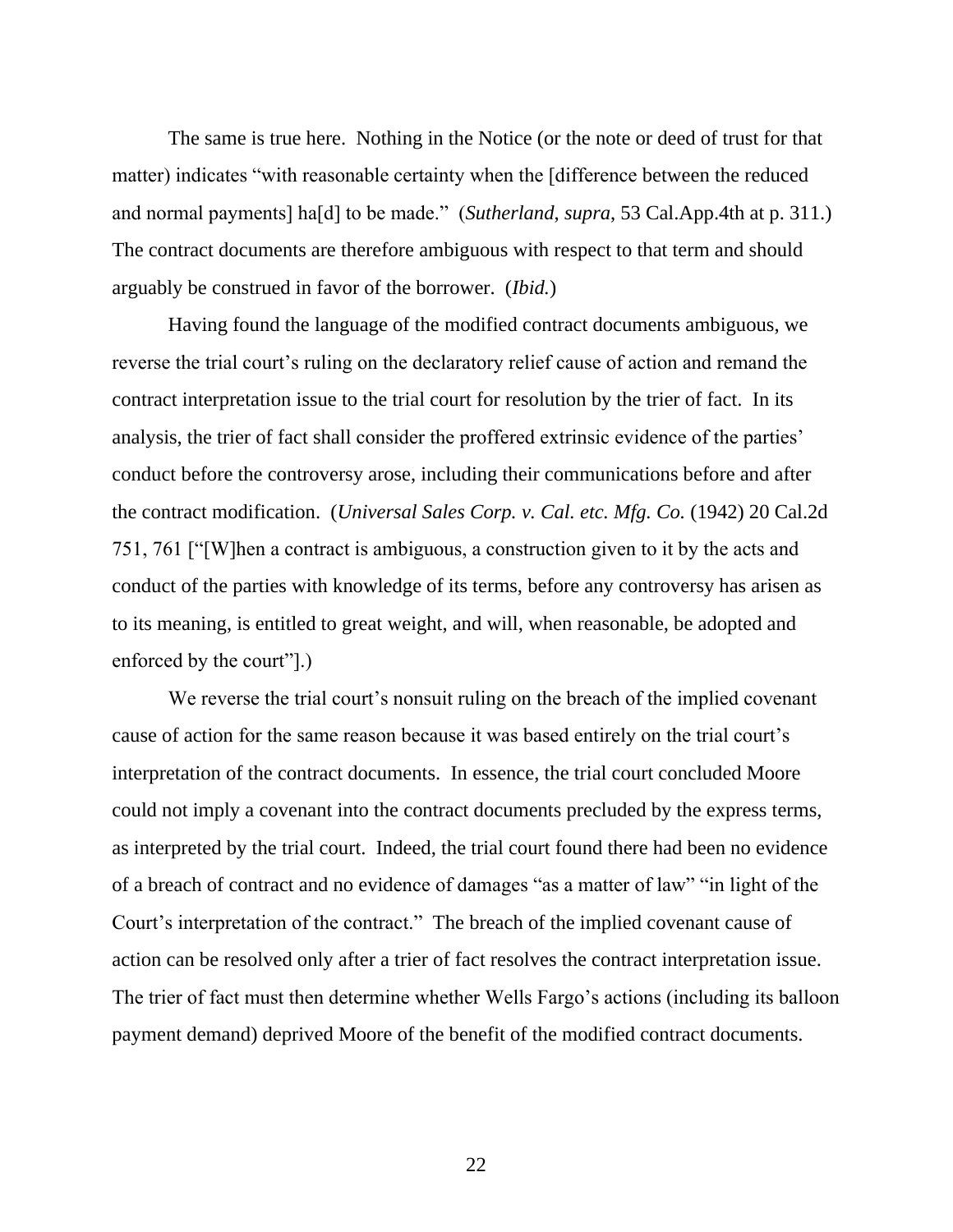The same is true here. Nothing in the Notice (or the note or deed of trust for that matter) indicates "with reasonable certainty when the [difference between the reduced and normal payments] ha[d] to be made." (*Sutherland*, *supra*, 53 Cal.App.4th at p. 311.) The contract documents are therefore ambiguous with respect to that term and should arguably be construed in favor of the borrower. (*Ibid.*)

Having found the language of the modified contract documents ambiguous, we reverse the trial court's ruling on the declaratory relief cause of action and remand the contract interpretation issue to the trial court for resolution by the trier of fact. In its analysis, the trier of fact shall consider the proffered extrinsic evidence of the parties' conduct before the controversy arose, including their communications before and after the contract modification. (*Universal Sales Corp. v. Cal. etc. Mfg. Co.* (1942) 20 Cal.2d 751, 761 ["[W]hen a contract is ambiguous, a construction given to it by the acts and conduct of the parties with knowledge of its terms, before any controversy has arisen as to its meaning, is entitled to great weight, and will, when reasonable, be adopted and enforced by the court"].)

We reverse the trial court's nonsuit ruling on the breach of the implied covenant cause of action for the same reason because it was based entirely on the trial court's interpretation of the contract documents. In essence, the trial court concluded Moore could not imply a covenant into the contract documents precluded by the express terms, as interpreted by the trial court. Indeed, the trial court found there had been no evidence of a breach of contract and no evidence of damages "as a matter of law" "in light of the Court's interpretation of the contract." The breach of the implied covenant cause of action can be resolved only after a trier of fact resolves the contract interpretation issue. The trier of fact must then determine whether Wells Fargo's actions (including its balloon payment demand) deprived Moore of the benefit of the modified contract documents.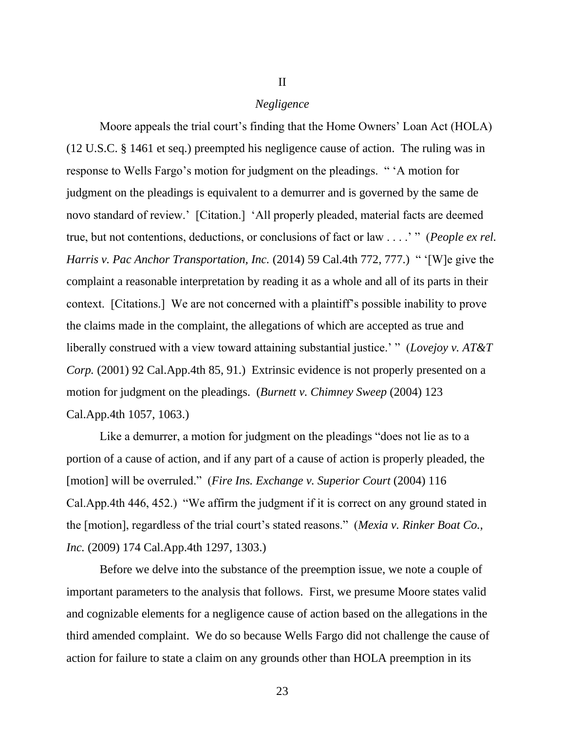## II

### *Negligence*

Moore appeals the trial court's finding that the Home Owners' Loan Act (HOLA) (12 U.S.C. § 1461 et seq.) preempted his negligence cause of action. The ruling was in response to Wells Fargo's motion for judgment on the pleadings. " 'A motion for judgment on the pleadings is equivalent to a demurrer and is governed by the same de novo standard of review.' [Citation.] 'All properly pleaded, material facts are deemed true, but not contentions, deductions, or conclusions of fact or law . . . .' " (*People ex rel. Harris v. Pac Anchor Transportation, Inc.* (2014) 59 Cal.4th 772, 777.) " '[W]e give the complaint a reasonable interpretation by reading it as a whole and all of its parts in their context. [Citations.] We are not concerned with a plaintiff's possible inability to prove the claims made in the complaint, the allegations of which are accepted as true and liberally construed with a view toward attaining substantial justice.' " (*Lovejoy v. AT&T Corp.* (2001) 92 Cal.App.4th 85, 91.) Extrinsic evidence is not properly presented on a motion for judgment on the pleadings. (*Burnett v. Chimney Sweep* (2004) 123 Cal.App.4th 1057, 1063.)

Like a demurrer, a motion for judgment on the pleadings "does not lie as to a portion of a cause of action, and if any part of a cause of action is properly pleaded, the [motion] will be overruled." (*Fire Ins. Exchange v. Superior Court* (2004) 116 Cal.App.4th 446, 452.) "We affirm the judgment if it is correct on any ground stated in the [motion], regardless of the trial court's stated reasons." (*Mexia v. Rinker Boat Co., Inc.* (2009) 174 Cal.App.4th 1297, 1303.)

Before we delve into the substance of the preemption issue, we note a couple of important parameters to the analysis that follows. First, we presume Moore states valid and cognizable elements for a negligence cause of action based on the allegations in the third amended complaint. We do so because Wells Fargo did not challenge the cause of action for failure to state a claim on any grounds other than HOLA preemption in its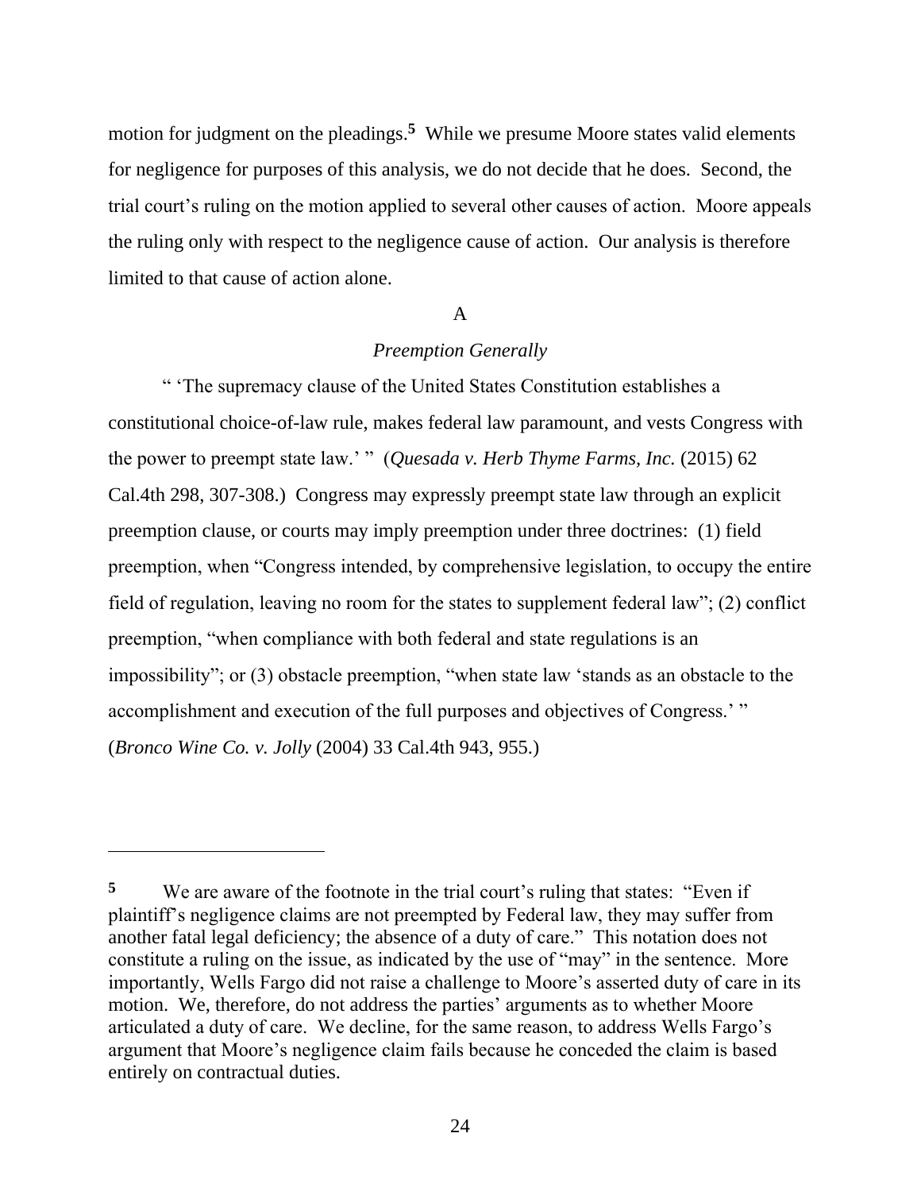motion for judgment on the pleadings.[5] While we presume Moore states valid elements for negligence for purposes of this analysis, we do not decide that he does. Second, the trial court's ruling on the motion applied to several other causes of action. Moore appeals the ruling only with respect to the negligence cause of action. Our analysis is therefore limited to that cause of action alone.

### A

### *Preemption Generally*

" 'The supremacy clause of the United States Constitution establishes a constitutional choice-of-law rule, makes federal law paramount, and vests Congress with the power to preempt state law.' " (*Quesada v. Herb Thyme Farms, Inc.* (2015) 62 Cal.4th 298, 307-308.) Congress may expressly preempt state law through an explicit preemption clause, or courts may imply preemption under three doctrines: (1) field preemption, when "Congress intended, by comprehensive legislation, to occupy the entire field of regulation, leaving no room for the states to supplement federal law"; (2) conflict preemption, "when compliance with both federal and state regulations is an impossibility"; or (3) obstacle preemption, "when state law 'stands as an obstacle to the accomplishment and execution of the full purposes and objectives of Congress.' " (*Bronco Wine Co. v. Jolly* (2004) 33 Cal.4th 943, 955.)

---

[5] We are aware of the footnote in the trial court's ruling that states: "Even if plaintiff's negligence claims are not preempted by Federal law, they may suffer from another fatal legal deficiency; the absence of a duty of care." This notation does not constitute a ruling on the issue, as indicated by the use of "may" in the sentence. More importantly, Wells Fargo did not raise a challenge to Moore's asserted duty of care in its motion. We, therefore, do not address the parties' arguments as to whether Moore articulated a duty of care. We decline, for the same reason, to address Wells Fargo's argument that Moore's negligence claim fails because he conceded the claim is based entirely on contractual duties.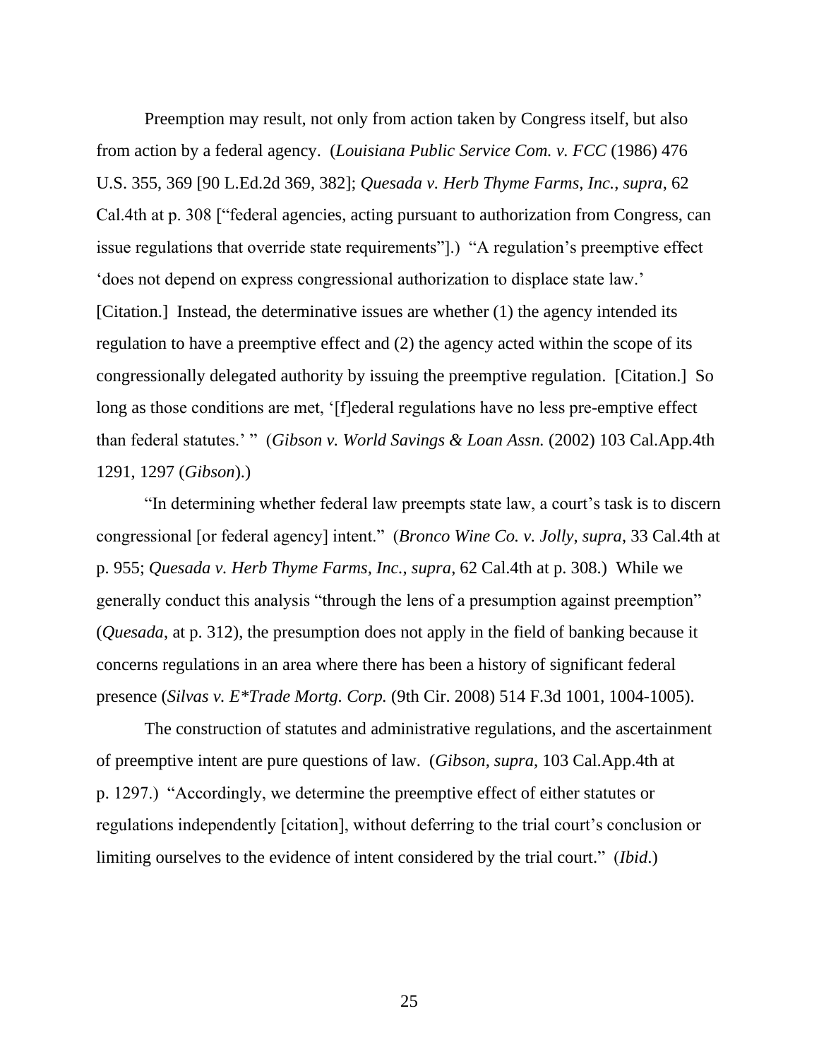Preemption may result, not only from action taken by Congress itself, but also from action by a federal agency. (*Louisiana Public Service Com. v. FCC* (1986) 476 U.S. 355, 369 [90 L.Ed.2d 369, 382]; *Quesada v. Herb Thyme Farms, Inc.*, *supra*, 62 Cal.4th at p. 308 ["federal agencies, acting pursuant to authorization from Congress, can issue regulations that override state requirements"].) "A regulation's preemptive effect 'does not depend on express congressional authorization to displace state law.' [Citation.] Instead, the determinative issues are whether (1) the agency intended its regulation to have a preemptive effect and (2) the agency acted within the scope of its congressionally delegated authority by issuing the preemptive regulation. [Citation.] So long as those conditions are met, '[f]ederal regulations have no less pre-emptive effect than federal statutes.' " (*Gibson v. World Savings & Loan Assn.* (2002) 103 Cal.App.4th 1291, 1297 (*Gibson*).)

"In determining whether federal law preempts state law, a court's task is to discern congressional [or federal agency] intent." (*Bronco Wine Co. v. Jolly*, *supra*, 33 Cal.4th at p. 955; *Quesada v. Herb Thyme Farms, Inc.*, *supra*, 62 Cal.4th at p. 308.) While we generally conduct this analysis "through the lens of a presumption against preemption" (*Quesada*, at p. 312), the presumption does not apply in the field of banking because it concerns regulations in an area where there has been a history of significant federal presence (*Silvas v. E*Trade Mortg. Corp.* (9th Cir. 2008) 514 F.3d 1001, 1004-1005).

The construction of statutes and administrative regulations, and the ascertainment of preemptive intent are pure questions of law. (*Gibson*, *supra*, 103 Cal.App.4th at p. 1297.) "Accordingly, we determine the preemptive effect of either statutes or regulations independently [citation], without deferring to the trial court's conclusion or limiting ourselves to the evidence of intent considered by the trial court." (*Ibid*.)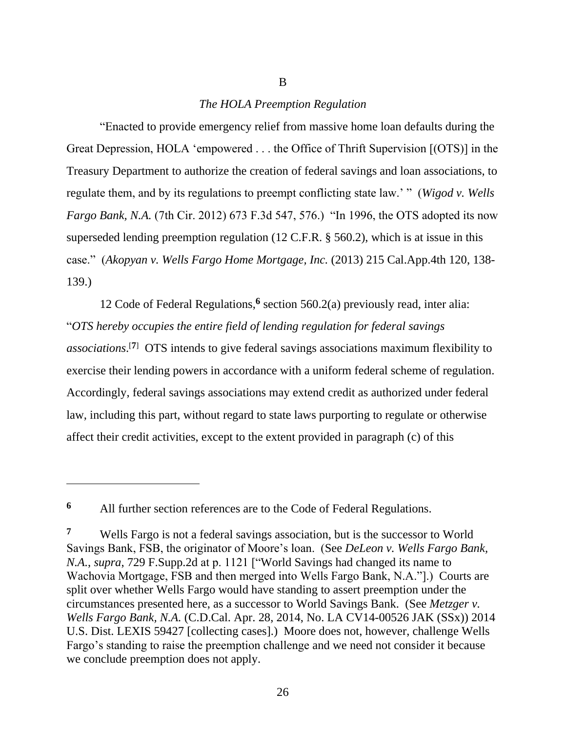B

*The HOLA Preemption Regulation*

"Enacted to provide emergency relief from massive home loan defaults during the Great Depression, HOLA 'empowered . . . the Office of Thrift Supervision [(OTS)] in the Treasury Department to authorize the creation of federal savings and loan associations, to regulate them, and by its regulations to preempt conflicting state law.' " (*Wigod v. Wells Fargo Bank, N.A.* (7th Cir. 2012) 673 F.3d 547, 576.) "In 1996, the OTS adopted its now superseded lending preemption regulation (12 C.F.R. § 560.2), which is at issue in this case." (*Akopyan v. Wells Fargo Home Mortgage, Inc.* (2013) 215 Cal.App.4th 120, 138-139.)

12 Code of Federal Regulations,[6] section 560.2(a) previously read, inter alia: "*OTS hereby occupies the entire field of lending regulation for federal savings associations*.[7] OTS intends to give federal savings associations maximum flexibility to exercise their lending powers in accordance with a uniform federal scheme of regulation. Accordingly, federal savings associations may extend credit as authorized under federal law, including this part, without regard to state laws purporting to regulate or otherwise affect their credit activities, except to the extent provided in paragraph (c) of this

---

[6] All further section references are to the Code of Federal Regulations.

[7] Wells Fargo is not a federal savings association, but is the successor to World Savings Bank, FSB, the originator of Moore's loan. (See *DeLeon v. Wells Fargo Bank, N.A.*, *supra*, 729 F.Supp.2d at p. 1121 ["World Savings had changed its name to Wachovia Mortgage, FSB and then merged into Wells Fargo Bank, N.A."].) Courts are split over whether Wells Fargo would have standing to assert preemption under the circumstances presented here, as a successor to World Savings Bank. (See *Metzger v. Wells Fargo Bank, N.A.* (C.D.Cal. Apr. 28, 2014, No. LA CV14-00526 JAK (SSx)) 2014 U.S. Dist. LEXIS 59427 [collecting cases].) Moore does not, however, challenge Wells Fargo's standing to raise the preemption challenge and we need not consider it because we conclude preemption does not apply.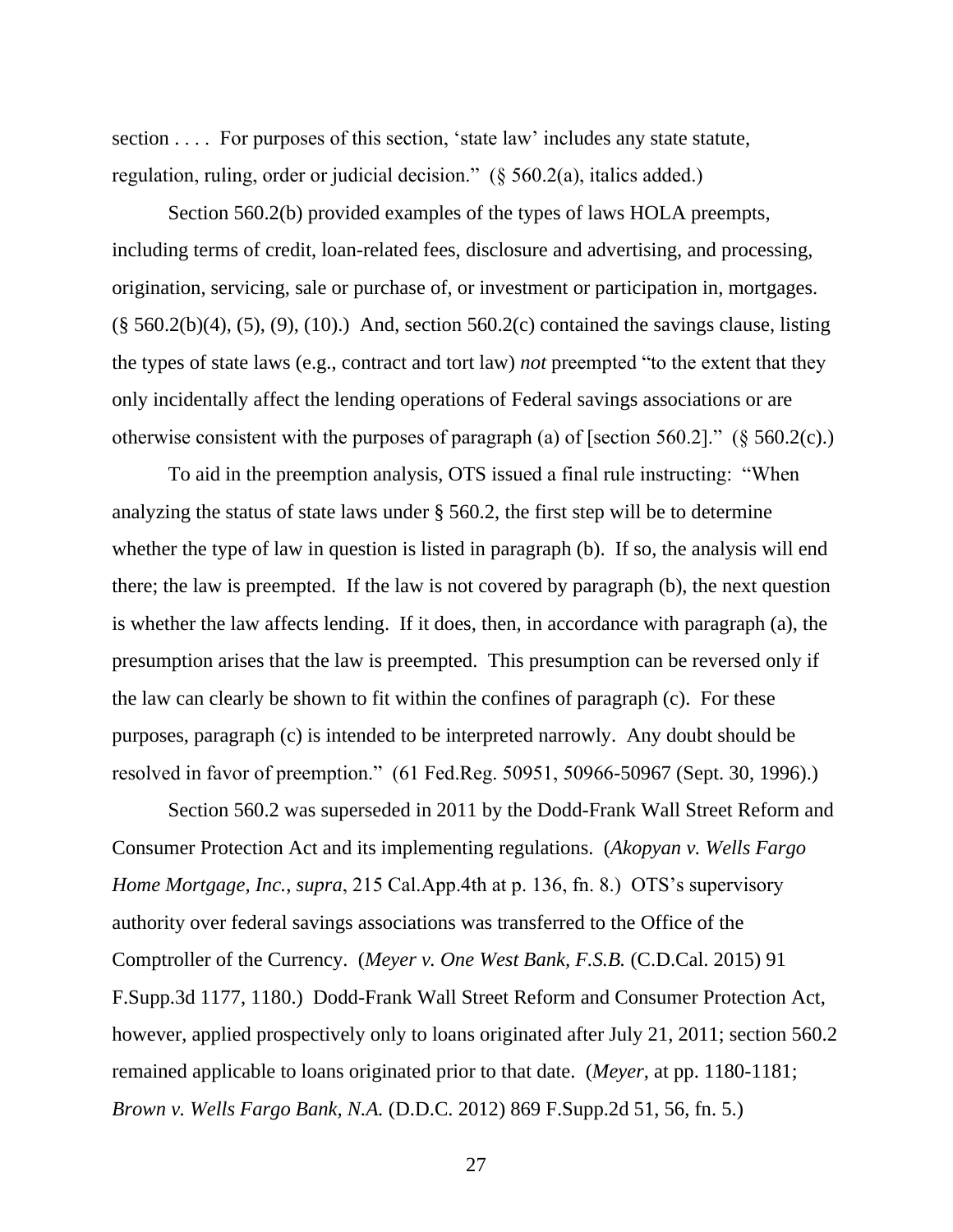section . . . .  For purposes of this section, 'state law' includes any state statute, regulation, ruling, order or judicial decision."  (§ 560.2(a), italics added.)

Section 560.2(b) provided examples of the types of laws HOLA preempts, including terms of credit, loan-related fees, disclosure and advertising, and processing, origination, servicing, sale or purchase of, or investment or participation in, mortgages. (§ 560.2(b)(4), (5), (9), (10).)  And, section 560.2(c) contained the savings clause, listing the types of state laws (e.g., contract and tort law) *not* preempted "to the extent that they only incidentally affect the lending operations of Federal savings associations or are otherwise consistent with the purposes of paragraph (a) of [section 560.2]."  (§ 560.2(c).)

To aid in the preemption analysis, OTS issued a final rule instructing:  "When analyzing the status of state laws under § 560.2, the first step will be to determine whether the type of law in question is listed in paragraph (b).  If so, the analysis will end there; the law is preempted.  If the law is not covered by paragraph (b), the next question is whether the law affects lending.  If it does, then, in accordance with paragraph (a), the presumption arises that the law is preempted.  This presumption can be reversed only if the law can clearly be shown to fit within the confines of paragraph (c).  For these purposes, paragraph (c) is intended to be interpreted narrowly.  Any doubt should be resolved in favor of preemption."  (61 Fed.Reg. 50951, 50966-50967 (Sept. 30, 1996).)

Section 560.2 was superseded in 2011 by the Dodd-Frank Wall Street Reform and Consumer Protection Act and its implementing regulations.  (*Akopyan v. Wells Fargo Home Mortgage, Inc.*, *supra*, 215 Cal.App.4th at p. 136, fn. 8.)  OTS's supervisory authority over federal savings associations was transferred to the Office of the Comptroller of the Currency.  (*Meyer v. One West Bank, F.S.B.* (C.D.Cal. 2015) 91 F.Supp.3d 1177, 1180.)  Dodd-Frank Wall Street Reform and Consumer Protection Act, however, applied prospectively only to loans originated after July 21, 2011; section 560.2 remained applicable to loans originated prior to that date.  (*Meyer*, at pp. 1180-1181; *Brown v. Wells Fargo Bank, N.A.* (D.D.C. 2012) 869 F.Supp.2d 51, 56, fn. 5.)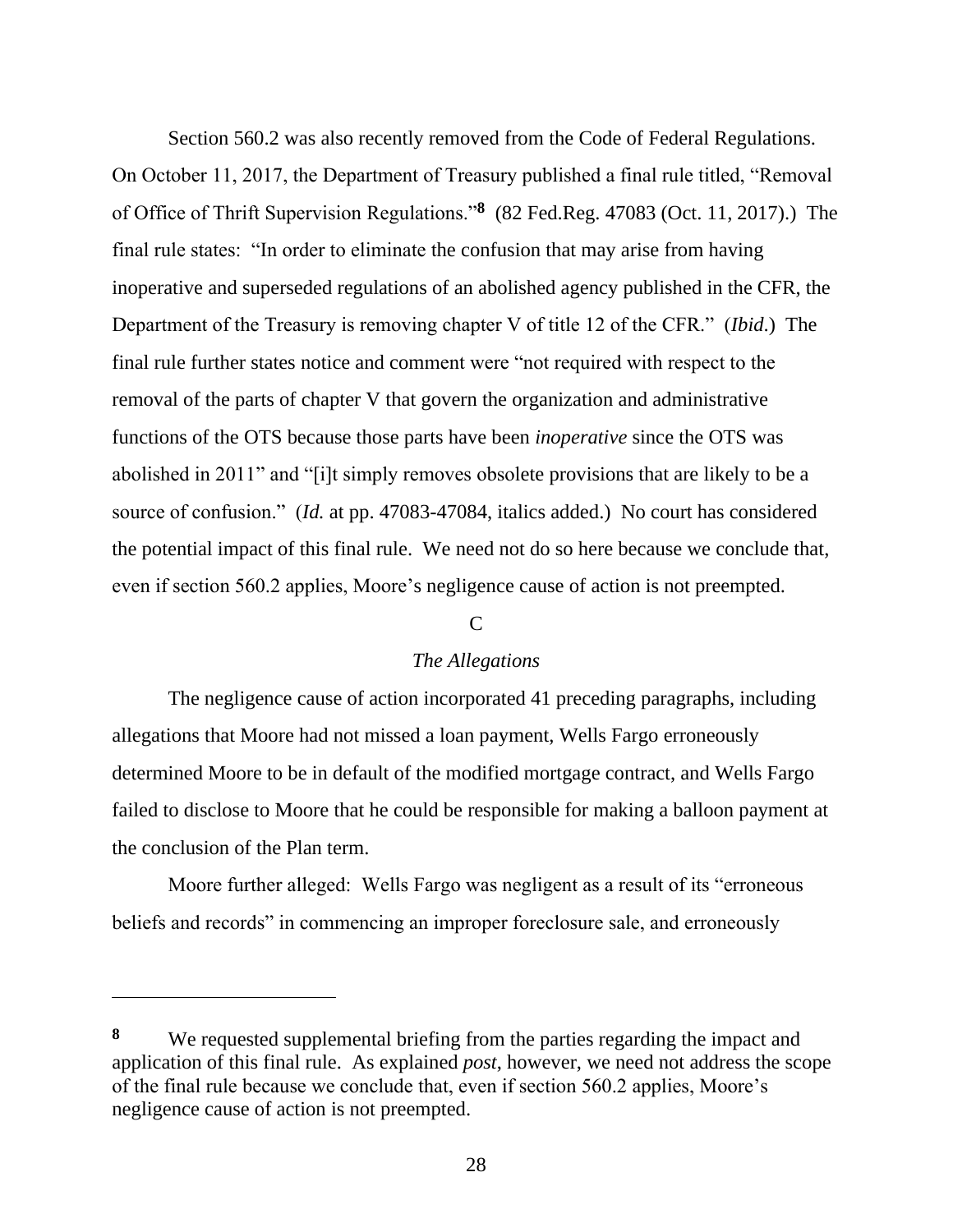Section 560.2 was also recently removed from the Code of Federal Regulations. On October 11, 2017, the Department of Treasury published a final rule titled, "Removal of Office of Thrift Supervision Regulations."[8] (82 Fed.Reg. 47083 (Oct. 11, 2017).) The final rule states: "In order to eliminate the confusion that may arise from having inoperative and superseded regulations of an abolished agency published in the CFR, the Department of the Treasury is removing chapter V of title 12 of the CFR." (*Ibid.*) The final rule further states notice and comment were "not required with respect to the removal of the parts of chapter V that govern the organization and administrative functions of the OTS because those parts have been *inoperative* since the OTS was abolished in 2011" and "[i]t simply removes obsolete provisions that are likely to be a source of confusion." (*Id.* at pp. 47083-47084, italics added.) No court has considered the potential impact of this final rule. We need not do so here because we conclude that, even if section 560.2 applies, Moore's negligence cause of action is not preempted.

### C

### *The Allegations*

The negligence cause of action incorporated 41 preceding paragraphs, including allegations that Moore had not missed a loan payment, Wells Fargo erroneously determined Moore to be in default of the modified mortgage contract, and Wells Fargo failed to disclose to Moore that he could be responsible for making a balloon payment at the conclusion of the Plan term.

Moore further alleged: Wells Fargo was negligent as a result of its "erroneous beliefs and records" in commencing an improper foreclosure sale, and erroneously

---

[8] We requested supplemental briefing from the parties regarding the impact and application of this final rule. As explained *post*, however, we need not address the scope of the final rule because we conclude that, even if section 560.2 applies, Moore's negligence cause of action is not preempted.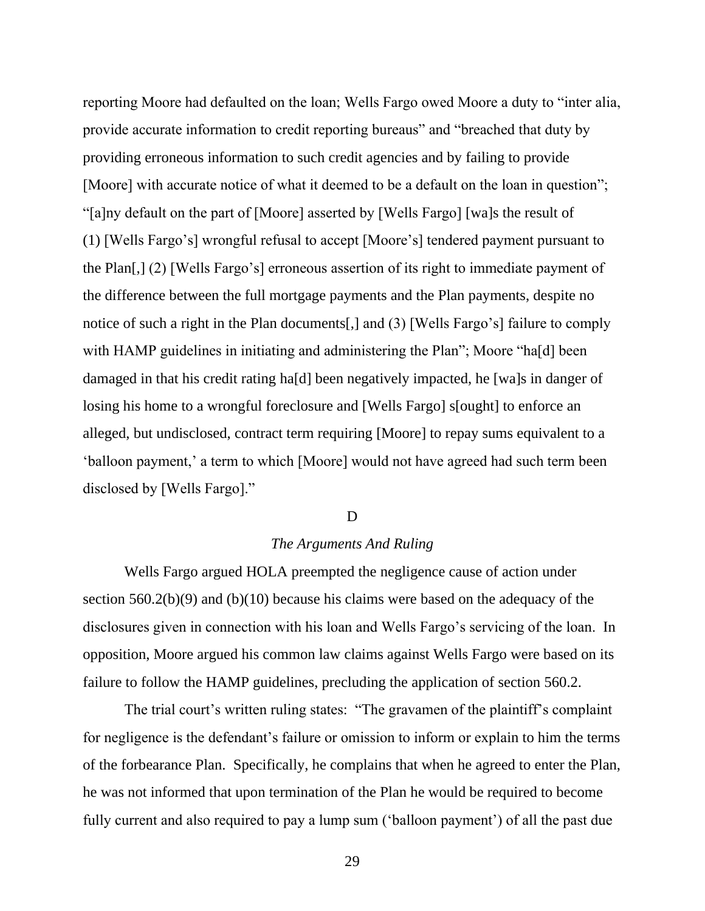reporting Moore had defaulted on the loan; Wells Fargo owed Moore a duty to "inter alia, provide accurate information to credit reporting bureaus" and "breached that duty by providing erroneous information to such credit agencies and by failing to provide [Moore] with accurate notice of what it deemed to be a default on the loan in question"; "[a]ny default on the part of [Moore] asserted by [Wells Fargo] [wa]s the result of (1) [Wells Fargo's] wrongful refusal to accept [Moore's] tendered payment pursuant to the Plan[,] (2) [Wells Fargo's] erroneous assertion of its right to immediate payment of the difference between the full mortgage payments and the Plan payments, despite no notice of such a right in the Plan documents[,] and (3) [Wells Fargo's] failure to comply with HAMP guidelines in initiating and administering the Plan"; Moore "ha[d] been damaged in that his credit rating ha[d] been negatively impacted, he [wa]s in danger of losing his home to a wrongful foreclosure and [Wells Fargo] s[ought] to enforce an alleged, but undisclosed, contract term requiring [Moore] to repay sums equivalent to a 'balloon payment,' a term to which [Moore] would not have agreed had such term been disclosed by [Wells Fargo]."

D

*The Arguments And Ruling*

Wells Fargo argued HOLA preempted the negligence cause of action under section 560.2(b)(9) and (b)(10) because his claims were based on the adequacy of the disclosures given in connection with his loan and Wells Fargo's servicing of the loan. In opposition, Moore argued his common law claims against Wells Fargo were based on its failure to follow the HAMP guidelines, precluding the application of section 560.2.

The trial court's written ruling states: "The gravamen of the plaintiff's complaint for negligence is the defendant's failure or omission to inform or explain to him the terms of the forbearance Plan. Specifically, he complains that when he agreed to enter the Plan, he was not informed that upon termination of the Plan he would be required to become fully current and also required to pay a lump sum ('balloon payment') of all the past due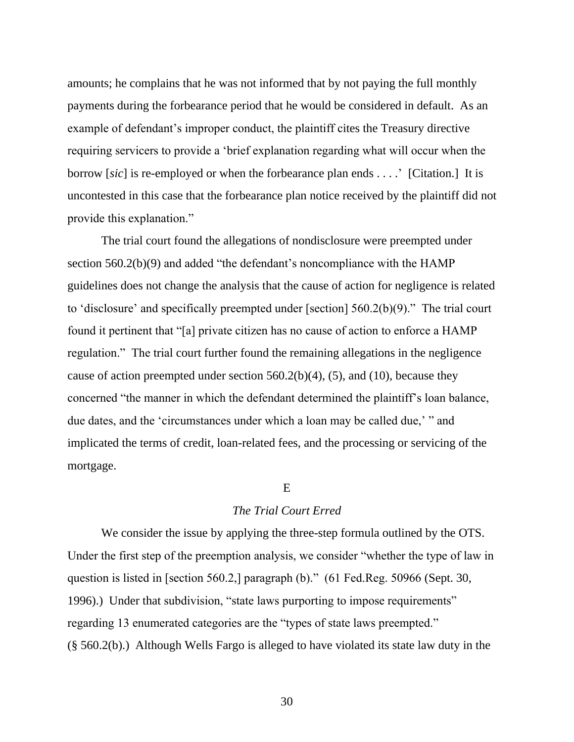amounts; he complains that he was not informed that by not paying the full monthly payments during the forbearance period that he would be considered in default. As an example of defendant's improper conduct, the plaintiff cites the Treasury directive requiring servicers to provide a 'brief explanation regarding what will occur when the borrow [*sic*] is re-employed or when the forbearance plan ends . . . .' [Citation.] It is uncontested in this case that the forbearance plan notice received by the plaintiff did not provide this explanation."

The trial court found the allegations of nondisclosure were preempted under section 560.2(b)(9) and added "the defendant's noncompliance with the HAMP guidelines does not change the analysis that the cause of action for negligence is related to 'disclosure' and specifically preempted under [section] 560.2(b)(9)." The trial court found it pertinent that "[a] private citizen has no cause of action to enforce a HAMP regulation." The trial court further found the remaining allegations in the negligence cause of action preempted under section 560.2(b)(4), (5), and (10), because they concerned "the manner in which the defendant determined the plaintiff's loan balance, due dates, and the 'circumstances under which a loan may be called due,' " and implicated the terms of credit, loan-related fees, and the processing or servicing of the mortgage.

E

*The Trial Court Erred*

We consider the issue by applying the three-step formula outlined by the OTS. Under the first step of the preemption analysis, we consider "whether the type of law in question is listed in [section 560.2,] paragraph (b)." (61 Fed.Reg. 50966 (Sept. 30, 1996).) Under that subdivision, "state laws purporting to impose requirements" regarding 13 enumerated categories are the "types of state laws preempted." (§ 560.2(b).) Although Wells Fargo is alleged to have violated its state law duty in the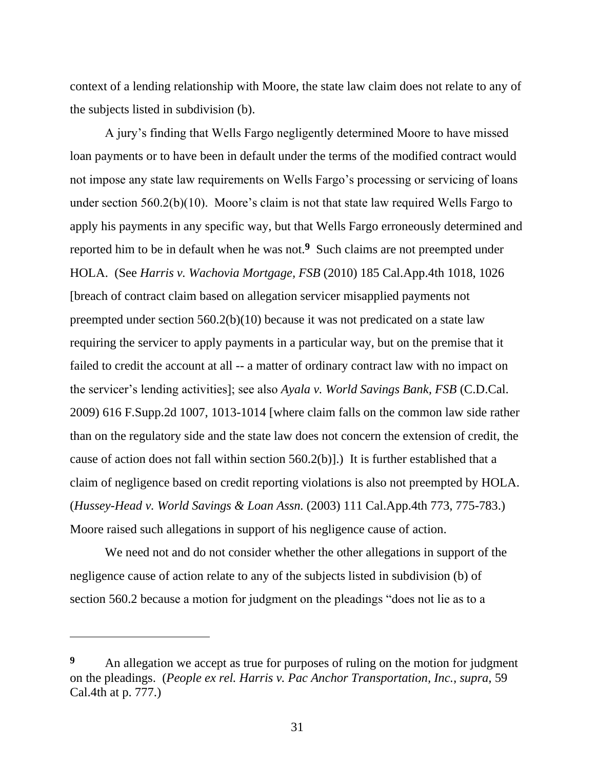context of a lending relationship with Moore, the state law claim does not relate to any of the subjects listed in subdivision (b).

A jury's finding that Wells Fargo negligently determined Moore to have missed loan payments or to have been in default under the terms of the modified contract would not impose any state law requirements on Wells Fargo's processing or servicing of loans under section 560.2(b)(10). Moore's claim is not that state law required Wells Fargo to apply his payments in any specific way, but that Wells Fargo erroneously determined and reported him to be in default when he was not.[9] Such claims are not preempted under HOLA. (See *Harris v. Wachovia Mortgage, FSB* (2010) 185 Cal.App.4th 1018, 1026 [breach of contract claim based on allegation servicer misapplied payments not preempted under section 560.2(b)(10) because it was not predicated on a state law requiring the servicer to apply payments in a particular way, but on the premise that it failed to credit the account at all -- a matter of ordinary contract law with no impact on the servicer's lending activities]; see also *Ayala v. World Savings Bank, FSB* (C.D.Cal. 2009) 616 F.Supp.2d 1007, 1013-1014 [where claim falls on the common law side rather than on the regulatory side and the state law does not concern the extension of credit, the cause of action does not fall within section 560.2(b)].) It is further established that a claim of negligence based on credit reporting violations is also not preempted by HOLA. (*Hussey-Head v. World Savings & Loan Assn.* (2003) 111 Cal.App.4th 773, 775-783.) Moore raised such allegations in support of his negligence cause of action.

We need not and do not consider whether the other allegations in support of the negligence cause of action relate to any of the subjects listed in subdivision (b) of section 560.2 because a motion for judgment on the pleadings "does not lie as to a

---

[9] An allegation we accept as true for purposes of ruling on the motion for judgment on the pleadings. (*People ex rel. Harris v. Pac Anchor Transportation, Inc.*, *supra*, 59 Cal.4th at p. 777.)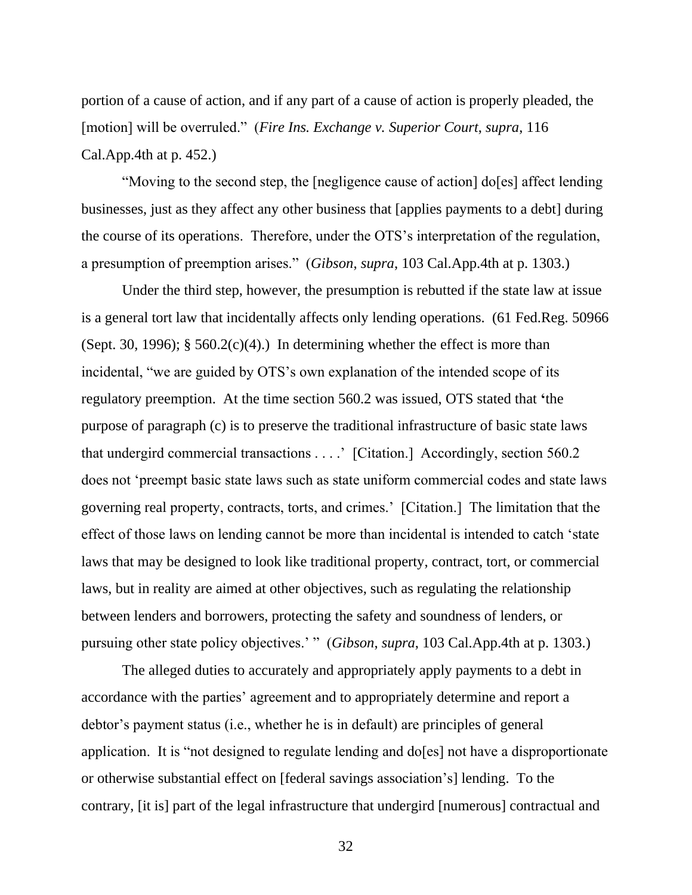portion of a cause of action, and if any part of a cause of action is properly pleaded, the [motion] will be overruled." (*Fire Ins. Exchange v. Superior Court*, *supra*, 116 Cal.App.4th at p. 452.)

"Moving to the second step, the [negligence cause of action] do[es] affect lending businesses, just as they affect any other business that [applies payments to a debt] during the course of its operations. Therefore, under the OTS's interpretation of the regulation, a presumption of preemption arises." (*Gibson*, *supra*, 103 Cal.App.4th at p. 1303.)

Under the third step, however, the presumption is rebutted if the state law at issue is a general tort law that incidentally affects only lending operations. (61 Fed.Reg. 50966 (Sept. 30, 1996); § 560.2(c)(4).) In determining whether the effect is more than incidental, "we are guided by OTS's own explanation of the intended scope of its regulatory preemption. At the time section 560.2 was issued, OTS stated that 'the purpose of paragraph (c) is to preserve the traditional infrastructure of basic state laws that undergird commercial transactions . . . .' [Citation.] Accordingly, section 560.2 does not 'preempt basic state laws such as state uniform commercial codes and state laws governing real property, contracts, torts, and crimes.' [Citation.] The limitation that the effect of those laws on lending cannot be more than incidental is intended to catch 'state laws that may be designed to look like traditional property, contract, tort, or commercial laws, but in reality are aimed at other objectives, such as regulating the relationship between lenders and borrowers, protecting the safety and soundness of lenders, or pursuing other state policy objectives.' " (*Gibson*, *supra*, 103 Cal.App.4th at p. 1303.)

The alleged duties to accurately and appropriately apply payments to a debt in accordance with the parties' agreement and to appropriately determine and report a debtor's payment status (i.e., whether he is in default) are principles of general application. It is "not designed to regulate lending and do[es] not have a disproportionate or otherwise substantial effect on [federal savings association's] lending. To the contrary, [it is] part of the legal infrastructure that undergird [numerous] contractual and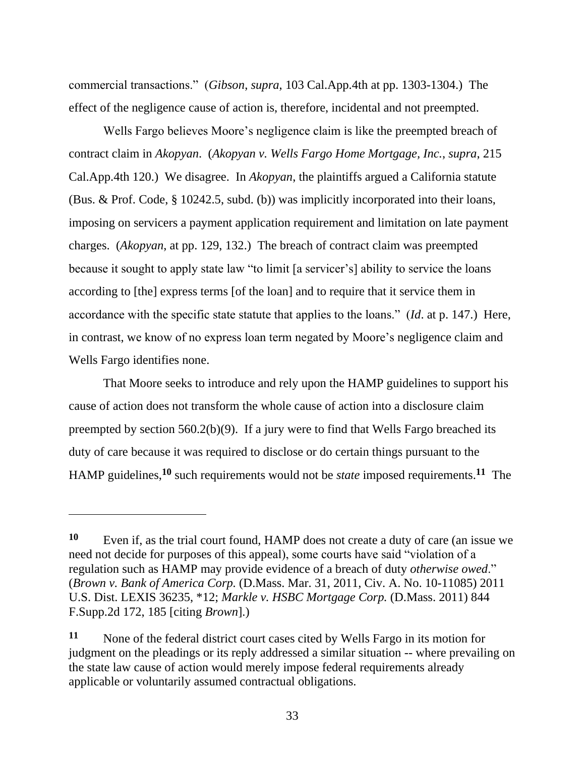commercial transactions." (*Gibson*, *supra*, 103 Cal.App.4th at pp. 1303-1304.) The effect of the negligence cause of action is, therefore, incidental and not preempted.

Wells Fargo believes Moore's negligence claim is like the preempted breach of contract claim in *Akopyan*. (*Akopyan v. Wells Fargo Home Mortgage, Inc.*, *supra*, 215 Cal.App.4th 120.) We disagree. In *Akopyan*, the plaintiffs argued a California statute (Bus. & Prof. Code, § 10242.5, subd. (b)) was implicitly incorporated into their loans, imposing on servicers a payment application requirement and limitation on late payment charges. (*Akopyan*, at pp. 129, 132.) The breach of contract claim was preempted because it sought to apply state law "to limit [a servicer's] ability to service the loans according to [the] express terms [of the loan] and to require that it service them in accordance with the specific state statute that applies to the loans." (*Id*. at p. 147.) Here, in contrast, we know of no express loan term negated by Moore's negligence claim and Wells Fargo identifies none.

That Moore seeks to introduce and rely upon the HAMP guidelines to support his cause of action does not transform the whole cause of action into a disclosure claim preempted by section 560.2(b)(9). If a jury were to find that Wells Fargo breached its duty of care because it was required to disclose or do certain things pursuant to the HAMP guidelines,**[10]** such requirements would not be *state* imposed requirements.**[11]** The

---

**10** Even if, as the trial court found, HAMP does not create a duty of care (an issue we need not decide for purposes of this appeal), some courts have said "violation of a regulation such as HAMP may provide evidence of a breach of duty *otherwise owed*." (*Brown v. Bank of America Corp.* (D.Mass. Mar. 31, 2011, Civ. A. No. 10-11085) 2011 U.S. Dist. LEXIS 36235, *12; *Markle v. HSBC Mortgage Corp.* (D.Mass. 2011) 844 F.Supp.2d 172, 185 [citing *Brown*].)

**11** None of the federal district court cases cited by Wells Fargo in its motion for judgment on the pleadings or its reply addressed a similar situation -- where prevailing on the state law cause of action would merely impose federal requirements already applicable or voluntarily assumed contractual obligations.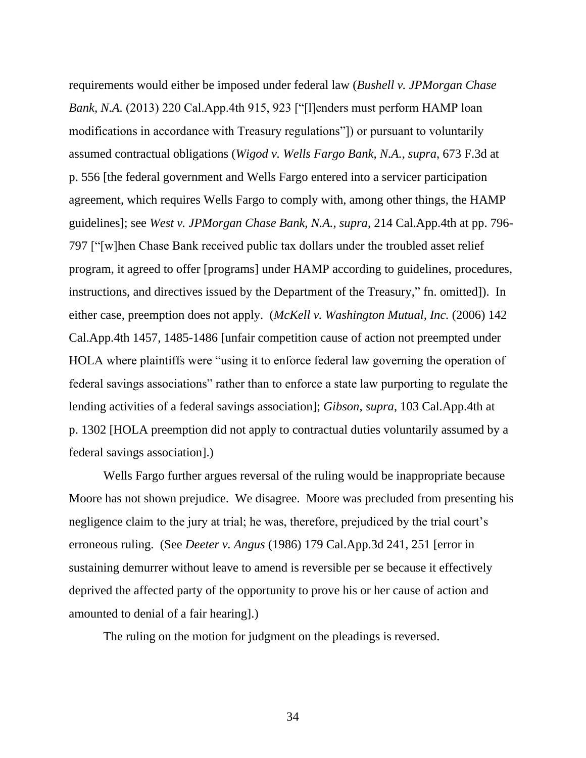requirements would either be imposed under federal law (*Bushell v. JPMorgan Chase Bank, N.A.* (2013) 220 Cal.App.4th 915, 923 ["[l]enders must perform HAMP loan modifications in accordance with Treasury regulations"]) or pursuant to voluntarily assumed contractual obligations (*Wigod v. Wells Fargo Bank, N.A., supra*, 673 F.3d at p. 556 [the federal government and Wells Fargo entered into a servicer participation agreement, which requires Wells Fargo to comply with, among other things, the HAMP guidelines]; see *West v. JPMorgan Chase Bank, N.A., supra*, 214 Cal.App.4th at pp. 796-797 ["[w]hen Chase Bank received public tax dollars under the troubled asset relief program, it agreed to offer [programs] under HAMP according to guidelines, procedures, instructions, and directives issued by the Department of the Treasury," fn. omitted]). In either case, preemption does not apply. (*McKell v. Washington Mutual, Inc.* (2006) 142 Cal.App.4th 1457, 1485-1486 [unfair competition cause of action not preempted under HOLA where plaintiffs were "using it to enforce federal law governing the operation of federal savings associations" rather than to enforce a state law purporting to regulate the lending activities of a federal savings association]; *Gibson, supra*, 103 Cal.App.4th at p. 1302 [HOLA preemption did not apply to contractual duties voluntarily assumed by a federal savings association].)

Wells Fargo further argues reversal of the ruling would be inappropriate because Moore has not shown prejudice. We disagree. Moore was precluded from presenting his negligence claim to the jury at trial; he was, therefore, prejudiced by the trial court's erroneous ruling. (See *Deeter v. Angus* (1986) 179 Cal.App.3d 241, 251 [error in sustaining demurrer without leave to amend is reversible per se because it effectively deprived the affected party of the opportunity to prove his or her cause of action and amounted to denial of a fair hearing].)

The ruling on the motion for judgment on the pleadings is reversed.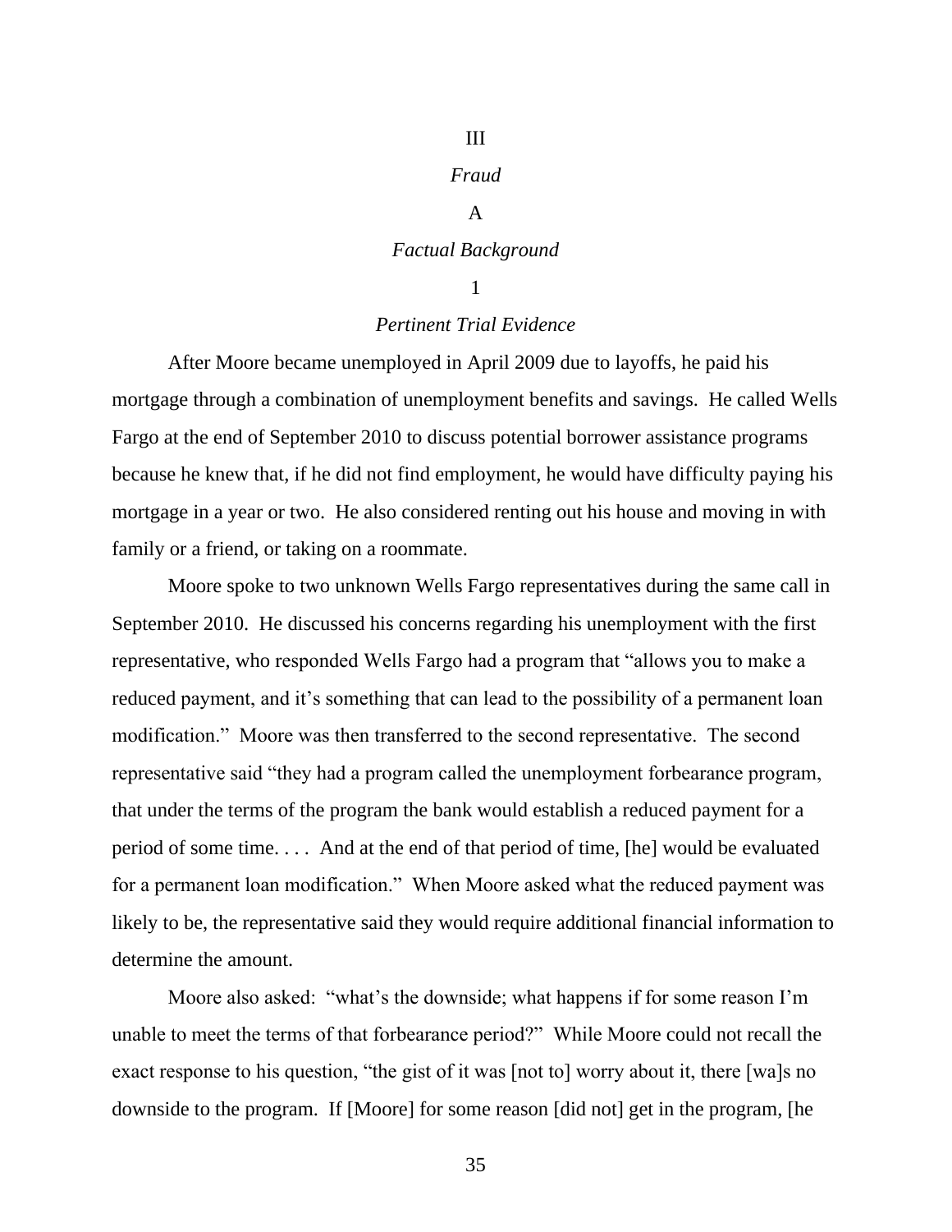# III

## *Fraud*

### A

### *Factual Background*

#### 1

#### *Pertinent Trial Evidence*

After Moore became unemployed in April 2009 due to layoffs, he paid his mortgage through a combination of unemployment benefits and savings. He called Wells Fargo at the end of September 2010 to discuss potential borrower assistance programs because he knew that, if he did not find employment, he would have difficulty paying his mortgage in a year or two. He also considered renting out his house and moving in with family or a friend, or taking on a roommate.

Moore spoke to two unknown Wells Fargo representatives during the same call in September 2010. He discussed his concerns regarding his unemployment with the first representative, who responded Wells Fargo had a program that "allows you to make a reduced payment, and it's something that can lead to the possibility of a permanent loan modification." Moore was then transferred to the second representative. The second representative said "they had a program called the unemployment forbearance program, that under the terms of the program the bank would establish a reduced payment for a period of some time. . . . And at the end of that period of time, [he] would be evaluated for a permanent loan modification." When Moore asked what the reduced payment was likely to be, the representative said they would require additional financial information to determine the amount.

Moore also asked: "what's the downside; what happens if for some reason I'm unable to meet the terms of that forbearance period?" While Moore could not recall the exact response to his question, "the gist of it was [not to] worry about it, there [wa]s no downside to the program. If [Moore] for some reason [did not] get in the program, [he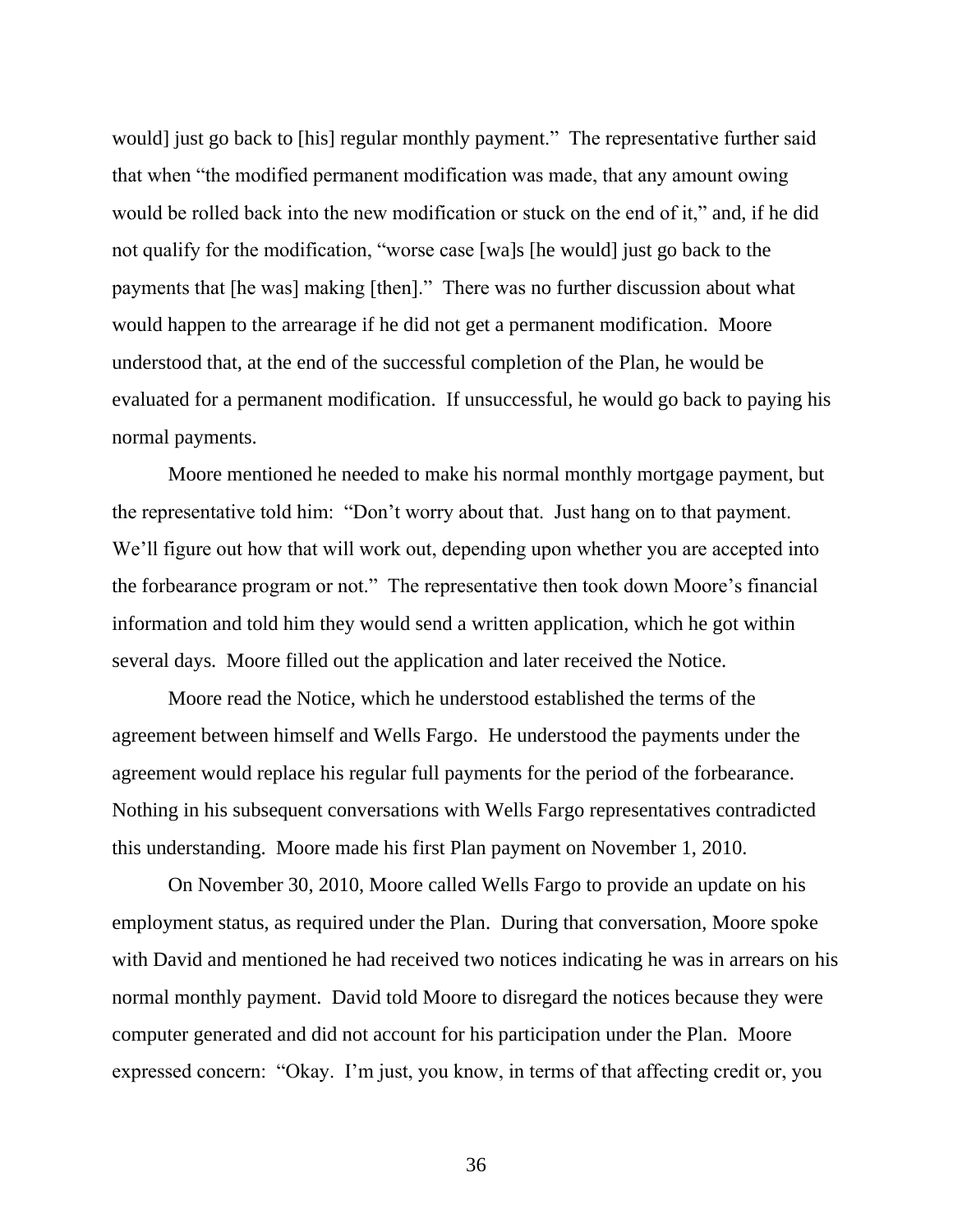would] just go back to [his] regular monthly payment." The representative further said that when "the modified permanent modification was made, that any amount owing would be rolled back into the new modification or stuck on the end of it," and, if he did not qualify for the modification, "worse case [wa]s [he would] just go back to the payments that [he was] making [then]." There was no further discussion about what would happen to the arrearage if he did not get a permanent modification. Moore understood that, at the end of the successful completion of the Plan, he would be evaluated for a permanent modification. If unsuccessful, he would go back to paying his normal payments.

Moore mentioned he needed to make his normal monthly mortgage payment, but the representative told him: "Don't worry about that. Just hang on to that payment. We'll figure out how that will work out, depending upon whether you are accepted into the forbearance program or not." The representative then took down Moore's financial information and told him they would send a written application, which he got within several days. Moore filled out the application and later received the Notice.

Moore read the Notice, which he understood established the terms of the agreement between himself and Wells Fargo. He understood the payments under the agreement would replace his regular full payments for the period of the forbearance. Nothing in his subsequent conversations with Wells Fargo representatives contradicted this understanding. Moore made his first Plan payment on November 1, 2010.

On November 30, 2010, Moore called Wells Fargo to provide an update on his employment status, as required under the Plan. During that conversation, Moore spoke with David and mentioned he had received two notices indicating he was in arrears on his normal monthly payment. David told Moore to disregard the notices because they were computer generated and did not account for his participation under the Plan. Moore expressed concern: "Okay. I'm just, you know, in terms of that affecting credit or, you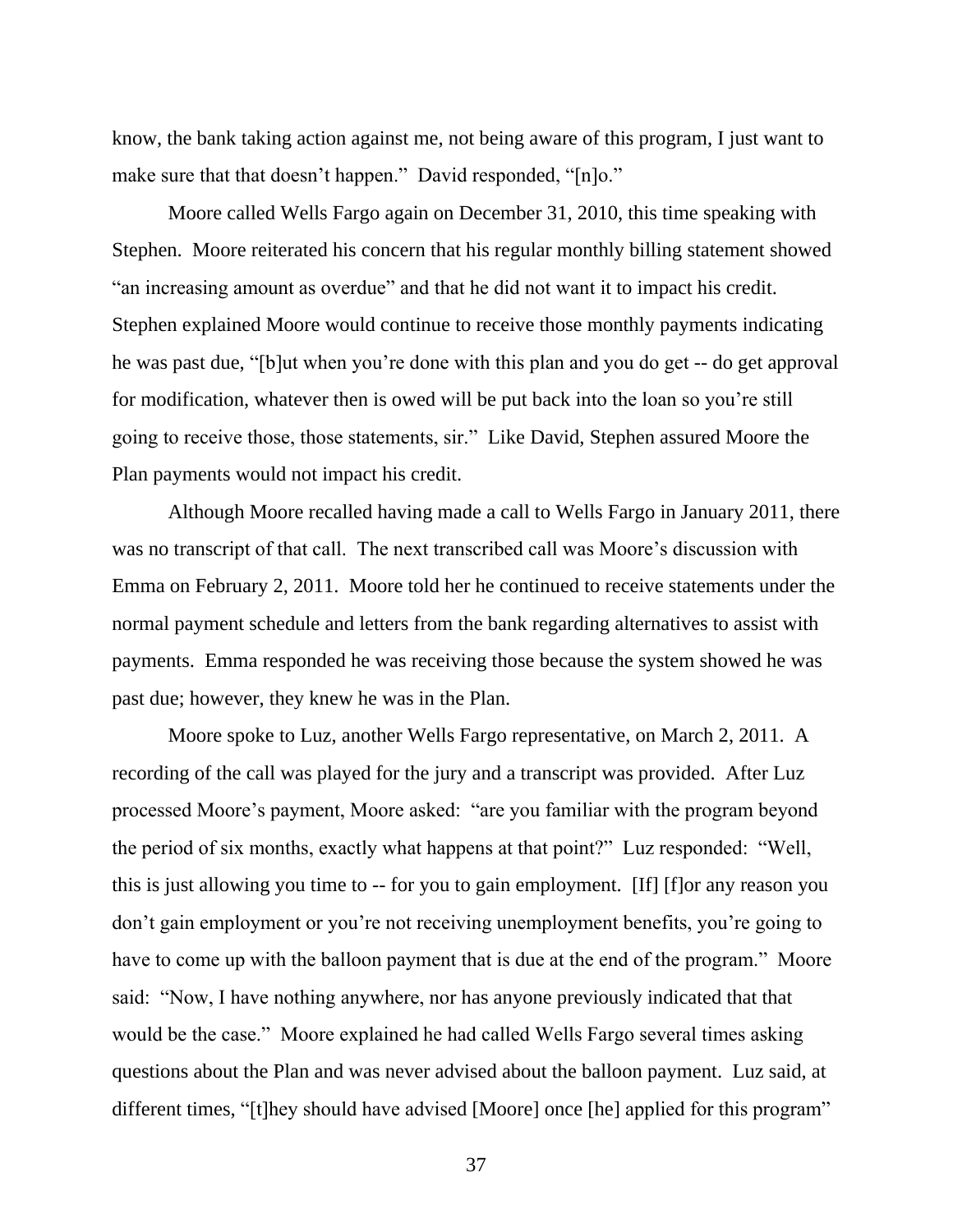know, the bank taking action against me, not being aware of this program, I just want to make sure that that doesn't happen." David responded, "[n]o."

Moore called Wells Fargo again on December 31, 2010, this time speaking with Stephen. Moore reiterated his concern that his regular monthly billing statement showed "an increasing amount as overdue" and that he did not want it to impact his credit. Stephen explained Moore would continue to receive those monthly payments indicating he was past due, "[b]ut when you're done with this plan and you do get -- do get approval for modification, whatever then is owed will be put back into the loan so you're still going to receive those, those statements, sir." Like David, Stephen assured Moore the Plan payments would not impact his credit.

Although Moore recalled having made a call to Wells Fargo in January 2011, there was no transcript of that call. The next transcribed call was Moore's discussion with Emma on February 2, 2011. Moore told her he continued to receive statements under the normal payment schedule and letters from the bank regarding alternatives to assist with payments. Emma responded he was receiving those because the system showed he was past due; however, they knew he was in the Plan.

Moore spoke to Luz, another Wells Fargo representative, on March 2, 2011. A recording of the call was played for the jury and a transcript was provided. After Luz processed Moore's payment, Moore asked: "are you familiar with the program beyond the period of six months, exactly what happens at that point?" Luz responded: "Well, this is just allowing you time to -- for you to gain employment. [If] [f]or any reason you don't gain employment or you're not receiving unemployment benefits, you're going to have to come up with the balloon payment that is due at the end of the program." Moore said: "Now, I have nothing anywhere, nor has anyone previously indicated that that would be the case." Moore explained he had called Wells Fargo several times asking questions about the Plan and was never advised about the balloon payment. Luz said, at different times, "[t]hey should have advised [Moore] once [he] applied for this program"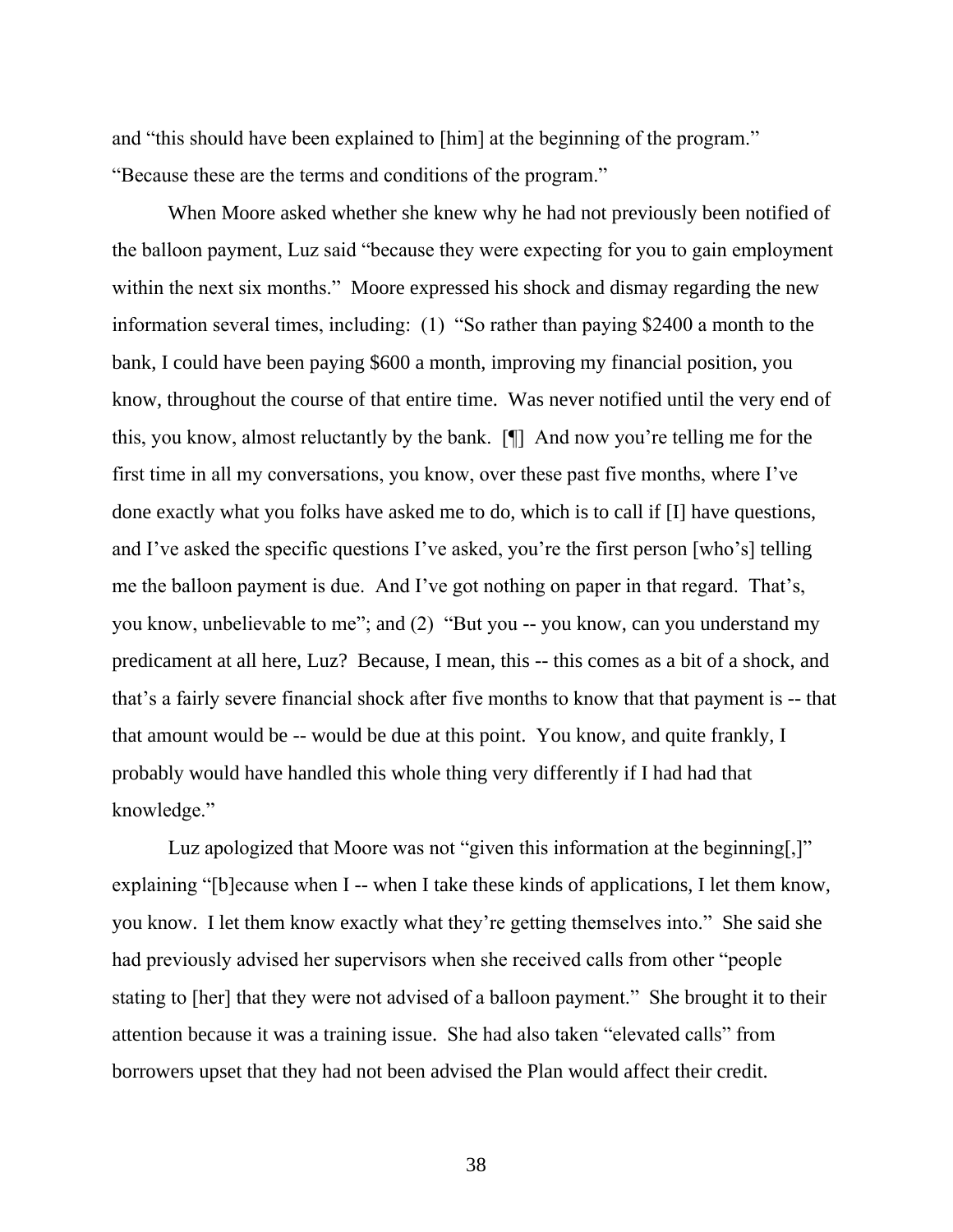and “this should have been explained to [him] at the beginning of the program.” “Because these are the terms and conditions of the program.”

When Moore asked whether she knew why he had not previously been notified of the balloon payment, Luz said “because they were expecting for you to gain employment within the next six months.” Moore expressed his shock and dismay regarding the new information several times, including: (1) “So rather than paying $2400 a month to the bank, I could have been paying $600 a month, improving my financial position, you know, throughout the course of that entire time. Was never notified until the very end of this, you know, almost reluctantly by the bank. [¶] And now you’re telling me for the first time in all my conversations, you know, over these past five months, where I’ve done exactly what you folks have asked me to do, which is to call if [I] have questions, and I’ve asked the specific questions I’ve asked, you’re the first person [who’s] telling me the balloon payment is due. And I’ve got nothing on paper in that regard. That’s, you know, unbelievable to me”; and (2) “But you -- you know, can you understand my predicament at all here, Luz? Because, I mean, this -- this comes as a bit of a shock, and that’s a fairly severe financial shock after five months to know that that payment is -- that that amount would be -- would be due at this point. You know, and quite frankly, I probably would have handled this whole thing very differently if I had had that knowledge.”

Luz apologized that Moore was not “given this information at the beginning[,]” explaining “[b]ecause when I -- when I take these kinds of applications, I let them know, you know. I let them know exactly what they’re getting themselves into.” She said she had previously advised her supervisors when she received calls from other “people stating to [her] that they were not advised of a balloon payment.” She brought it to their attention because it was a training issue. She had also taken “elevated calls” from borrowers upset that they had not been advised the Plan would affect their credit.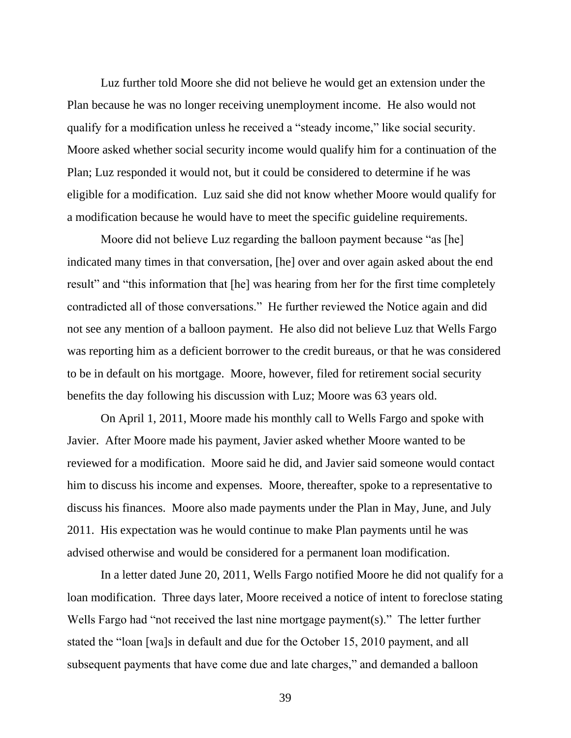Luz further told Moore she did not believe he would get an extension under the Plan because he was no longer receiving unemployment income. He also would not qualify for a modification unless he received a "steady income," like social security. Moore asked whether social security income would qualify him for a continuation of the Plan; Luz responded it would not, but it could be considered to determine if he was eligible for a modification. Luz said she did not know whether Moore would qualify for a modification because he would have to meet the specific guideline requirements.

Moore did not believe Luz regarding the balloon payment because "as [he] indicated many times in that conversation, [he] over and over again asked about the end result" and "this information that [he] was hearing from her for the first time completely contradicted all of those conversations." He further reviewed the Notice again and did not see any mention of a balloon payment. He also did not believe Luz that Wells Fargo was reporting him as a deficient borrower to the credit bureaus, or that he was considered to be in default on his mortgage. Moore, however, filed for retirement social security benefits the day following his discussion with Luz; Moore was 63 years old.

On April 1, 2011, Moore made his monthly call to Wells Fargo and spoke with Javier. After Moore made his payment, Javier asked whether Moore wanted to be reviewed for a modification. Moore said he did, and Javier said someone would contact him to discuss his income and expenses. Moore, thereafter, spoke to a representative to discuss his finances. Moore also made payments under the Plan in May, June, and July 2011. His expectation was he would continue to make Plan payments until he was advised otherwise and would be considered for a permanent loan modification.

In a letter dated June 20, 2011, Wells Fargo notified Moore he did not qualify for a loan modification. Three days later, Moore received a notice of intent to foreclose stating Wells Fargo had "not received the last nine mortgage payment(s)." The letter further stated the "loan [wa]s in default and due for the October 15, 2010 payment, and all subsequent payments that have come due and late charges," and demanded a balloon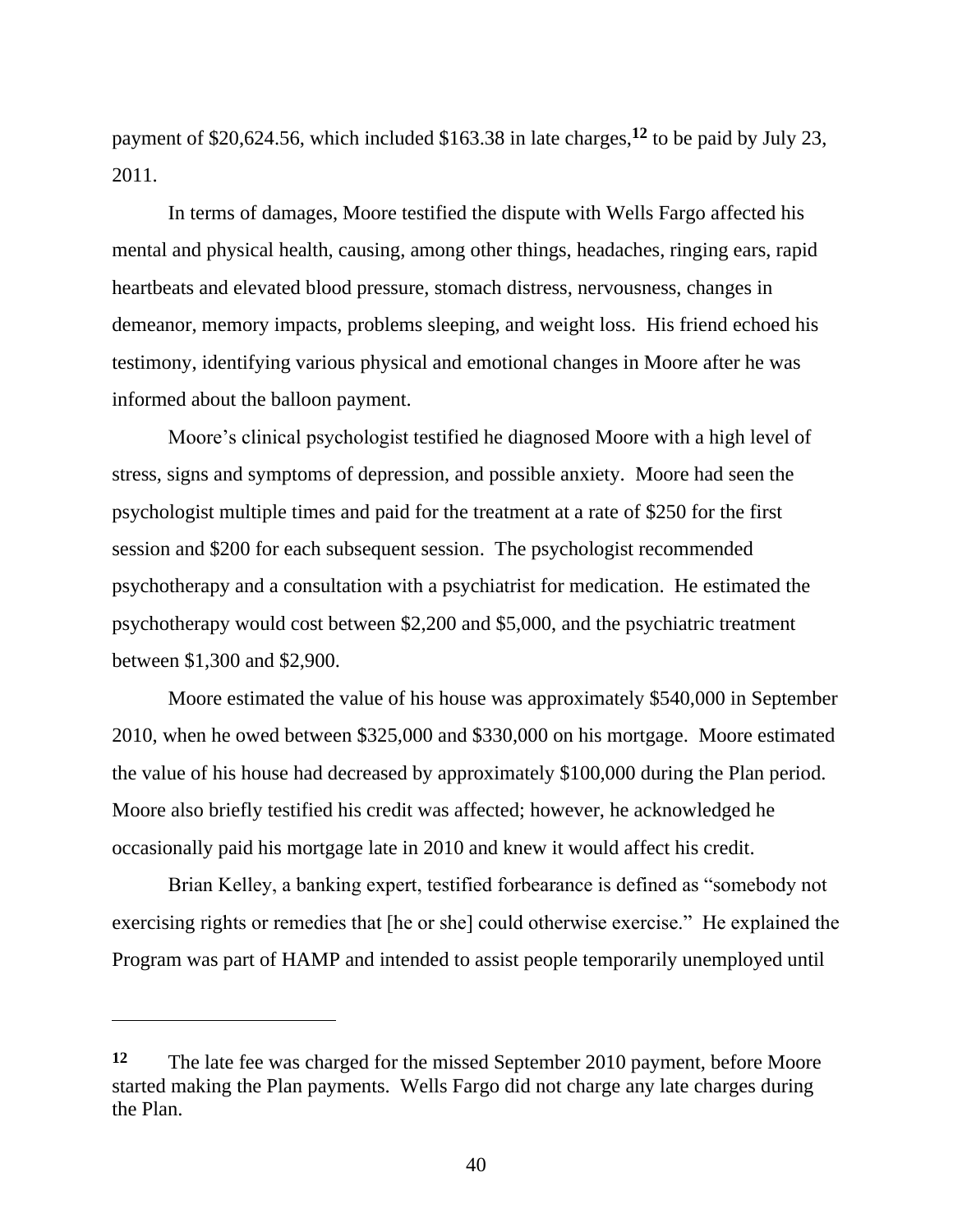payment of $20,624.56, which included $163.38 in late charges,[12] to be paid by July 23, 2011.

In terms of damages, Moore testified the dispute with Wells Fargo affected his mental and physical health, causing, among other things, headaches, ringing ears, rapid heartbeats and elevated blood pressure, stomach distress, nervousness, changes in demeanor, memory impacts, problems sleeping, and weight loss. His friend echoed his testimony, identifying various physical and emotional changes in Moore after he was informed about the balloon payment.

Moore's clinical psychologist testified he diagnosed Moore with a high level of stress, signs and symptoms of depression, and possible anxiety. Moore had seen the psychologist multiple times and paid for the treatment at a rate of $250 for the first session and $200 for each subsequent session. The psychologist recommended psychotherapy and a consultation with a psychiatrist for medication. He estimated the psychotherapy would cost between $2,200 and $5,000, and the psychiatric treatment between $1,300 and $2,900.

Moore estimated the value of his house was approximately $540,000 in September 2010, when he owed between $325,000 and $330,000 on his mortgage. Moore estimated the value of his house had decreased by approximately $100,000 during the Plan period. Moore also briefly testified his credit was affected; however, he acknowledged he occasionally paid his mortgage late in 2010 and knew it would affect his credit.

Brian Kelley, a banking expert, testified forbearance is defined as "somebody not exercising rights or remedies that [he or she] could otherwise exercise." He explained the Program was part of HAMP and intended to assist people temporarily unemployed until

---

[12] The late fee was charged for the missed September 2010 payment, before Moore started making the Plan payments. Wells Fargo did not charge any late charges during the Plan.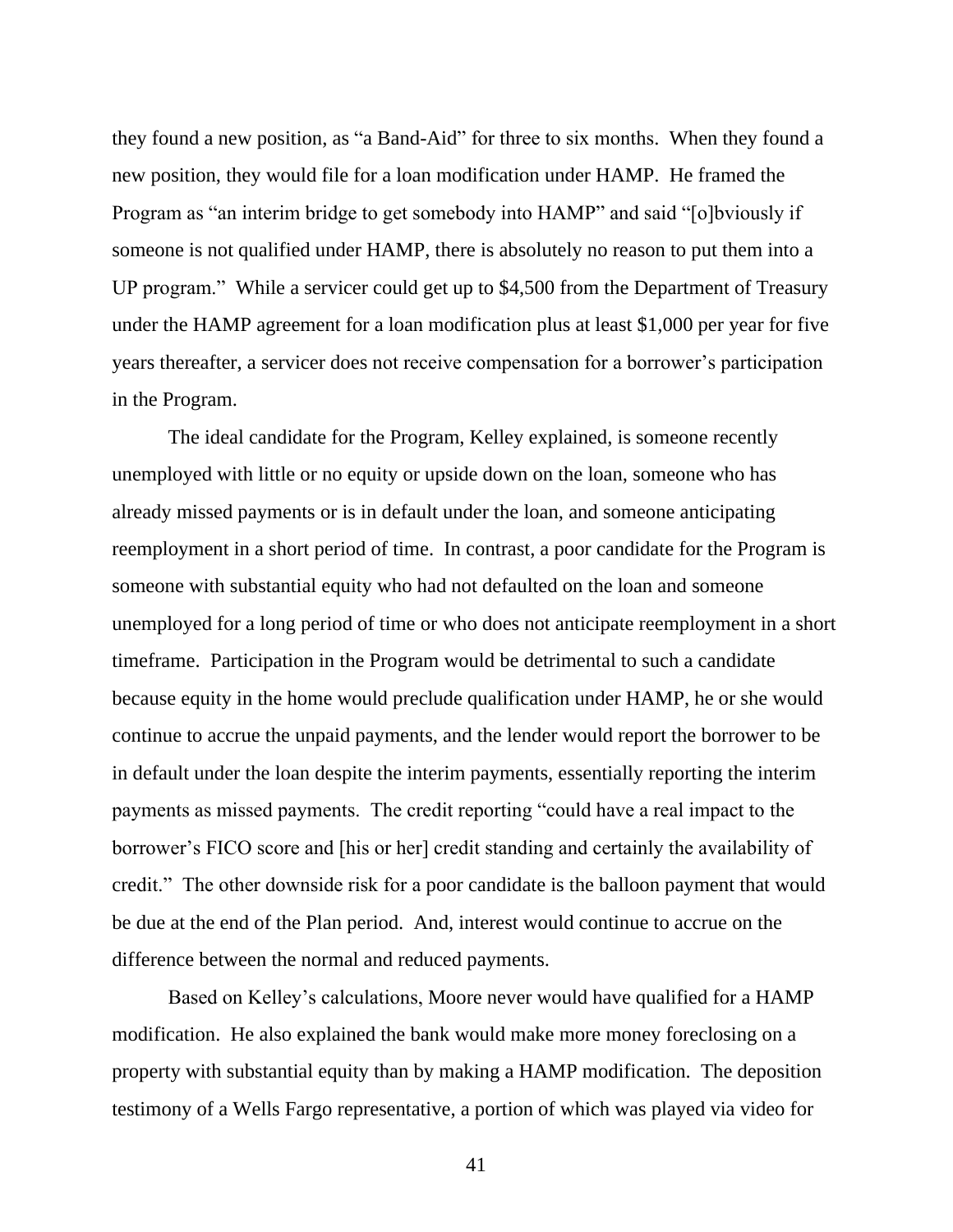they found a new position, as "a Band-Aid" for three to six months. When they found a new position, they would file for a loan modification under HAMP. He framed the Program as "an interim bridge to get somebody into HAMP" and said "[o]bviously if someone is not qualified under HAMP, there is absolutely no reason to put them into a UP program." While a servicer could get up to $4,500 from the Department of Treasury under the HAMP agreement for a loan modification plus at least $1,000 per year for five years thereafter, a servicer does not receive compensation for a borrower's participation in the Program.

The ideal candidate for the Program, Kelley explained, is someone recently unemployed with little or no equity or upside down on the loan, someone who has already missed payments or is in default under the loan, and someone anticipating reemployment in a short period of time. In contrast, a poor candidate for the Program is someone with substantial equity who had not defaulted on the loan and someone unemployed for a long period of time or who does not anticipate reemployment in a short timeframe. Participation in the Program would be detrimental to such a candidate because equity in the home would preclude qualification under HAMP, he or she would continue to accrue the unpaid payments, and the lender would report the borrower to be in default under the loan despite the interim payments, essentially reporting the interim payments as missed payments. The credit reporting "could have a real impact to the borrower's FICO score and [his or her] credit standing and certainly the availability of credit." The other downside risk for a poor candidate is the balloon payment that would be due at the end of the Plan period. And, interest would continue to accrue on the difference between the normal and reduced payments.

Based on Kelley's calculations, Moore never would have qualified for a HAMP modification. He also explained the bank would make more money foreclosing on a property with substantial equity than by making a HAMP modification. The deposition testimony of a Wells Fargo representative, a portion of which was played via video for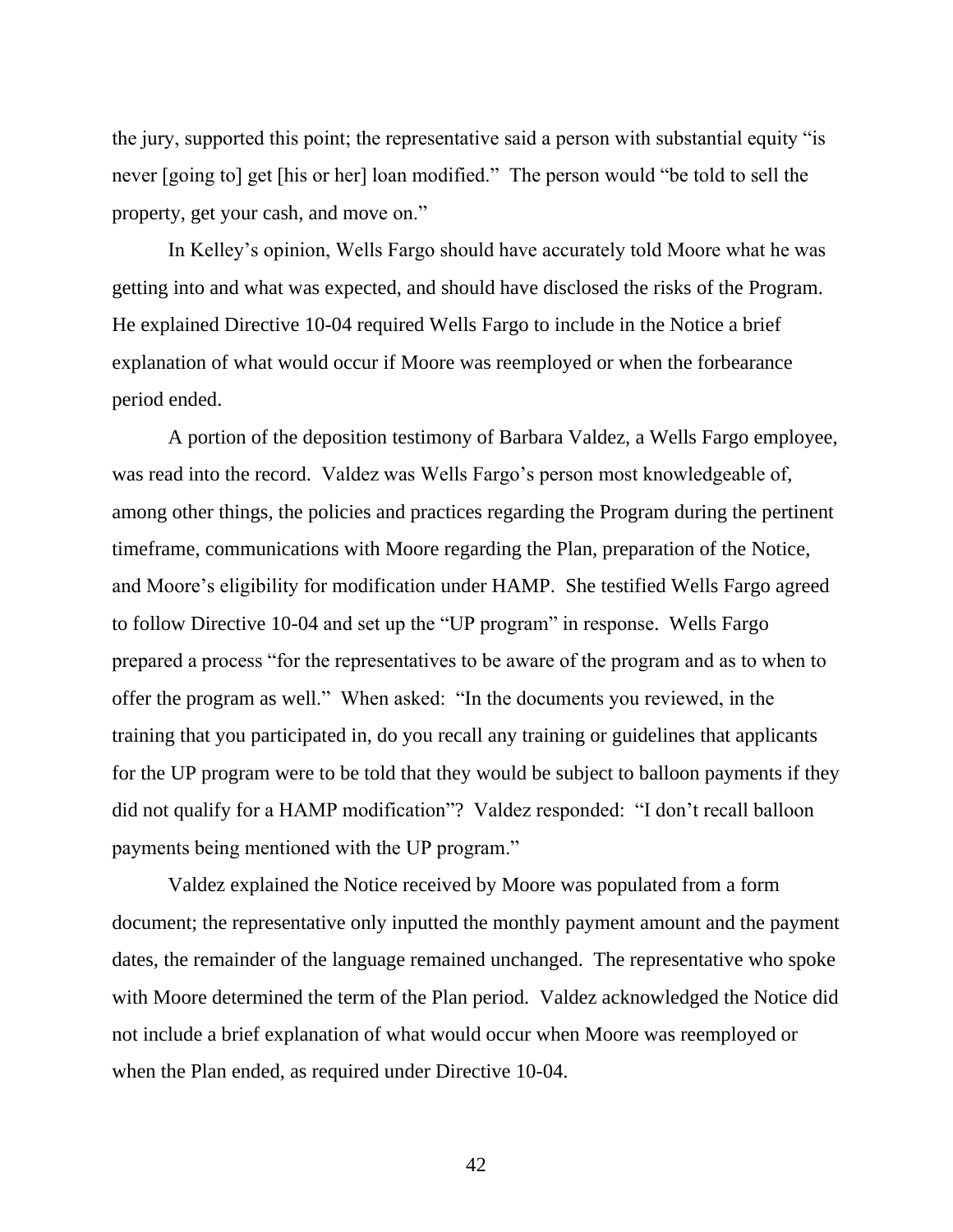the jury, supported this point; the representative said a person with substantial equity "is never [going to] get [his or her] loan modified." The person would "be told to sell the property, get your cash, and move on."

In Kelley's opinion, Wells Fargo should have accurately told Moore what he was getting into and what was expected, and should have disclosed the risks of the Program. He explained Directive 10-04 required Wells Fargo to include in the Notice a brief explanation of what would occur if Moore was reemployed or when the forbearance period ended.

A portion of the deposition testimony of Barbara Valdez, a Wells Fargo employee, was read into the record. Valdez was Wells Fargo's person most knowledgeable of, among other things, the policies and practices regarding the Program during the pertinent timeframe, communications with Moore regarding the Plan, preparation of the Notice, and Moore's eligibility for modification under HAMP. She testified Wells Fargo agreed to follow Directive 10-04 and set up the "UP program" in response. Wells Fargo prepared a process "for the representatives to be aware of the program and as to when to offer the program as well." When asked: "In the documents you reviewed, in the training that you participated in, do you recall any training or guidelines that applicants for the UP program were to be told that they would be subject to balloon payments if they did not qualify for a HAMP modification"? Valdez responded: "I don't recall balloon payments being mentioned with the UP program."

Valdez explained the Notice received by Moore was populated from a form document; the representative only inputted the monthly payment amount and the payment dates, the remainder of the language remained unchanged. The representative who spoke with Moore determined the term of the Plan period. Valdez acknowledged the Notice did not include a brief explanation of what would occur when Moore was reemployed or when the Plan ended, as required under Directive 10-04.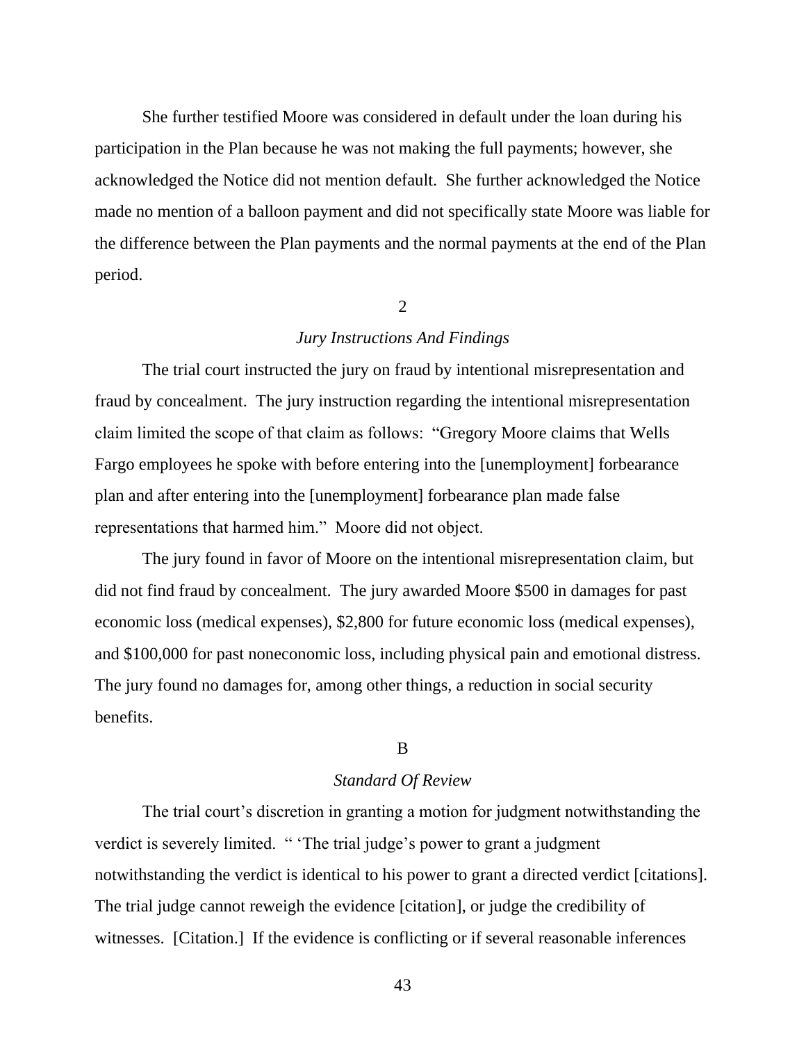She further testified Moore was considered in default under the loan during his participation in the Plan because he was not making the full payments; however, she acknowledged the Notice did not mention default. She further acknowledged the Notice made no mention of a balloon payment and did not specifically state Moore was liable for the difference between the Plan payments and the normal payments at the end of the Plan period.

2

*Jury Instructions And Findings*

The trial court instructed the jury on fraud by intentional misrepresentation and fraud by concealment. The jury instruction regarding the intentional misrepresentation claim limited the scope of that claim as follows: "Gregory Moore claims that Wells Fargo employees he spoke with before entering into the [unemployment] forbearance plan and after entering into the [unemployment] forbearance plan made false representations that harmed him." Moore did not object.

The jury found in favor of Moore on the intentional misrepresentation claim, but did not find fraud by concealment. The jury awarded Moore $500 in damages for past economic loss (medical expenses), $2,800 for future economic loss (medical expenses), and $100,000 for past noneconomic loss, including physical pain and emotional distress. The jury found no damages for, among other things, a reduction in social security benefits.

B

*Standard Of Review*

The trial court's discretion in granting a motion for judgment notwithstanding the verdict is severely limited. " 'The trial judge's power to grant a judgment notwithstanding the verdict is identical to his power to grant a directed verdict [citations]. The trial judge cannot reweigh the evidence [citation], or judge the credibility of witnesses. [Citation.] If the evidence is conflicting or if several reasonable inferences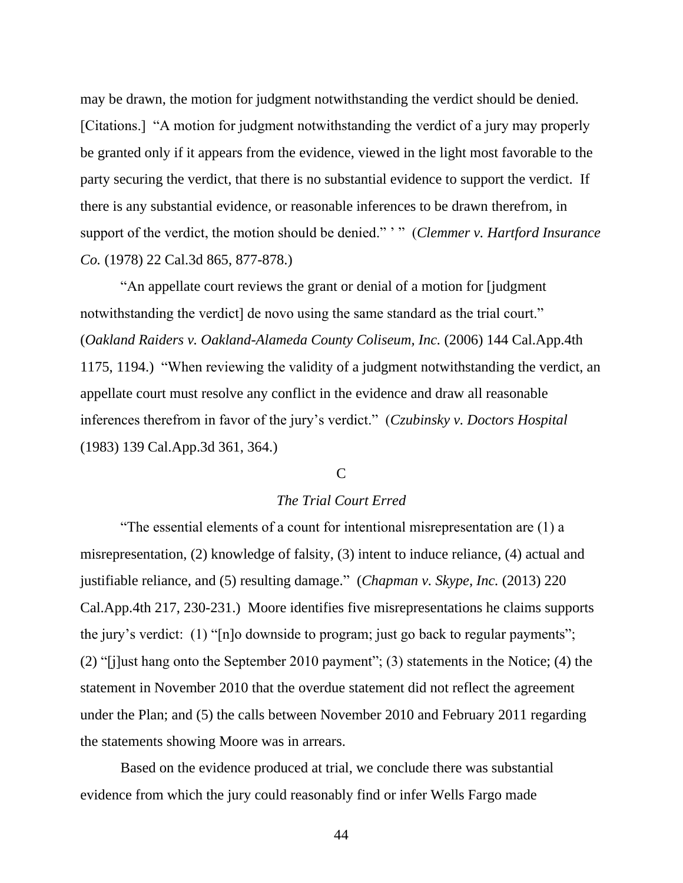may be drawn, the motion for judgment notwithstanding the verdict should be denied. [Citations.] "A motion for judgment notwithstanding the verdict of a jury may properly be granted only if it appears from the evidence, viewed in the light most favorable to the party securing the verdict, that there is no substantial evidence to support the verdict. If there is any substantial evidence, or reasonable inferences to be drawn therefrom, in support of the verdict, the motion should be denied." ' " (*Clemmer v. Hartford Insurance Co.* (1978) 22 Cal.3d 865, 877-878.)

"An appellate court reviews the grant or denial of a motion for [judgment notwithstanding the verdict] de novo using the same standard as the trial court." (*Oakland Raiders v. Oakland-Alameda County Coliseum, Inc.* (2006) 144 Cal.App.4th 1175, 1194.) "When reviewing the validity of a judgment notwithstanding the verdict, an appellate court must resolve any conflict in the evidence and draw all reasonable inferences therefrom in favor of the jury's verdict." (*Czubinsky v. Doctors Hospital* (1983) 139 Cal.App.3d 361, 364.)

C

*The Trial Court Erred*

"The essential elements of a count for intentional misrepresentation are (1) a misrepresentation, (2) knowledge of falsity, (3) intent to induce reliance, (4) actual and justifiable reliance, and (5) resulting damage." (*Chapman v. Skype, Inc.* (2013) 220 Cal.App.4th 217, 230-231.) Moore identifies five misrepresentations he claims supports the jury's verdict: (1) "[n]o downside to program; just go back to regular payments"; (2) "[j]ust hang onto the September 2010 payment"; (3) statements in the Notice; (4) the statement in November 2010 that the overdue statement did not reflect the agreement under the Plan; and (5) the calls between November 2010 and February 2011 regarding the statements showing Moore was in arrears.

Based on the evidence produced at trial, we conclude there was substantial evidence from which the jury could reasonably find or infer Wells Fargo made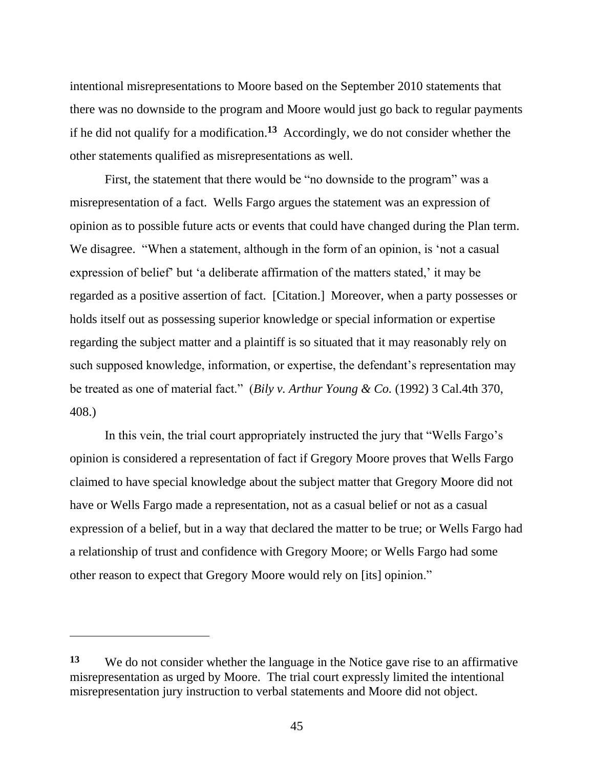intentional misrepresentations to Moore based on the September 2010 statements that there was no downside to the program and Moore would just go back to regular payments if he did not qualify for a modification.[13] Accordingly, we do not consider whether the other statements qualified as misrepresentations as well.

First, the statement that there would be "no downside to the program" was a misrepresentation of a fact. Wells Fargo argues the statement was an expression of opinion as to possible future acts or events that could have changed during the Plan term. We disagree. "When a statement, although in the form of an opinion, is 'not a casual expression of belief' but 'a deliberate affirmation of the matters stated,' it may be regarded as a positive assertion of fact. [Citation.] Moreover, when a party possesses or holds itself out as possessing superior knowledge or special information or expertise regarding the subject matter and a plaintiff is so situated that it may reasonably rely on such supposed knowledge, information, or expertise, the defendant's representation may be treated as one of material fact." (*Bily v. Arthur Young & Co.* (1992) 3 Cal.4th 370, 408.)

In this vein, the trial court appropriately instructed the jury that "Wells Fargo's opinion is considered a representation of fact if Gregory Moore proves that Wells Fargo claimed to have special knowledge about the subject matter that Gregory Moore did not have or Wells Fargo made a representation, not as a casual belief or not as a casual expression of a belief, but in a way that declared the matter to be true; or Wells Fargo had a relationship of trust and confidence with Gregory Moore; or Wells Fargo had some other reason to expect that Gregory Moore would rely on [its] opinion."

---

[13] We do not consider whether the language in the Notice gave rise to an affirmative misrepresentation as urged by Moore. The trial court expressly limited the intentional misrepresentation jury instruction to verbal statements and Moore did not object.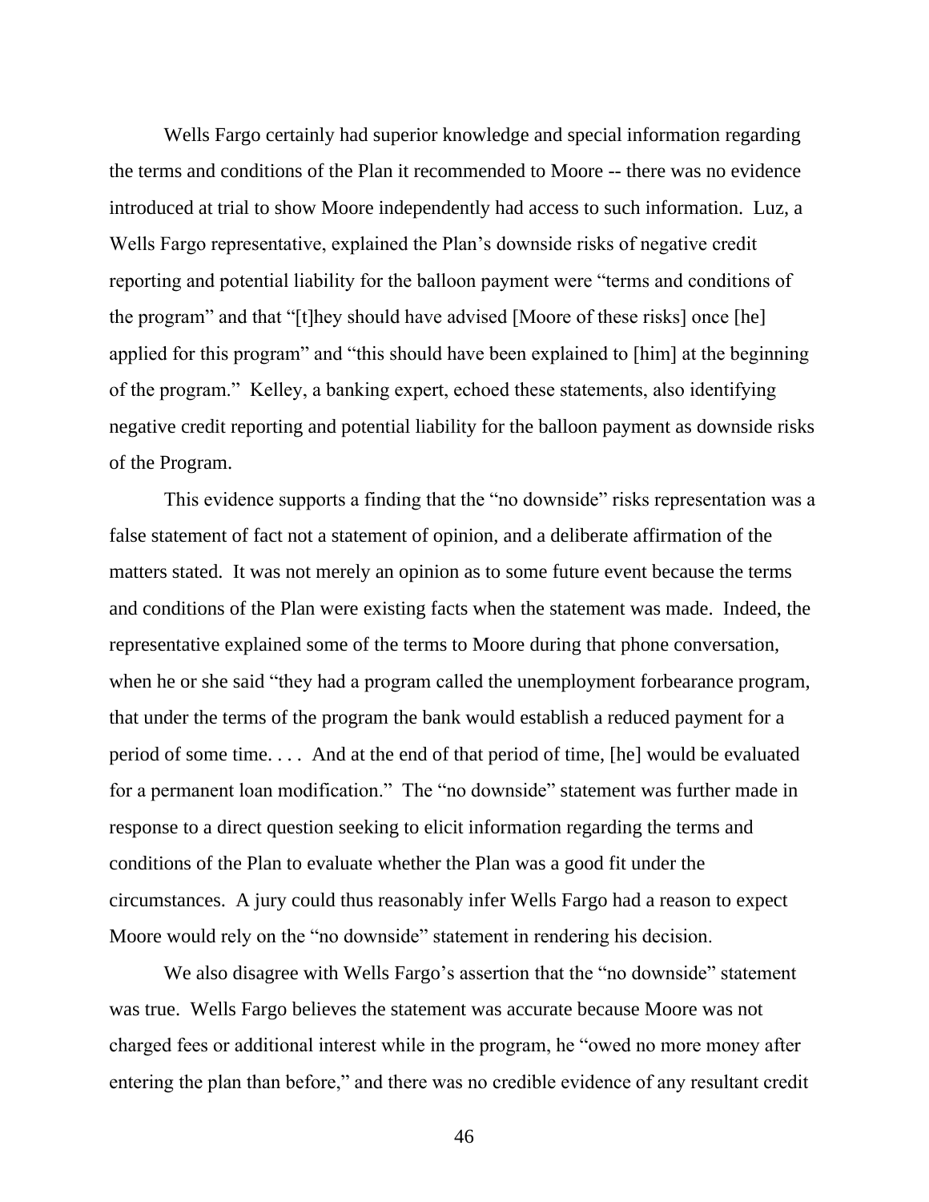Wells Fargo certainly had superior knowledge and special information regarding the terms and conditions of the Plan it recommended to Moore -- there was no evidence introduced at trial to show Moore independently had access to such information. Luz, a Wells Fargo representative, explained the Plan's downside risks of negative credit reporting and potential liability for the balloon payment were "terms and conditions of the program" and that "[t]hey should have advised [Moore of these risks] once [he] applied for this program" and "this should have been explained to [him] at the beginning of the program." Kelley, a banking expert, echoed these statements, also identifying negative credit reporting and potential liability for the balloon payment as downside risks of the Program.

This evidence supports a finding that the "no downside" risks representation was a false statement of fact not a statement of opinion, and a deliberate affirmation of the matters stated. It was not merely an opinion as to some future event because the terms and conditions of the Plan were existing facts when the statement was made. Indeed, the representative explained some of the terms to Moore during that phone conversation, when he or she said "they had a program called the unemployment forbearance program, that under the terms of the program the bank would establish a reduced payment for a period of some time. . . . And at the end of that period of time, [he] would be evaluated for a permanent loan modification." The "no downside" statement was further made in response to a direct question seeking to elicit information regarding the terms and conditions of the Plan to evaluate whether the Plan was a good fit under the circumstances. A jury could thus reasonably infer Wells Fargo had a reason to expect Moore would rely on the "no downside" statement in rendering his decision.

We also disagree with Wells Fargo's assertion that the "no downside" statement was true. Wells Fargo believes the statement was accurate because Moore was not charged fees or additional interest while in the program, he "owed no more money after entering the plan than before," and there was no credible evidence of any resultant credit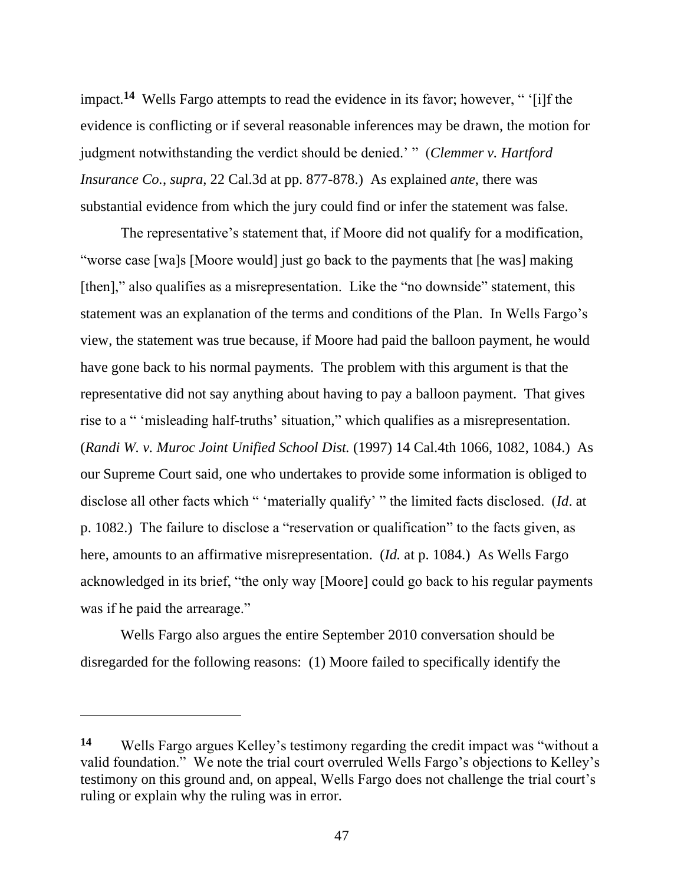impact.[14] Wells Fargo attempts to read the evidence in its favor; however, " '[i]f the evidence is conflicting or if several reasonable inferences may be drawn, the motion for judgment notwithstanding the verdict should be denied.' " (*Clemmer v. Hartford Insurance Co.*, *supra*, 22 Cal.3d at pp. 877-878.) As explained *ante*, there was substantial evidence from which the jury could find or infer the statement was false.

The representative's statement that, if Moore did not qualify for a modification, "worse case [wa]s [Moore would] just go back to the payments that [he was] making [then]," also qualifies as a misrepresentation. Like the "no downside" statement, this statement was an explanation of the terms and conditions of the Plan. In Wells Fargo's view, the statement was true because, if Moore had paid the balloon payment, he would have gone back to his normal payments. The problem with this argument is that the representative did not say anything about having to pay a balloon payment. That gives rise to a " 'misleading half-truths' situation," which qualifies as a misrepresentation. (*Randi W. v. Muroc Joint Unified School Dist.* (1997) 14 Cal.4th 1066, 1082, 1084.) As our Supreme Court said, one who undertakes to provide some information is obliged to disclose all other facts which " 'materially qualify' " the limited facts disclosed. (*Id*. at p. 1082.) The failure to disclose a "reservation or qualification" to the facts given, as here, amounts to an affirmative misrepresentation. (*Id.* at p. 1084.) As Wells Fargo acknowledged in its brief, "the only way [Moore] could go back to his regular payments was if he paid the arrearage."

Wells Fargo also argues the entire September 2010 conversation should be disregarded for the following reasons: (1) Moore failed to specifically identify the

---

[14] Wells Fargo argues Kelley's testimony regarding the credit impact was "without a valid foundation." We note the trial court overruled Wells Fargo's objections to Kelley's testimony on this ground and, on appeal, Wells Fargo does not challenge the trial court's ruling or explain why the ruling was in error.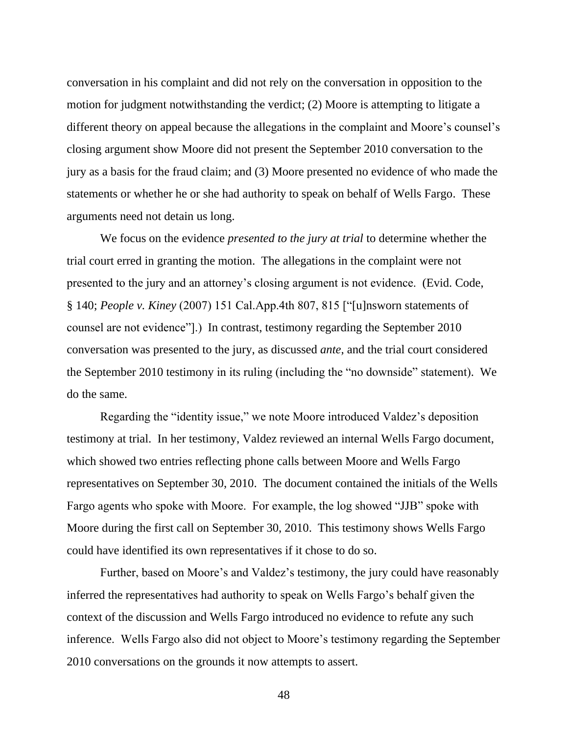conversation in his complaint and did not rely on the conversation in opposition to the motion for judgment notwithstanding the verdict; (2) Moore is attempting to litigate a different theory on appeal because the allegations in the complaint and Moore's counsel's closing argument show Moore did not present the September 2010 conversation to the jury as a basis for the fraud claim; and (3) Moore presented no evidence of who made the statements or whether he or she had authority to speak on behalf of Wells Fargo. These arguments need not detain us long.

We focus on the evidence *presented to the jury at trial* to determine whether the trial court erred in granting the motion. The allegations in the complaint were not presented to the jury and an attorney's closing argument is not evidence. (Evid. Code, § 140; *People v. Kiney* (2007) 151 Cal.App.4th 807, 815 ["[u]nsworn statements of counsel are not evidence"].) In contrast, testimony regarding the September 2010 conversation was presented to the jury, as discussed *ante*, and the trial court considered the September 2010 testimony in its ruling (including the "no downside" statement). We do the same.

Regarding the "identity issue," we note Moore introduced Valdez's deposition testimony at trial. In her testimony, Valdez reviewed an internal Wells Fargo document, which showed two entries reflecting phone calls between Moore and Wells Fargo representatives on September 30, 2010. The document contained the initials of the Wells Fargo agents who spoke with Moore. For example, the log showed "JJB" spoke with Moore during the first call on September 30, 2010. This testimony shows Wells Fargo could have identified its own representatives if it chose to do so.

Further, based on Moore's and Valdez's testimony, the jury could have reasonably inferred the representatives had authority to speak on Wells Fargo's behalf given the context of the discussion and Wells Fargo introduced no evidence to refute any such inference. Wells Fargo also did not object to Moore's testimony regarding the September 2010 conversations on the grounds it now attempts to assert.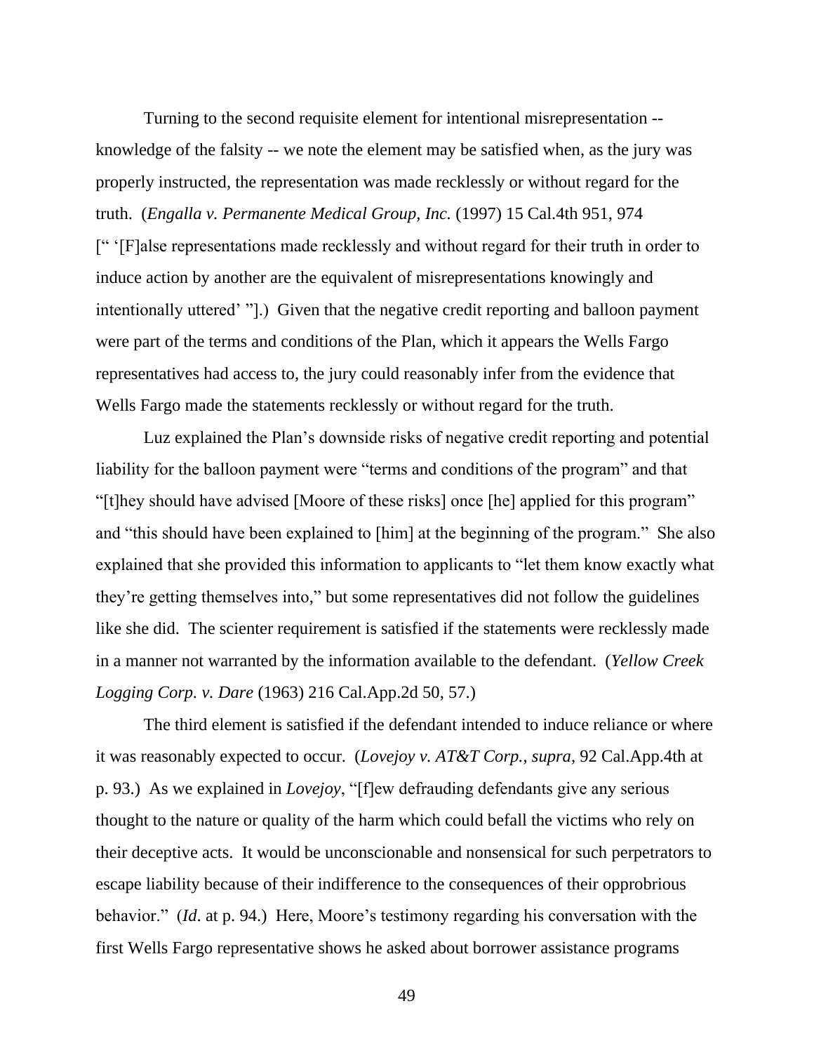Turning to the second requisite element for intentional misrepresentation -- knowledge of the falsity -- we note the element may be satisfied when, as the jury was properly instructed, the representation was made recklessly or without regard for the truth. (*Engalla v. Permanente Medical Group, Inc.* (1997) 15 Cal.4th 951, 974 [" '[F]alse representations made recklessly and without regard for their truth in order to induce action by another are the equivalent of misrepresentations knowingly and intentionally uttered' "].) Given that the negative credit reporting and balloon payment were part of the terms and conditions of the Plan, which it appears the Wells Fargo representatives had access to, the jury could reasonably infer from the evidence that Wells Fargo made the statements recklessly or without regard for the truth.

Luz explained the Plan's downside risks of negative credit reporting and potential liability for the balloon payment were "terms and conditions of the program" and that "[t]hey should have advised [Moore of these risks] once [he] applied for this program" and "this should have been explained to [him] at the beginning of the program." She also explained that she provided this information to applicants to "let them know exactly what they're getting themselves into," but some representatives did not follow the guidelines like she did. The scienter requirement is satisfied if the statements were recklessly made in a manner not warranted by the information available to the defendant. (*Yellow Creek Logging Corp. v. Dare* (1963) 216 Cal.App.2d 50, 57.)

The third element is satisfied if the defendant intended to induce reliance or where it was reasonably expected to occur. (*Lovejoy v. AT&T Corp.*, *supra*, 92 Cal.App.4th at p. 93.) As we explained in *Lovejoy*, "[f]ew defrauding defendants give any serious thought to the nature or quality of the harm which could befall the victims who rely on their deceptive acts. It would be unconscionable and nonsensical for such perpetrators to escape liability because of their indifference to the consequences of their opprobrious behavior." (*Id.* at p. 94.) Here, Moore's testimony regarding his conversation with the first Wells Fargo representative shows he asked about borrower assistance programs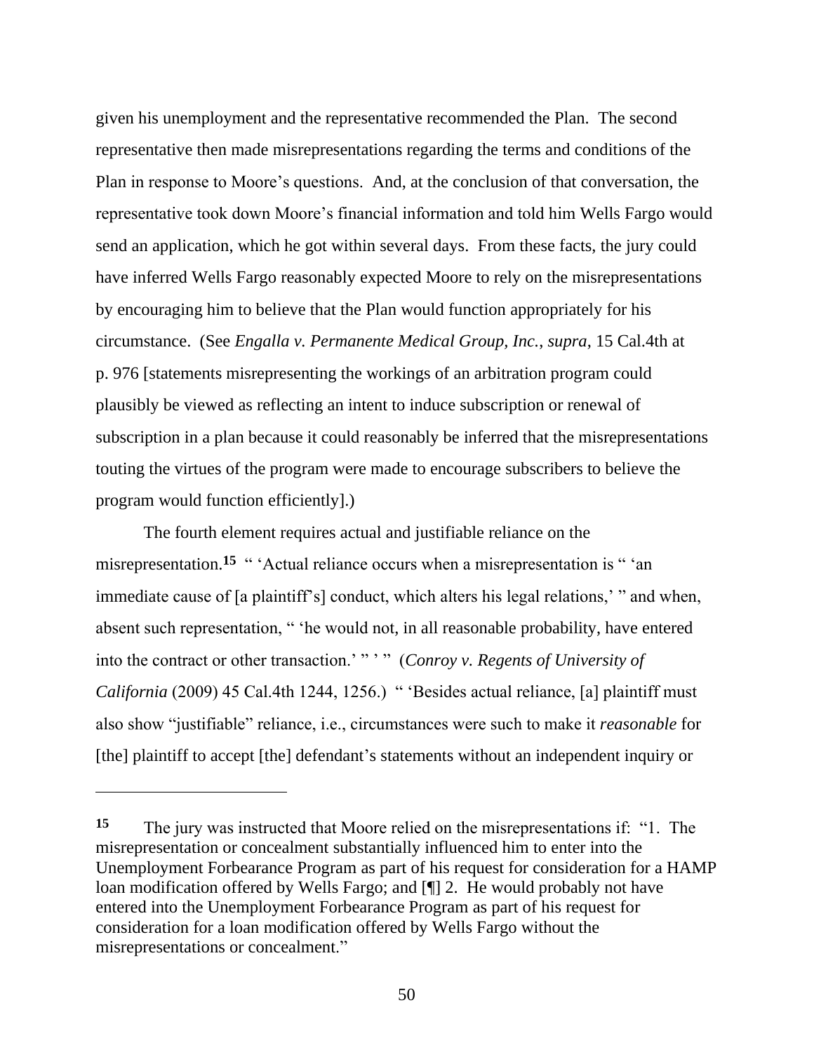given his unemployment and the representative recommended the Plan. The second representative then made misrepresentations regarding the terms and conditions of the Plan in response to Moore's questions. And, at the conclusion of that conversation, the representative took down Moore's financial information and told him Wells Fargo would send an application, which he got within several days. From these facts, the jury could have inferred Wells Fargo reasonably expected Moore to rely on the misrepresentations by encouraging him to believe that the Plan would function appropriately for his circumstance. (See *Engalla v. Permanente Medical Group, Inc.*, *supra*, 15 Cal.4th at p. 976 [statements misrepresenting the workings of an arbitration program could plausibly be viewed as reflecting an intent to induce subscription or renewal of subscription in a plan because it could reasonably be inferred that the misrepresentations touting the virtues of the program were made to encourage subscribers to believe the program would function efficiently].)

The fourth element requires actual and justifiable reliance on the misrepresentation.[15] " 'Actual reliance occurs when a misrepresentation is " 'an immediate cause of [a plaintiff's] conduct, which alters his legal relations,' " and when, absent such representation, " 'he would not, in all reasonable probability, have entered into the contract or other transaction.' " ' " (*Conroy v. Regents of University of California* (2009) 45 Cal.4th 1244, 1256.) " 'Besides actual reliance, [a] plaintiff must also show "justifiable" reliance, i.e., circumstances were such to make it *reasonable* for [the] plaintiff to accept [the] defendant's statements without an independent inquiry or

---

**15** The jury was instructed that Moore relied on the misrepresentations if: "1. The misrepresentation or concealment substantially influenced him to enter into the Unemployment Forbearance Program as part of his request for consideration for a HAMP loan modification offered by Wells Fargo; and [¶] 2. He would probably not have entered into the Unemployment Forbearance Program as part of his request for consideration for a loan modification offered by Wells Fargo without the misrepresentations or concealment."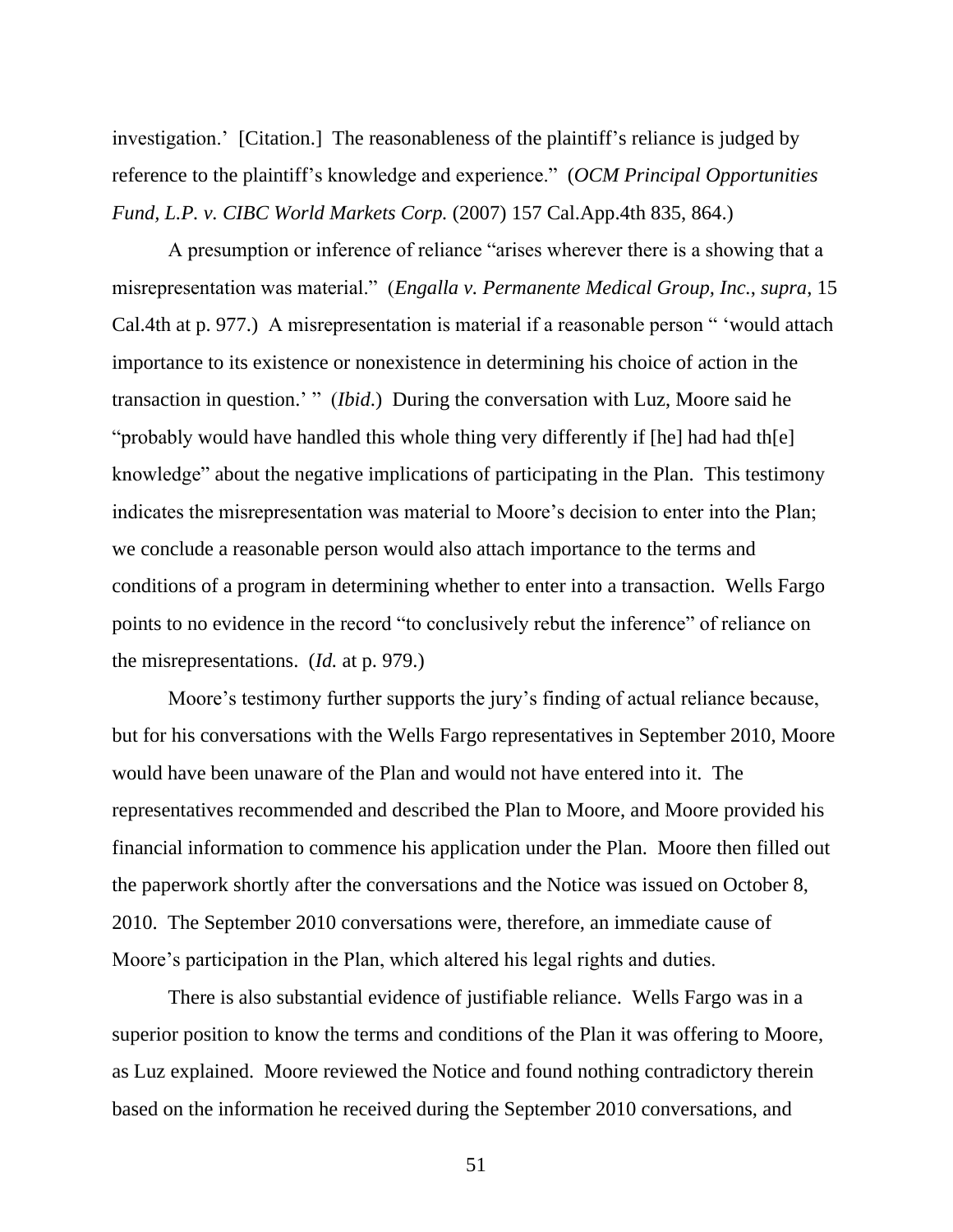investigation.' [Citation.] The reasonableness of the plaintiff's reliance is judged by reference to the plaintiff's knowledge and experience." (*OCM Principal Opportunities Fund, L.P. v. CIBC World Markets Corp.* (2007) 157 Cal.App.4th 835, 864.)

A presumption or inference of reliance "arises wherever there is a showing that a misrepresentation was material." (*Engalla v. Permanente Medical Group, Inc.*, *supra*, 15 Cal.4th at p. 977.) A misrepresentation is material if a reasonable person " 'would attach importance to its existence or nonexistence in determining his choice of action in the transaction in question.' " (*Ibid*.) During the conversation with Luz, Moore said he "probably would have handled this whole thing very differently if [he] had had th[e] knowledge" about the negative implications of participating in the Plan. This testimony indicates the misrepresentation was material to Moore's decision to enter into the Plan; we conclude a reasonable person would also attach importance to the terms and conditions of a program in determining whether to enter into a transaction. Wells Fargo points to no evidence in the record "to conclusively rebut the inference" of reliance on the misrepresentations. (*Id.* at p. 979.)

Moore's testimony further supports the jury's finding of actual reliance because, but for his conversations with the Wells Fargo representatives in September 2010, Moore would have been unaware of the Plan and would not have entered into it. The representatives recommended and described the Plan to Moore, and Moore provided his financial information to commence his application under the Plan. Moore then filled out the paperwork shortly after the conversations and the Notice was issued on October 8, 2010. The September 2010 conversations were, therefore, an immediate cause of Moore's participation in the Plan, which altered his legal rights and duties.

There is also substantial evidence of justifiable reliance. Wells Fargo was in a superior position to know the terms and conditions of the Plan it was offering to Moore, as Luz explained. Moore reviewed the Notice and found nothing contradictory therein based on the information he received during the September 2010 conversations, and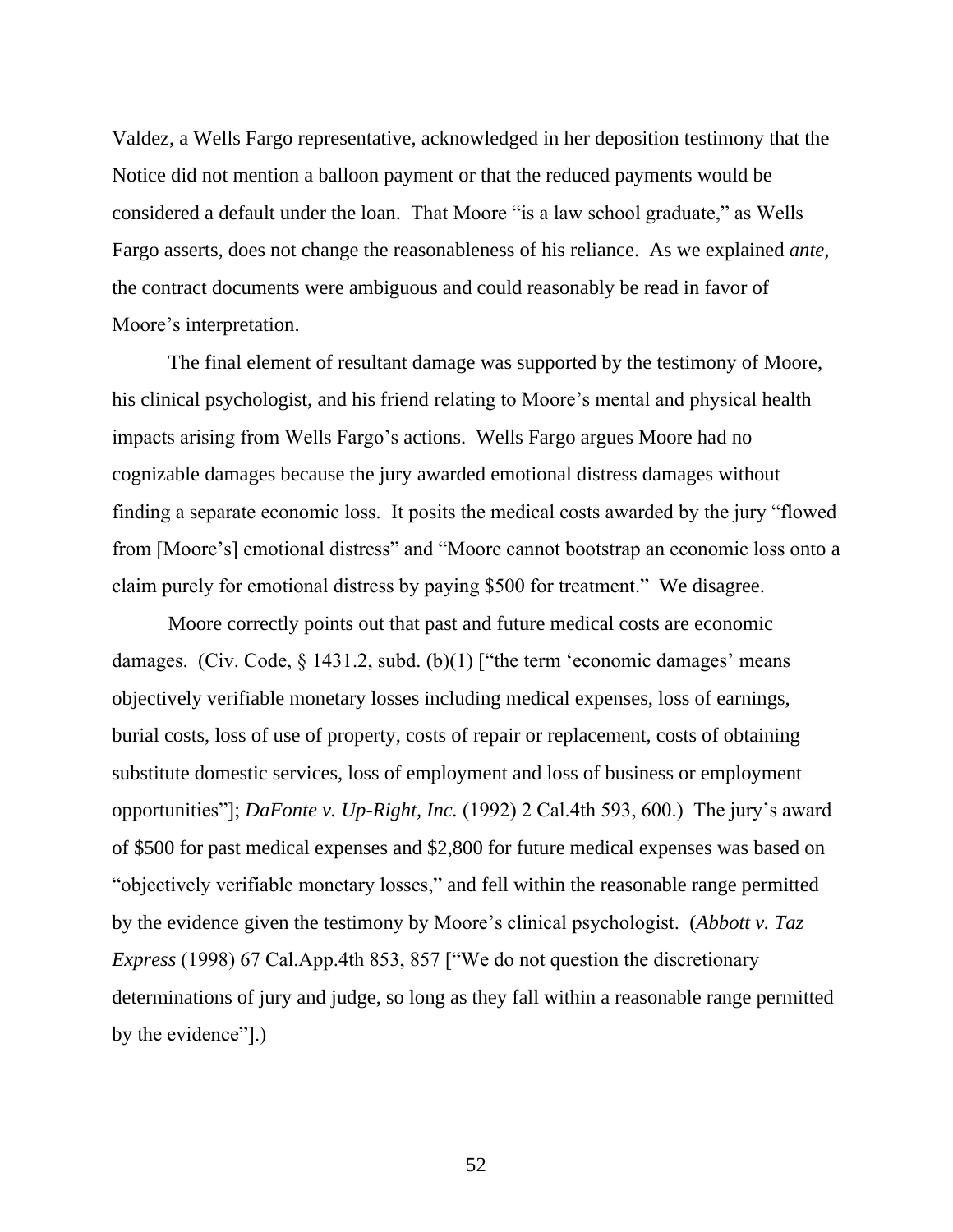Valdez, a Wells Fargo representative, acknowledged in her deposition testimony that the Notice did not mention a balloon payment or that the reduced payments would be considered a default under the loan. That Moore "is a law school graduate," as Wells Fargo asserts, does not change the reasonableness of his reliance. As we explained *ante*, the contract documents were ambiguous and could reasonably be read in favor of Moore's interpretation.

The final element of resultant damage was supported by the testimony of Moore, his clinical psychologist, and his friend relating to Moore's mental and physical health impacts arising from Wells Fargo's actions. Wells Fargo argues Moore had no cognizable damages because the jury awarded emotional distress damages without finding a separate economic loss. It posits the medical costs awarded by the jury "flowed from [Moore's] emotional distress" and "Moore cannot bootstrap an economic loss onto a claim purely for emotional distress by paying $500 for treatment." We disagree.

Moore correctly points out that past and future medical costs are economic damages. (Civ. Code, § 1431.2, subd. (b)(1) ["the term 'economic damages' means objectively verifiable monetary losses including medical expenses, loss of earnings, burial costs, loss of use of property, costs of repair or replacement, costs of obtaining substitute domestic services, loss of employment and loss of business or employment opportunities"]; *DaFonte v. Up-Right, Inc.* (1992) 2 Cal.4th 593, 600.) The jury's award of $500 for past medical expenses and $2,800 for future medical expenses was based on "objectively verifiable monetary losses," and fell within the reasonable range permitted by the evidence given the testimony by Moore's clinical psychologist. (*Abbott v. Taz Express* (1998) 67 Cal.App.4th 853, 857 ["We do not question the discretionary determinations of jury and judge, so long as they fall within a reasonable range permitted by the evidence"].)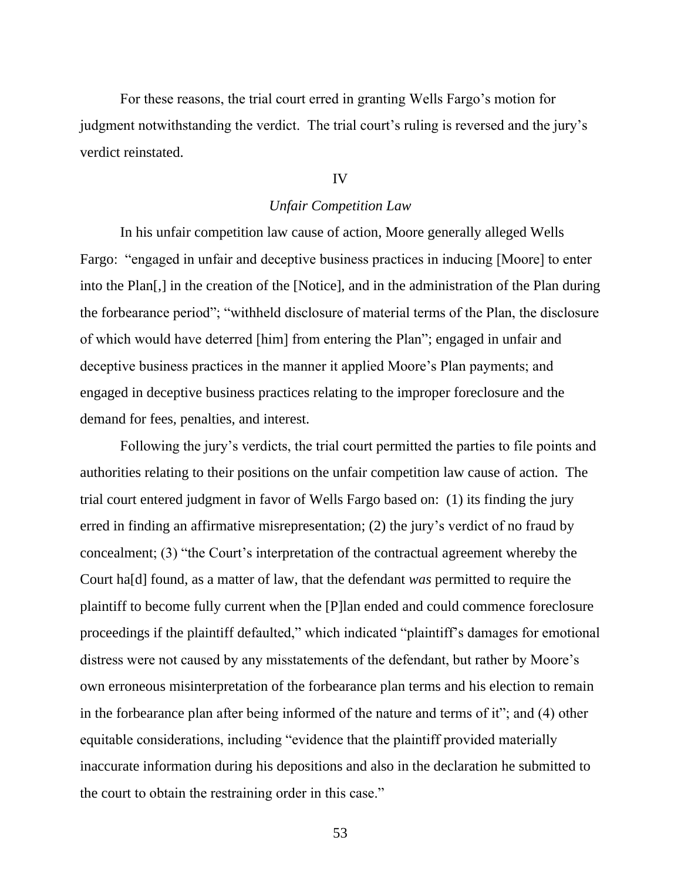For these reasons, the trial court erred in granting Wells Fargo's motion for judgment notwithstanding the verdict. The trial court's ruling is reversed and the jury's verdict reinstated.

## IV

### *Unfair Competition Law*

In his unfair competition law cause of action, Moore generally alleged Wells Fargo: "engaged in unfair and deceptive business practices in inducing [Moore] to enter into the Plan[,] in the creation of the [Notice], and in the administration of the Plan during the forbearance period"; "withheld disclosure of material terms of the Plan, the disclosure of which would have deterred [him] from entering the Plan"; engaged in unfair and deceptive business practices in the manner it applied Moore's Plan payments; and engaged in deceptive business practices relating to the improper foreclosure and the demand for fees, penalties, and interest.

Following the jury's verdicts, the trial court permitted the parties to file points and authorities relating to their positions on the unfair competition law cause of action. The trial court entered judgment in favor of Wells Fargo based on: (1) its finding the jury erred in finding an affirmative misrepresentation; (2) the jury's verdict of no fraud by concealment; (3) "the Court's interpretation of the contractual agreement whereby the Court ha[d] found, as a matter of law, that the defendant *was* permitted to require the plaintiff to become fully current when the [P]lan ended and could commence foreclosure proceedings if the plaintiff defaulted," which indicated "plaintiff's damages for emotional distress were not caused by any misstatements of the defendant, but rather by Moore's own erroneous misinterpretation of the forbearance plan terms and his election to remain in the forbearance plan after being informed of the nature and terms of it"; and (4) other equitable considerations, including "evidence that the plaintiff provided materially inaccurate information during his depositions and also in the declaration he submitted to the court to obtain the restraining order in this case."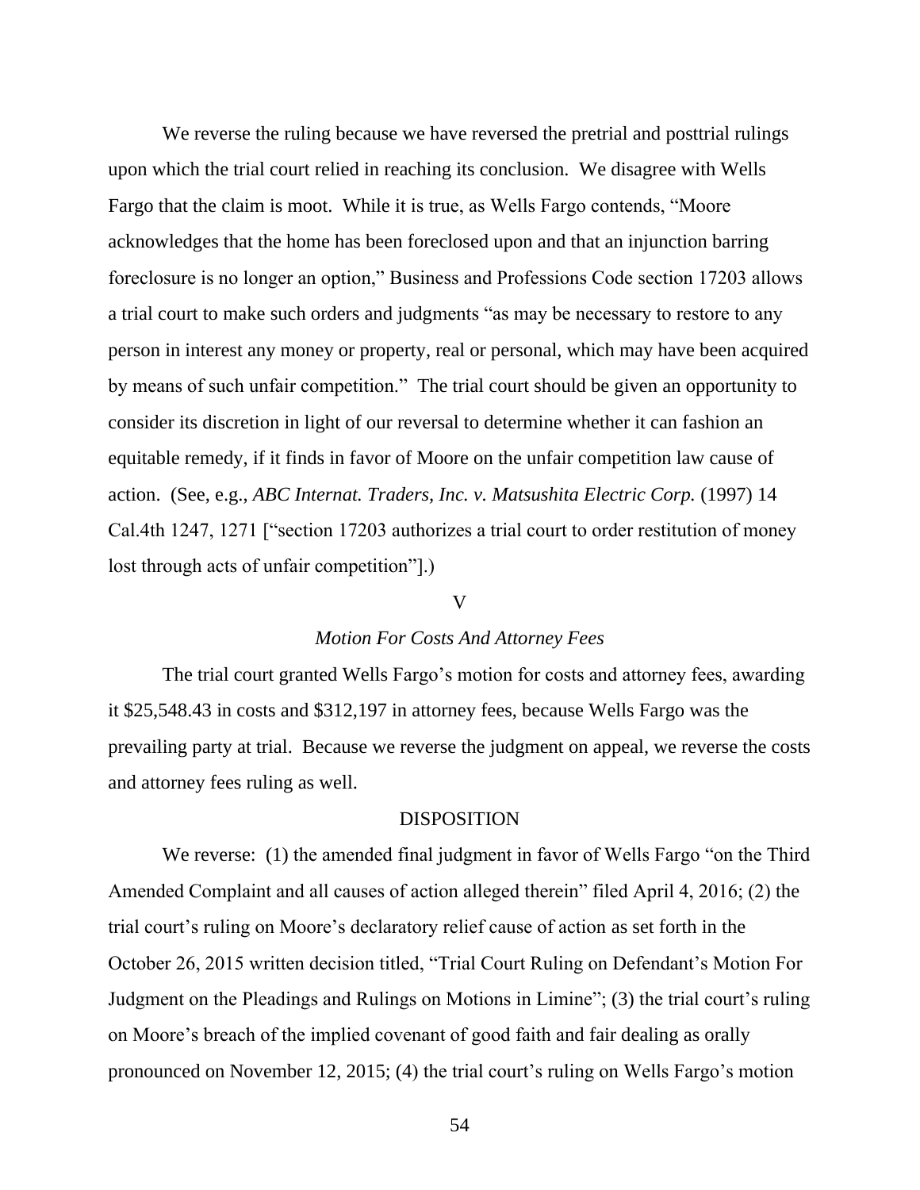We reverse the ruling because we have reversed the pretrial and posttrial rulings upon which the trial court relied in reaching its conclusion. We disagree with Wells Fargo that the claim is moot. While it is true, as Wells Fargo contends, "Moore acknowledges that the home has been foreclosed upon and that an injunction barring foreclosure is no longer an option," Business and Professions Code section 17203 allows a trial court to make such orders and judgments "as may be necessary to restore to any person in interest any money or property, real or personal, which may have been acquired by means of such unfair competition." The trial court should be given an opportunity to consider its discretion in light of our reversal to determine whether it can fashion an equitable remedy, if it finds in favor of Moore on the unfair competition law cause of action. (See, e.g., *ABC Internat. Traders, Inc. v. Matsushita Electric Corp.* (1997) 14 Cal.4th 1247, 1271 ["section 17203 authorizes a trial court to order restitution of money lost through acts of unfair competition"].)

V

*Motion For Costs And Attorney Fees*

The trial court granted Wells Fargo's motion for costs and attorney fees, awarding it $25,548.43 in costs and $312,197 in attorney fees, because Wells Fargo was the prevailing party at trial. Because we reverse the judgment on appeal, we reverse the costs and attorney fees ruling as well.

DISPOSITION

We reverse: (1) the amended final judgment in favor of Wells Fargo "on the Third Amended Complaint and all causes of action alleged therein" filed April 4, 2016; (2) the trial court's ruling on Moore's declaratory relief cause of action as set forth in the October 26, 2015 written decision titled, "Trial Court Ruling on Defendant's Motion For Judgment on the Pleadings and Rulings on Motions in Limine"; (3) the trial court's ruling on Moore's breach of the implied covenant of good faith and fair dealing as orally pronounced on November 12, 2015; (4) the trial court's ruling on Wells Fargo's motion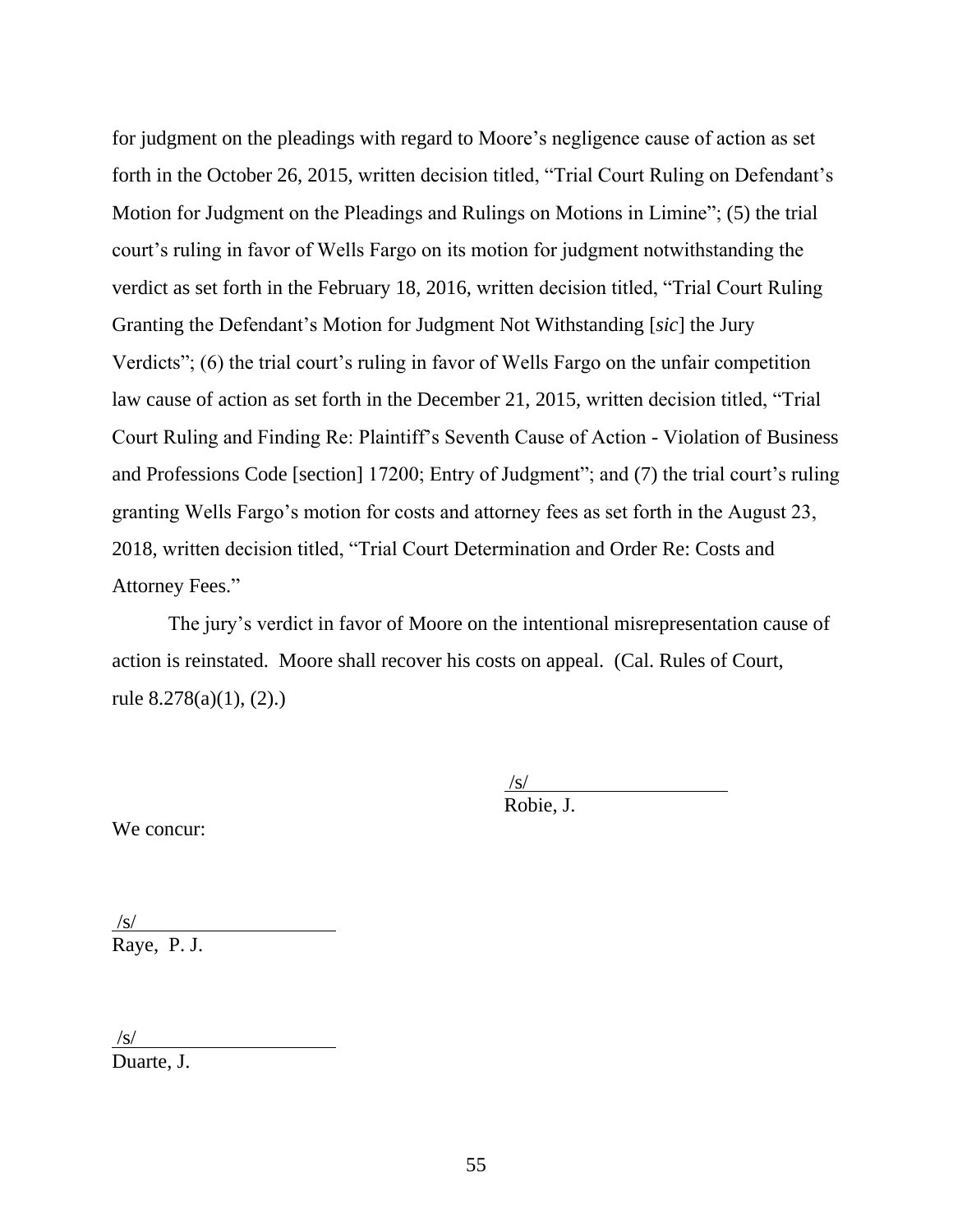for judgment on the pleadings with regard to Moore's negligence cause of action as set forth in the October 26, 2015, written decision titled, "Trial Court Ruling on Defendant's Motion for Judgment on the Pleadings and Rulings on Motions in Limine"; (5) the trial court's ruling in favor of Wells Fargo on its motion for judgment notwithstanding the verdict as set forth in the February 18, 2016, written decision titled, "Trial Court Ruling Granting the Defendant's Motion for Judgment Not Withstanding [*sic*] the Jury Verdicts"; (6) the trial court's ruling in favor of Wells Fargo on the unfair competition law cause of action as set forth in the December 21, 2015, written decision titled, "Trial Court Ruling and Finding Re: Plaintiff's Seventh Cause of Action - Violation of Business and Professions Code [section] 17200; Entry of Judgment"; and (7) the trial court's ruling granting Wells Fargo's motion for costs and attorney fees as set forth in the August 23, 2018, written decision titled, "Trial Court Determination and Order Re: Costs and Attorney Fees."

The jury's verdict in favor of Moore on the intentional misrepresentation cause of action is reinstated. Moore shall recover his costs on appeal. (Cal. Rules of Court, rule 8.278(a)(1), (2).)

/s/
Robie, J.

We concur:

/s/
Raye, P. J.

/s/
Duarte, J.